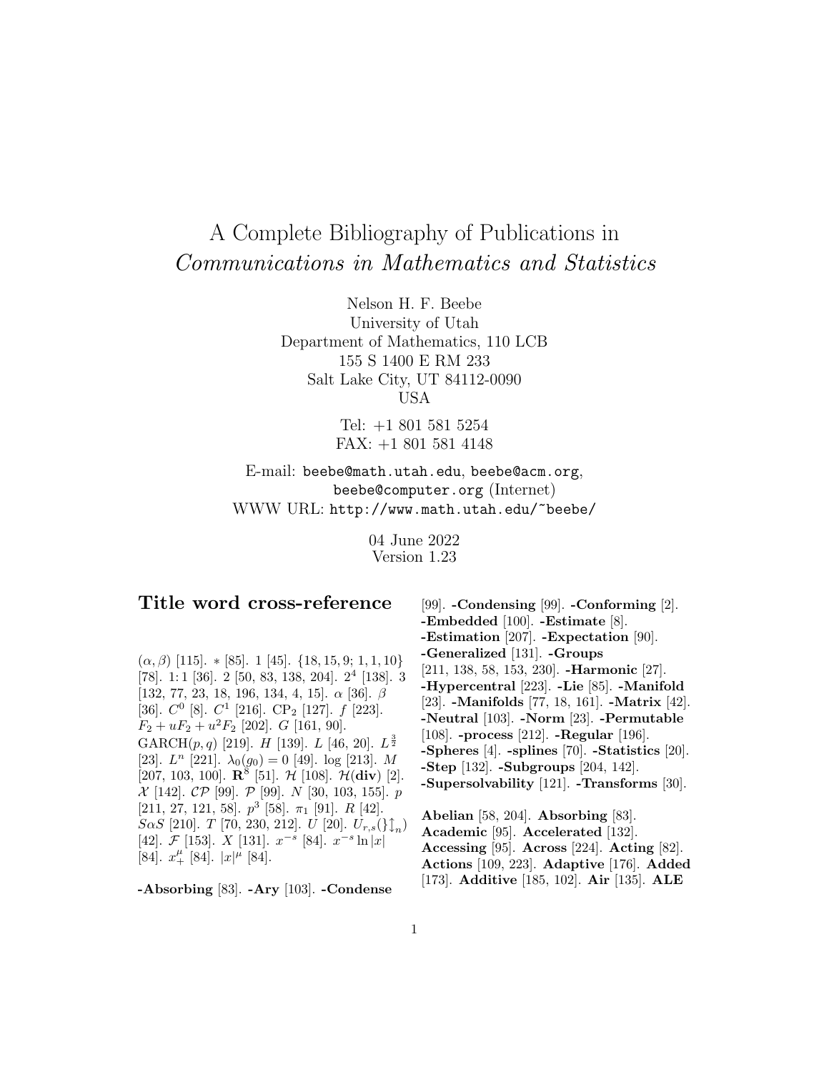# A Complete Bibliography of Publications in *Communications in Mathematics and Statistics*

Nelson H. F. Beebe
University of Utah
Department of Mathematics, 110 LCB
155 S 1400 E RM 233
Salt Lake City, UT 84112-0090
USA

Tel: +1 801 581 5254
FAX: +1 801 581 4148

E-mail: `beebe@math.utah.edu`, `beebe@acm.org`, `beebe@computer.org` (Internet)
WWW URL: `http://www.math.utah.edu/~beebe/`

04 June 2022
Version 1.23

## Title word cross-reference

$(\alpha, \beta)$ [115]. $*$ [85]. 1 [45]. $\{18, 15, 9; 1, 1, 10\}$ [78]. 1:1 [36]. 2 [50, 83, 138, 204]. $2^4$ [138]. 3 [132, 77, 23, 18, 196, 134, 4, 15]. $\alpha$ [36]. $\beta$ [36]. $C^0$ [8]. $C^1$ [216]. $\mathrm{CP}_2$ [127]. $f$ [223]. $F_2 + uF_2 + u^2F_2$ [202]. $G$ [161, 90]. $\mathrm{GARCH}(p, q)$ [219]. $H$ [139]. $L$ [46, 20]. $L^{\frac{3}{2}}$ [23]. $L^n$ [221]. $\lambda_0(g_0) = 0$ [49]. log [213]. $M$ [207, 103, 100]. $\mathbf{R}^8$ [51]. $\mathcal{H}$ [108]. $\mathcal{H}(\mathbf{div})$ [2]. $\mathcal{X}$ [142]. $\mathcal{CP}$ [99]. $\mathcal{P}$ [99]. $N$ [30, 103, 155]. $p$ [211, 27, 121, 58]. $p^3$ [58]. $\pi_1$ [91]. $R$ [42]. $S\alpha S$ [210]. $T$ [70, 230, 212]. $U$ [20]. $U_{r,s}(\}\updownarrow_n)$ [42]. $\mathcal{F}$ [153]. $X$ [131]. $x^{-s}$ [84]. $x^{-s} \ln |x|$ [84]. $x_+^\mu$ [84]. $|x|^\mu$ [84].

**-Absorbing** [83]. **-Ary** [103]. **-Condense** [99]. **-Condensing** [99]. **-Conforming** [2]. **-Embedded** [100]. **-Estimate** [8]. **-Estimation** [207]. **-Expectation** [90]. **-Generalized** [131]. **-Groups** [211, 138, 58, 153, 230]. **-Harmonic** [27]. **-Hypercentral** [223]. **-Lie** [85]. **-Manifold** [23]. **-Manifolds** [77, 18, 161]. **-Matrix** [42]. **-Neutral** [103]. **-Norm** [23]. **-Permutable** [108]. **-process** [212]. **-Regular** [196]. **-Spheres** [4]. **-splines** [70]. **-Statistics** [20]. **-Step** [132]. **-Subgroups** [204, 142]. **-Supersolvability** [121]. **-Transforms** [30].

**Abelian** [58, 204]. **Absorbing** [83]. **Academic** [95]. **Accelerated** [132]. **Accessing** [95]. **Across** [224]. **Acting** [82]. **Actions** [109, 223]. **Adaptive** [176]. **Added** [173]. **Additive** [185, 102]. **Air** [135]. **ALE**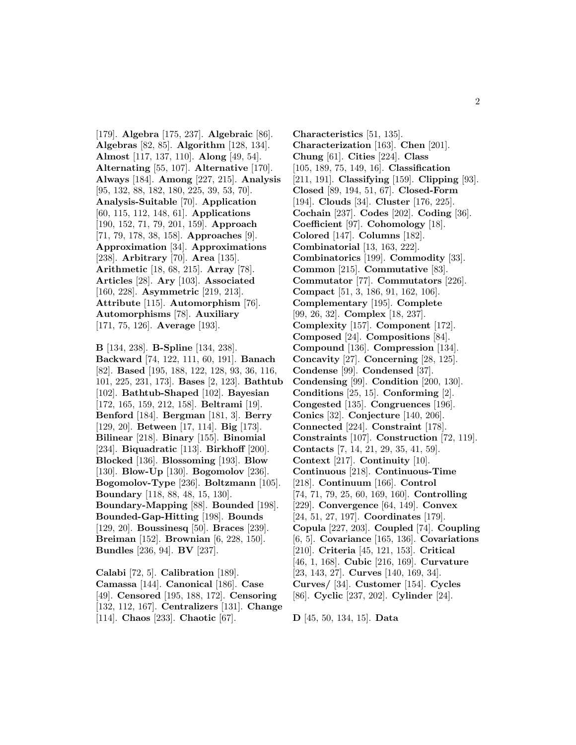[179]. **Algebra** [175, 237]. **Algebraic** [86]. **Algebras** [82, 85]. **Algorithm** [128, 134]. **Almost** [117, 137, 110]. **Along** [49, 54]. **Alternating** [55, 107]. **Alternative** [170]. **Always** [184]. **Among** [227, 215]. **Analysis** [95, 132, 88, 182, 180, 225, 39, 53, 70]. **Analysis-Suitable** [70]. **Application** [60, 115, 112, 148, 61]. **Applications** [190, 152, 71, 79, 201, 159]. **Approach** [71, 79, 178, 38, 158]. **Approaches** [9]. **Approximation** [34]. **Approximations** [238]. **Arbitrary** [70]. **Area** [135]. **Arithmetic** [18, 68, 215]. **Array** [78]. **Articles** [28]. **Ary** [103]. **Associated** [160, 228]. **Asymmetric** [219, 213]. **Attribute** [115]. **Automorphism** [76]. **Automorphisms** [78]. **Auxiliary** [171, 75, 126]. **Average** [193].

**B** [134, 238]. **B-Spline** [134, 238]. **Backward** [74, 122, 111, 60, 191]. **Banach** [82]. **Based** [195, 188, 122, 128, 93, 36, 116, 101, 225, 231, 173]. **Bases** [2, 123]. **Bathtub** [102]. **Bathtub-Shaped** [102]. **Bayesian** [172, 165, 159, 212, 158]. **Beltrami** [19]. **Benford** [184]. **Bergman** [181, 3]. **Berry** [129, 20]. **Between** [17, 114]. **Big** [173]. **Bilinear** [218]. **Binary** [155]. **Binomial** [234]. **Biquadratic** [113]. **Birkhoff** [200]. **Blocked** [136]. **Blossoming** [193]. **Blow** [130]. **Blow-Up** [130]. **Bogomolov** [236]. **Bogomolov-Type** [236]. **Boltzmann** [105]. **Boundary** [118, 88, 48, 15, 130]. **Boundary-Mapping** [88]. **Bounded** [198]. **Bounded-Gap-Hitting** [198]. **Bounds** [129, 20]. **Boussinesq** [50]. **Braces** [239]. **Breiman** [152]. **Brownian** [6, 228, 150]. **Bundles** [236, 94]. **BV** [237].

**Calabi** [72, 5]. **Calibration** [189]. **Camassa** [144]. **Canonical** [186]. **Case** [49]. **Censored** [195, 188, 172]. **Censoring** [132, 112, 167]. **Centralizers** [131]. **Change** [114]. **Chaos** [233]. **Chaotic** [67]. **Characteristics** [51, 135]. **Characterization** [163]. **Chen** [201]. **Chung** [61]. **Cities** [224]. **Class** [105, 189, 75, 149, 16]. **Classification** [211, 191]. **Classifying** [159]. **Clipping** [93]. **Closed** [89, 194, 51, 67]. **Closed-Form** [194]. **Clouds** [34]. **Cluster** [176, 225]. **Cochain** [237]. **Codes** [202]. **Coding** [36]. **Coefficient** [97]. **Cohomology** [18]. **Colored** [147]. **Columns** [182]. **Combinatorial** [13, 163, 222]. **Combinatorics** [199]. **Commodity** [33]. **Common** [215]. **Commutative** [83]. **Commutator** [77]. **Commutators** [226]. **Compact** [51, 3, 186, 91, 162, 106]. **Complementary** [195]. **Complete** [99, 26, 32]. **Complex** [18, 237]. **Complexity** [157]. **Component** [172]. **Composed** [24]. **Compositions** [84]. **Compound** [136]. **Compression** [134]. **Concavity** [27]. **Concerning** [28, 125]. **Condense** [99]. **Condensed** [37]. **Condensing** [99]. **Condition** [200, 130]. **Conditions** [25, 15]. **Conforming** [2]. **Congested** [135]. **Congruences** [196]. **Conics** [32]. **Conjecture** [140, 206]. **Connected** [224]. **Constraint** [178]. **Constraints** [107]. **Construction** [72, 119]. **Contacts** [7, 14, 21, 29, 35, 41, 59]. **Context** [217]. **Continuity** [10]. **Continuous** [218]. **Continuous-Time** [218]. **Continuum** [166]. **Control** [74, 71, 79, 25, 60, 169, 160]. **Controlling** [229]. **Convergence** [64, 149]. **Convex** [24, 51, 27, 197]. **Coordinates** [179]. **Copula** [227, 203]. **Coupled** [74]. **Coupling** [6, 5]. **Covariance** [165, 136]. **Covariations** [210]. **Criteria** [45, 121, 153]. **Critical** [46, 1, 168]. **Cubic** [216, 169]. **Curvature** [23, 143, 27]. **Curves** [140, 169, 34]. **Curves/** [34]. **Customer** [154]. **Cycles** [86]. **Cyclic** [237, 202]. **Cylinder** [24].

**D** [45, 50, 134, 15]. **Data**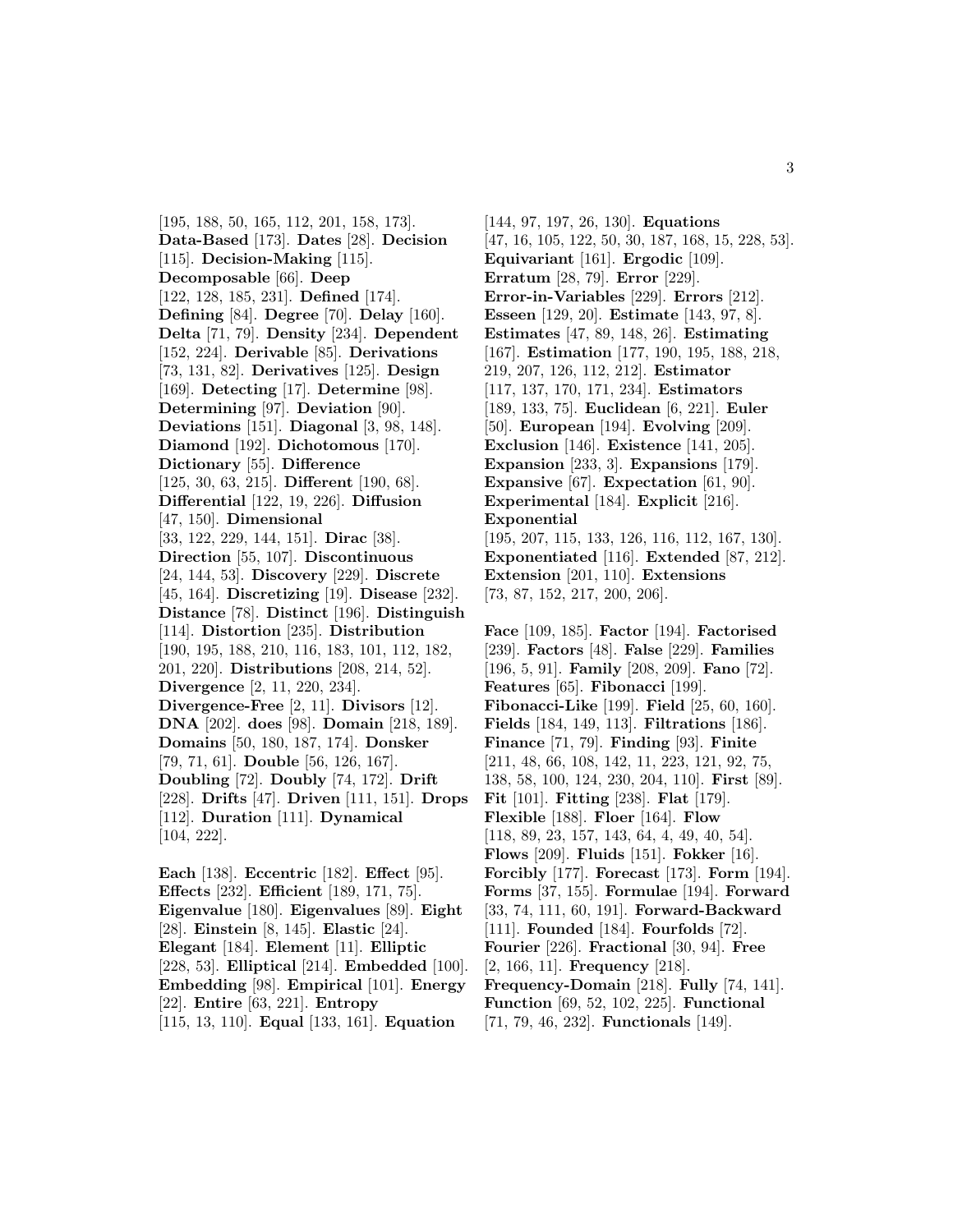[195, 188, 50, 165, 112, 201, 158, 173]. **Data-Based** [173]. **Dates** [28]. **Decision** [115]. **Decision-Making** [115]. **Decomposable** [66]. **Deep** [122, 128, 185, 231]. **Defined** [174]. **Defining** [84]. **Degree** [70]. **Delay** [160]. **Delta** [71, 79]. **Density** [234]. **Dependent** [152, 224]. **Derivable** [85]. **Derivations** [73, 131, 82]. **Derivatives** [125]. **Design** [169]. **Detecting** [17]. **Determine** [98]. **Determining** [97]. **Deviation** [90]. **Deviations** [151]. **Diagonal** [3, 98, 148]. **Diamond** [192]. **Dichotomous** [170]. **Dictionary** [55]. **Difference** [125, 30, 63, 215]. **Different** [190, 68]. **Differential** [122, 19, 226]. **Diffusion** [47, 150]. **Dimensional** [33, 122, 229, 144, 151]. **Dirac** [38]. **Direction** [55, 107]. **Discontinuous** [24, 144, 53]. **Discovery** [229]. **Discrete** [45, 164]. **Discretizing** [19]. **Disease** [232]. **Distance** [78]. **Distinct** [196]. **Distinguish** [114]. **Distortion** [235]. **Distribution** [190, 195, 188, 210, 116, 183, 101, 112, 182, 201, 220]. **Distributions** [208, 214, 52]. **Divergence** [2, 11, 220, 234]. **Divergence-Free** [2, 11]. **Divisors** [12]. **DNA** [202]. **does** [98]. **Domain** [218, 189]. **Domains** [50, 180, 187, 174]. **Donsker** [79, 71, 61]. **Double** [56, 126, 167]. **Doubling** [72]. **Doubly** [74, 172]. **Drift** [228]. **Drifts** [47]. **Driven** [111, 151]. **Drops** [112]. **Duration** [111]. **Dynamical** [104, 222].

**Each** [138]. **Eccentric** [182]. **Effect** [95]. **Effects** [232]. **Efficient** [189, 171, 75]. **Eigenvalue** [180]. **Eigenvalues** [89]. **Eight** [28]. **Einstein** [8, 145]. **Elastic** [24]. **Elegant** [184]. **Element** [11]. **Elliptic** [228, 53]. **Elliptical** [214]. **Embedded** [100]. **Embedding** [98]. **Empirical** [101]. **Energy** [22]. **Entire** [63, 221]. **Entropy** [115, 13, 110]. **Equal** [133, 161]. **Equation** [144, 97, 197, 26, 130]. **Equations** [47, 16, 105, 122, 50, 30, 187, 168, 15, 228, 53]. **Equivariant** [161]. **Ergodic** [109]. **Erratum** [28, 79]. **Error** [229]. **Error-in-Variables** [229]. **Errors** [212]. **Esseen** [129, 20]. **Estimate** [143, 97, 8]. **Estimates** [47, 89, 148, 26]. **Estimating** [167]. **Estimation** [177, 190, 195, 188, 218, 219, 207, 126, 112, 212]. **Estimator** [117, 137, 170, 171, 234]. **Estimators** [189, 133, 75]. **Euclidean** [6, 221]. **Euler** [50]. **European** [194]. **Evolving** [209]. **Exclusion** [146]. **Existence** [141, 205]. **Expansion** [233, 3]. **Expansions** [179]. **Expansive** [67]. **Expectation** [61, 90]. **Experimental** [184]. **Explicit** [216]. **Exponential** [195, 207, 115, 133, 126, 116, 112, 167, 130]. **Exponentiated** [116]. **Extended** [87, 212]. **Extension** [201, 110]. **Extensions** [73, 87, 152, 217, 200, 206].

**Face** [109, 185]. **Factor** [194]. **Factorised** [239]. **Factors** [48]. **False** [229]. **Families** [196, 5, 91]. **Family** [208, 209]. **Fano** [72]. **Features** [65]. **Fibonacci** [199]. **Fibonacci-Like** [199]. **Field** [25, 60, 160]. **Fields** [184, 149, 113]. **Filtrations** [186]. **Finance** [71, 79]. **Finding** [93]. **Finite** [211, 48, 66, 108, 142, 11, 223, 121, 92, 75, 138, 58, 100, 124, 230, 204, 110]. **First** [89]. **Fit** [101]. **Fitting** [238]. **Flat** [179]. **Flexible** [188]. **Floer** [164]. **Flow** [118, 89, 23, 157, 143, 64, 4, 49, 40, 54]. **Flows** [209]. **Fluids** [151]. **Fokker** [16]. **Forcibly** [177]. **Forecast** [173]. **Form** [194]. **Forms** [37, 155]. **Formulae** [194]. **Forward** [33, 74, 111, 60, 191]. **Forward-Backward** [111]. **Founded** [184]. **Fourfolds** [72]. **Fourier** [226]. **Fractional** [30, 94]. **Free** [2, 166, 11]. **Frequency** [218]. **Frequency-Domain** [218]. **Fully** [74, 141]. **Function** [69, 52, 102, 225]. **Functional** [71, 79, 46, 232]. **Functionals** [149].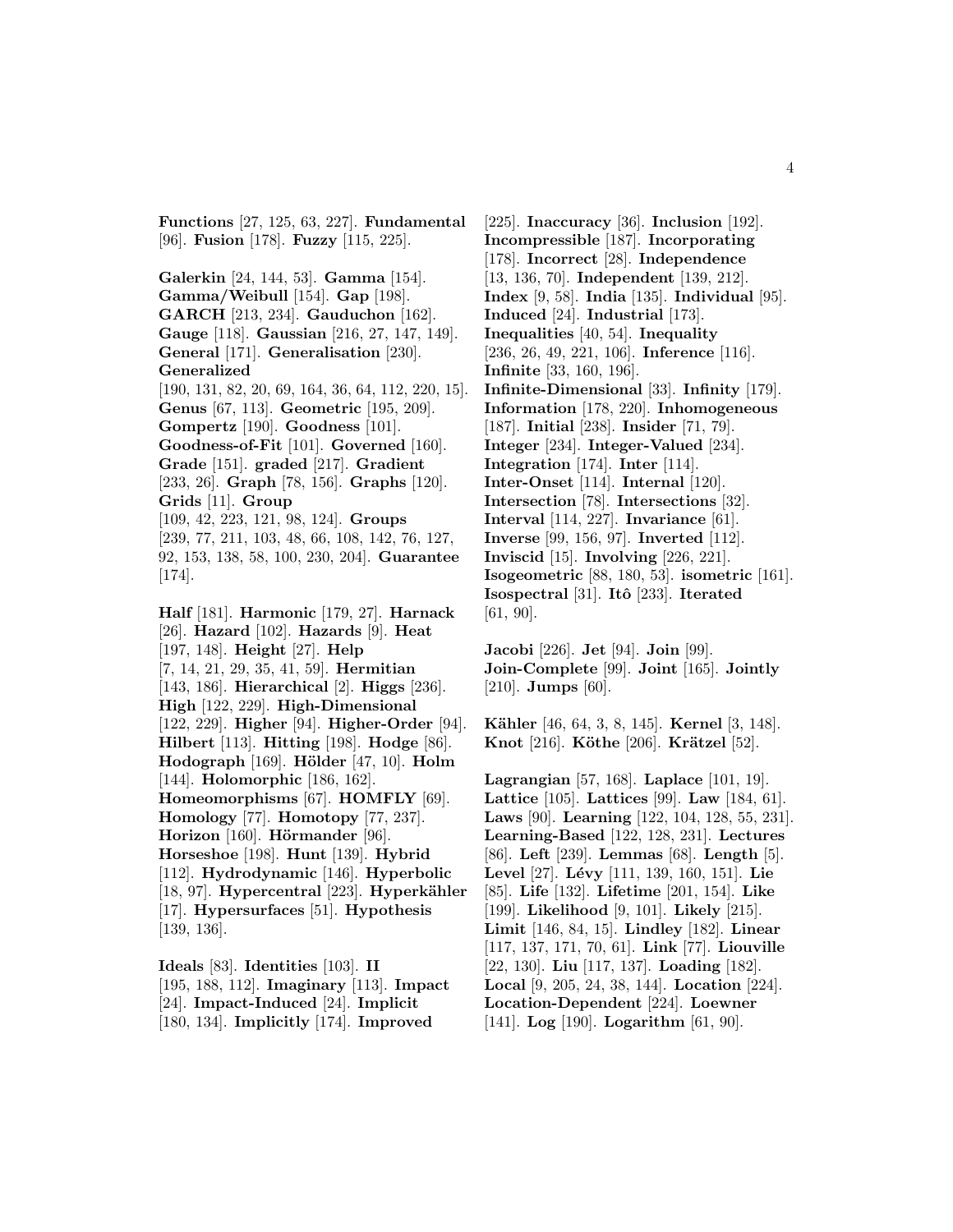**Functions** [27, 125, 63, 227]. **Fundamental** [96]. **Fusion** [178]. **Fuzzy** [115, 225].

**Galerkin** [24, 144, 53]. **Gamma** [154]. **Gamma/Weibull** [154]. **Gap** [198]. **GARCH** [213, 234]. **Gauduchon** [162]. **Gauge** [118]. **Gaussian** [216, 27, 147, 149]. **General** [171]. **Generalisation** [230]. **Generalized** [190, 131, 82, 20, 69, 164, 36, 64, 112, 220, 15]. **Genus** [67, 113]. **Geometric** [195, 209]. **Gompertz** [190]. **Goodness** [101]. **Goodness-of-Fit** [101]. **Governed** [160]. **Grade** [151]. **graded** [217]. **Gradient** [233, 26]. **Graph** [78, 156]. **Graphs** [120]. **Grids** [11]. **Group** [109, 42, 223, 121, 98, 124]. **Groups** [239, 77, 211, 103, 48, 66, 108, 142, 76, 127, 92, 153, 138, 58, 100, 230, 204]. **Guarantee** [174].

**Half** [181]. **Harmonic** [179, 27]. **Harnack** [26]. **Hazard** [102]. **Hazards** [9]. **Heat** [197, 148]. **Height** [27]. **Help** [7, 14, 21, 29, 35, 41, 59]. **Hermitian** [143, 186]. **Hierarchical** [2]. **Higgs** [236]. **High** [122, 229]. **High-Dimensional** [122, 229]. **Higher** [94]. **Higher-Order** [94]. **Hilbert** [113]. **Hitting** [198]. **Hodge** [86]. **Hodograph** [169]. **Hölder** [47, 10]. **Holm** [144]. **Holomorphic** [186, 162]. **Homeomorphisms** [67]. **HOMFLY** [69]. **Homology** [77]. **Homotopy** [77, 237]. **Horizon** [160]. **Hörmander** [96]. **Horseshoe** [198]. **Hunt** [139]. **Hybrid** [112]. **Hydrodynamic** [146]. **Hyperbolic** [18, 97]. **Hypercentral** [223]. **Hyperkähler** [17]. **Hypersurfaces** [51]. **Hypothesis** [139, 136].

**Ideals** [83]. **Identities** [103]. **II** [195, 188, 112]. **Imaginary** [113]. **Impact** [24]. **Impact-Induced** [24]. **Implicit** [180, 134]. **Implicitly** [174]. **Improved** [225]. **Inaccuracy** [36]. **Inclusion** [192]. **Incompressible** [187]. **Incorporating** [178]. **Incorrect** [28]. **Independence** [13, 136, 70]. **Independent** [139, 212]. **Index** [9, 58]. **India** [135]. **Individual** [95]. **Induced** [24]. **Industrial** [173]. **Inequalities** [40, 54]. **Inequality** [236, 26, 49, 221, 106]. **Inference** [116]. **Infinite** [33, 160, 196]. **Infinite-Dimensional** [33]. **Infinity** [179]. **Information** [178, 220]. **Inhomogeneous** [187]. **Initial** [238]. **Insider** [71, 79]. **Integer** [234]. **Integer-Valued** [234]. **Integration** [174]. **Inter** [114]. **Inter-Onset** [114]. **Internal** [120]. **Intersection** [78]. **Intersections** [32]. **Interval** [114, 227]. **Invariance** [61]. **Inverse** [99, 156, 97]. **Inverted** [112]. **Inviscid** [15]. **Involving** [226, 221]. **Isogeometric** [88, 180, 53]. **isometric** [161]. **Isospectral** [31]. **Itô** [233]. **Iterated** [61, 90].

**Jacobi** [226]. **Jet** [94]. **Join** [99]. **Join-Complete** [99]. **Joint** [165]. **Jointly** [210]. **Jumps** [60].

**Kähler** [46, 64, 3, 8, 145]. **Kernel** [3, 148]. **Knot** [216]. **Köthe** [206]. **Krätzel** [52].

**Lagrangian** [57, 168]. **Laplace** [101, 19]. **Lattice** [105]. **Lattices** [99]. **Law** [184, 61]. **Laws** [90]. **Learning** [122, 104, 128, 55, 231]. **Learning-Based** [122, 128, 231]. **Lectures** [86]. **Left** [239]. **Lemmas** [68]. **Length** [5]. **Level** [27]. **Lévy** [111, 139, 160, 151]. **Lie** [85]. **Life** [132]. **Lifetime** [201, 154]. **Like** [199]. **Likelihood** [9, 101]. **Likely** [215]. **Limit** [146, 84, 15]. **Lindley** [182]. **Linear** [117, 137, 171, 70, 61]. **Link** [77]. **Liouville** [22, 130]. **Liu** [117, 137]. **Loading** [182]. **Local** [9, 205, 24, 38, 144]. **Location** [224]. **Location-Dependent** [224]. **Loewner** [141]. **Log** [190]. **Logarithm** [61, 90].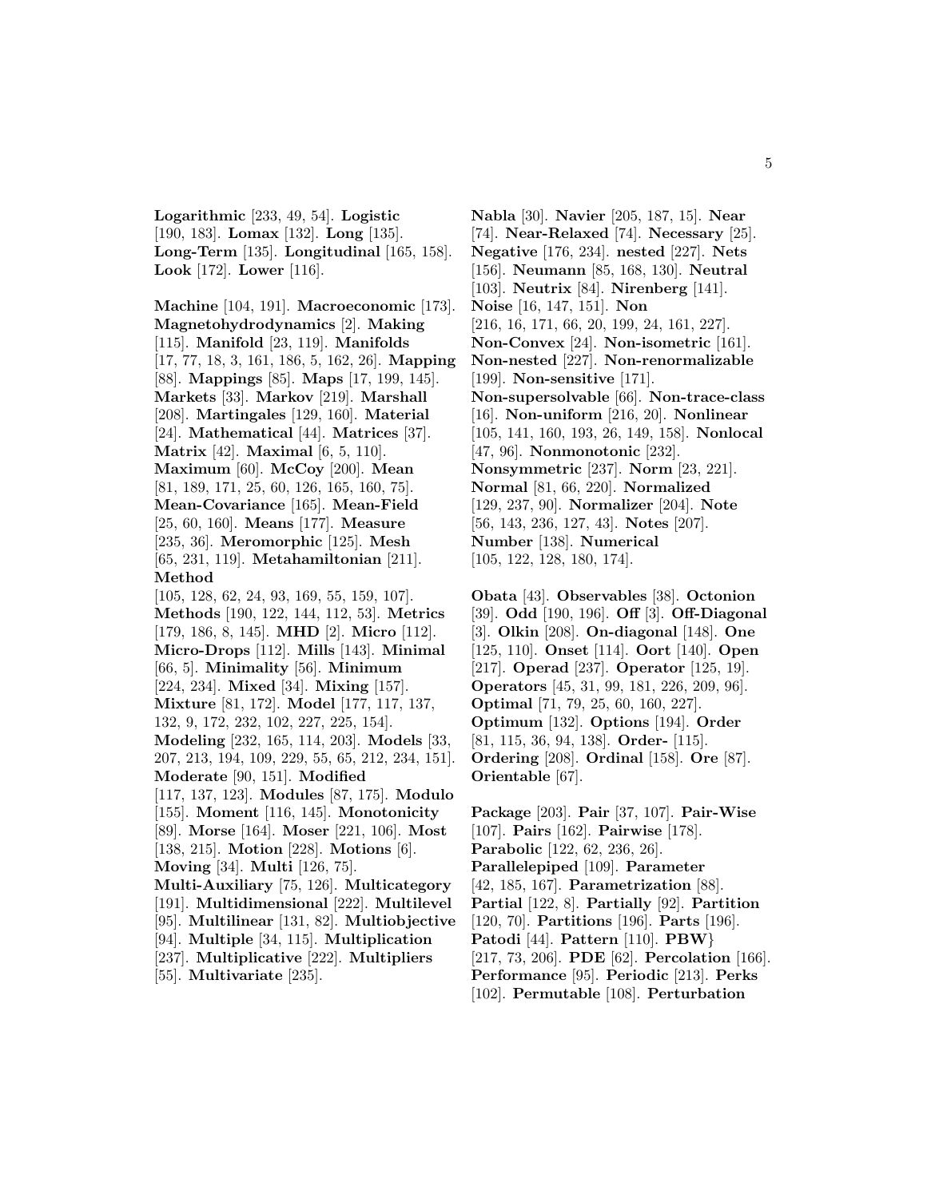**Logarithmic** [233, 49, 54]. **Logistic** [190, 183]. **Lomax** [132]. **Long** [135]. **Long-Term** [135]. **Longitudinal** [165, 158]. **Look** [172]. **Lower** [116].

**Machine** [104, 191]. **Macroeconomic** [173]. **Magnetohydrodynamics** [2]. **Making** [115]. **Manifold** [23, 119]. **Manifolds** [17, 77, 18, 3, 161, 186, 5, 162, 26]. **Mapping** [88]. **Mappings** [85]. **Maps** [17, 199, 145]. **Markets** [33]. **Markov** [219]. **Marshall** [208]. **Martingales** [129, 160]. **Material** [24]. **Mathematical** [44]. **Matrices** [37]. **Matrix** [42]. **Maximal** [6, 5, 110]. **Maximum** [60]. **McCoy** [200]. **Mean** [81, 189, 171, 25, 60, 126, 165, 160, 75]. **Mean-Covariance** [165]. **Mean-Field** [25, 60, 160]. **Means** [177]. **Measure** [235, 36]. **Meromorphic** [125]. **Mesh** [65, 231, 119]. **Metahamiltonian** [211]. **Method** [105, 128, 62, 24, 93, 169, 55, 159, 107]. **Methods** [190, 122, 144, 112, 53]. **Metrics** [179, 186, 8, 145]. **MHD** [2]. **Micro** [112]. **Micro-Drops** [112]. **Mills** [143]. **Minimal** [66, 5]. **Minimality** [56]. **Minimum** [224, 234]. **Mixed** [34]. **Mixing** [157]. **Mixture** [81, 172]. **Model** [177, 117, 137, 132, 9, 172, 232, 102, 227, 225, 154]. **Modeling** [232, 165, 114, 203]. **Models** [33, 207, 213, 194, 109, 229, 55, 65, 212, 234, 151]. **Moderate** [90, 151]. **Modified** [117, 137, 123]. **Modules** [87, 175]. **Modulo** [155]. **Moment** [116, 145]. **Monotonicity** [89]. **Morse** [164]. **Moser** [221, 106]. **Most** [138, 215]. **Motion** [228]. **Motions** [6]. **Moving** [34]. **Multi** [126, 75]. **Multi-Auxiliary** [75, 126]. **Multicategory** [191]. **Multidimensional** [222]. **Multilevel** [95]. **Multilinear** [131, 82]. **Multiobjective** [94]. **Multiple** [34, 115]. **Multiplication** [237]. **Multiplicative** [222]. **Multipliers** [55]. **Multivariate** [235].

**Nabla** [30]. **Navier** [205, 187, 15]. **Near** [74]. **Near-Relaxed** [74]. **Necessary** [25]. **Negative** [176, 234]. **nested** [227]. **Nets** [156]. **Neumann** [85, 168, 130]. **Neutral** [103]. **Neutrix** [84]. **Nirenberg** [141]. **Noise** [16, 147, 151]. **Non** [216, 16, 171, 66, 20, 199, 24, 161, 227]. **Non-Convex** [24]. **Non-isometric** [161]. **Non-nested** [227]. **Non-renormalizable** [199]. **Non-sensitive** [171]. **Non-supersolvable** [66]. **Non-trace-class** [16]. **Non-uniform** [216, 20]. **Nonlinear** [105, 141, 160, 193, 26, 149, 158]. **Nonlocal** [47, 96]. **Nonmonotonic** [232]. **Nonsymmetric** [237]. **Norm** [23, 221]. **Normal** [81, 66, 220]. **Normalized** [129, 237, 90]. **Normalizer** [204]. **Note** [56, 143, 236, 127, 43]. **Notes** [207]. **Number** [138]. **Numerical** [105, 122, 128, 180, 174].

**Obata** [43]. **Observables** [38]. **Octonion** [39]. **Odd** [190, 196]. **Off** [3]. **Off-Diagonal** [3]. **Olkin** [208]. **On-diagonal** [148]. **One** [125, 110]. **Onset** [114]. **Oort** [140]. **Open** [217]. **Operad** [237]. **Operator** [125, 19]. **Operators** [45, 31, 99, 181, 226, 209, 96]. **Optimal** [71, 79, 25, 60, 160, 227]. **Optimum** [132]. **Options** [194]. **Order** [81, 115, 36, 94, 138]. **Order-** [115]. **Ordering** [208]. **Ordinal** [158]. **Ore** [87]. **Orientable** [67].

**Package** [203]. **Pair** [37, 107]. **Pair-Wise** [107]. **Pairs** [162]. **Pairwise** [178]. **Parabolic** [122, 62, 236, 26]. **Parallelepiped** [109]. **Parameter** [42, 185, 167]. **Parametrization** [88]. **Partial** [122, 8]. **Partially** [92]. **Partition** [120, 70]. **Partitions** [196]. **Parts** [196]. **Patodi** [44]. **Pattern** [110]. **PBW}** [217, 73, 206]. **PDE** [62]. **Percolation** [166]. **Performance** [95]. **Periodic** [213]. **Perks** [102]. **Permutable** [108]. **Perturbation**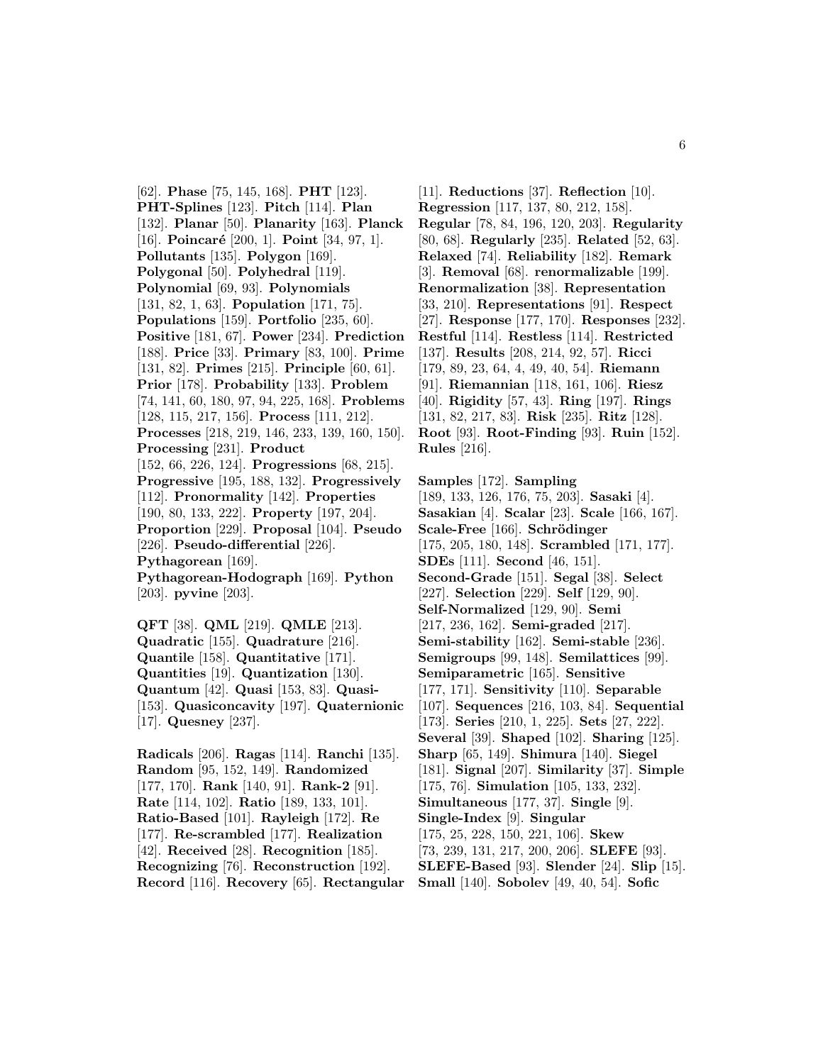[62]. **Phase** [75, 145, 168]. **PHT** [123]. **PHT-Splines** [123]. **Pitch** [114]. **Plan** [132]. **Planar** [50]. **Planarity** [163]. **Planck** [16]. **Poincaré** [200, 1]. **Point** [34, 97, 1]. **Pollutants** [135]. **Polygon** [169]. **Polygonal** [50]. **Polyhedral** [119]. **Polynomial** [69, 93]. **Polynomials** [131, 82, 1, 63]. **Population** [171, 75]. **Populations** [159]. **Portfolio** [235, 60]. **Positive** [181, 67]. **Power** [234]. **Prediction** [188]. **Price** [33]. **Primary** [83, 100]. **Prime** [131, 82]. **Primes** [215]. **Principle** [60, 61]. **Prior** [178]. **Probability** [133]. **Problem** [74, 141, 60, 180, 97, 94, 225, 168]. **Problems** [128, 115, 217, 156]. **Process** [111, 212]. **Processes** [218, 219, 146, 233, 139, 160, 150]. **Processing** [231]. **Product** [152, 66, 226, 124]. **Progressions** [68, 215]. **Progressive** [195, 188, 132]. **Progressively** [112]. **Pronormality** [142]. **Properties** [190, 80, 133, 222]. **Property** [197, 204]. **Proportion** [229]. **Proposal** [104]. **Pseudo** [226]. **Pseudo-differential** [226]. **Pythagorean** [169]. **Pythagorean-Hodograph** [169]. **Python** [203]. **pyvine** [203].

**QFT** [38]. **QML** [219]. **QMLE** [213]. **Quadratic** [155]. **Quadrature** [216]. **Quantile** [158]. **Quantitative** [171]. **Quantities** [19]. **Quantization** [130]. **Quantum** [42]. **Quasi** [153, 83]. **Quasi-** [153]. **Quasiconcavity** [197]. **Quaternionic** [17]. **Quesney** [237].

**Radicals** [206]. **Ragas** [114]. **Ranchi** [135]. **Random** [95, 152, 149]. **Randomized** [177, 170]. **Rank** [140, 91]. **Rank-2** [91]. **Rate** [114, 102]. **Ratio** [189, 133, 101]. **Ratio-Based** [101]. **Rayleigh** [172]. **Re** [177]. **Re-scrambled** [177]. **Realization** [42]. **Received** [28]. **Recognition** [185]. **Recognizing** [76]. **Reconstruction** [192]. **Record** [116]. **Recovery** [65]. **Rectangular** [11]. **Reductions** [37]. **Reflection** [10]. **Regression** [117, 137, 80, 212, 158]. **Regular** [78, 84, 196, 120, 203]. **Regularity** [80, 68]. **Regularly** [235]. **Related** [52, 63]. **Relaxed** [74]. **Reliability** [182]. **Remark** [3]. **Removal** [68]. **renormalizable** [199]. **Renormalization** [38]. **Representation** [33, 210]. **Representations** [91]. **Respect** [27]. **Response** [177, 170]. **Responses** [232]. **Restful** [114]. **Restless** [114]. **Restricted** [137]. **Results** [208, 214, 92, 57]. **Ricci** [179, 89, 23, 64, 4, 49, 40, 54]. **Riemann** [91]. **Riemannian** [118, 161, 106]. **Riesz** [40]. **Rigidity** [57, 43]. **Ring** [197]. **Rings** [131, 82, 217, 83]. **Risk** [235]. **Ritz** [128]. **Root** [93]. **Root-Finding** [93]. **Ruin** [152]. **Rules** [216].

**Samples** [172]. **Sampling** [189, 133, 126, 176, 75, 203]. **Sasaki** [4]. **Sasakian** [4]. **Scalar** [23]. **Scale** [166, 167]. **Scale-Free** [166]. **Schrödinger** [175, 205, 180, 148]. **Scrambled** [171, 177]. **SDEs** [111]. **Second** [46, 151]. **Second-Grade** [151]. **Segal** [38]. **Select** [227]. **Selection** [229]. **Self** [129, 90]. **Self-Normalized** [129, 90]. **Semi** [217, 236, 162]. **Semi-graded** [217]. **Semi-stability** [162]. **Semi-stable** [236]. **Semigroups** [99, 148]. **Semilattices** [99]. **Semiparametric** [165]. **Sensitive** [177, 171]. **Sensitivity** [110]. **Separable** [107]. **Sequences** [216, 103, 84]. **Sequential** [173]. **Series** [210, 1, 225]. **Sets** [27, 222]. **Several** [39]. **Shaped** [102]. **Sharing** [125]. **Sharp** [65, 149]. **Shimura** [140]. **Siegel** [181]. **Signal** [207]. **Similarity** [37]. **Simple** [175, 76]. **Simulation** [105, 133, 232]. **Simultaneous** [177, 37]. **Single** [9]. **Single-Index** [9]. **Singular** [175, 25, 228, 150, 221, 106]. **Skew** [73, 239, 131, 217, 200, 206]. **SLEFE** [93]. **SLEFE-Based** [93]. **Slender** [24]. **Slip** [15]. **Small** [140]. **Sobolev** [49, 40, 54]. **Sofic**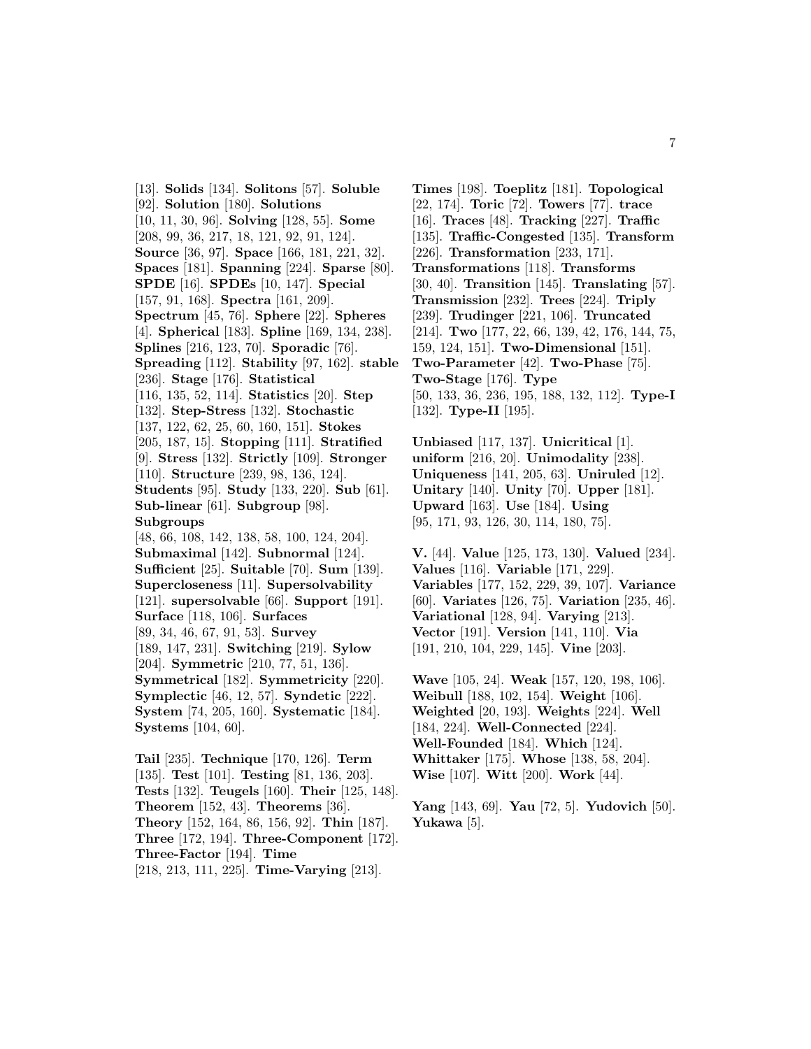[13]. **Solids** [134]. **Solitons** [57]. **Soluble** [92]. **Solution** [180]. **Solutions** [10, 11, 30, 96]. **Solving** [128, 55]. **Some** [208, 99, 36, 217, 18, 121, 92, 91, 124]. **Source** [36, 97]. **Space** [166, 181, 221, 32]. **Spaces** [181]. **Spanning** [224]. **Sparse** [80]. **SPDE** [16]. **SPDEs** [10, 147]. **Special** [157, 91, 168]. **Spectra** [161, 209]. **Spectrum** [45, 76]. **Sphere** [22]. **Spheres** [4]. **Spherical** [183]. **Spline** [169, 134, 238]. **Splines** [216, 123, 70]. **Sporadic** [76]. **Spreading** [112]. **Stability** [97, 162]. **stable** [236]. **Stage** [176]. **Statistical** [116, 135, 52, 114]. **Statistics** [20]. **Step** [132]. **Step-Stress** [132]. **Stochastic** [137, 122, 62, 25, 60, 160, 151]. **Stokes** [205, 187, 15]. **Stopping** [111]. **Stratified** [9]. **Stress** [132]. **Strictly** [109]. **Stronger** [110]. **Structure** [239, 98, 136, 124]. **Students** [95]. **Study** [133, 220]. **Sub** [61]. **Sub-linear** [61]. **Subgroup** [98]. **Subgroups** [48, 66, 108, 142, 138, 58, 100, 124, 204]. **Submaximal** [142]. **Subnormal** [124]. **Sufficient** [25]. **Suitable** [70]. **Sum** [139]. **Supercloseness** [11]. **Supersolvability** [121]. **supersolvable** [66]. **Support** [191]. **Surface** [118, 106]. **Surfaces** [89, 34, 46, 67, 91, 53]. **Survey** [189, 147, 231]. **Switching** [219]. **Sylow** [204]. **Symmetric** [210, 77, 51, 136]. **Symmetrical** [182]. **Symmetricity** [220]. **Symplectic** [46, 12, 57]. **Syndetic** [222]. **System** [74, 205, 160]. **Systematic** [184]. **Systems** [104, 60].

**Tail** [235]. **Technique** [170, 126]. **Term** [135]. **Test** [101]. **Testing** [81, 136, 203]. **Tests** [132]. **Teugels** [160]. **Their** [125, 148]. **Theorem** [152, 43]. **Theorems** [36]. **Theory** [152, 164, 86, 156, 92]. **Thin** [187]. **Three** [172, 194]. **Three-Component** [172]. **Three-Factor** [194]. **Time** [218, 213, 111, 225]. **Time-Varying** [213]. **Times** [198]. **Toeplitz** [181]. **Topological** [22, 174]. **Toric** [72]. **Towers** [77]. **trace** [16]. **Traces** [48]. **Tracking** [227]. **Traffic** [135]. **Traffic-Congested** [135]. **Transform** [226]. **Transformation** [233, 171]. **Transformations** [118]. **Transforms** [30, 40]. **Transition** [145]. **Translating** [57]. **Transmission** [232]. **Trees** [224]. **Triply** [239]. **Trudinger** [221, 106]. **Truncated** [214]. **Two** [177, 22, 66, 139, 42, 176, 144, 75, 159, 124, 151]. **Two-Dimensional** [151]. **Two-Parameter** [42]. **Two-Phase** [75]. **Two-Stage** [176]. **Type** [50, 133, 36, 236, 195, 188, 132, 112]. **Type-I** [132]. **Type-II** [195].

**Unbiased** [117, 137]. **Unicritical** [1]. **uniform** [216, 20]. **Unimodality** [238]. **Uniqueness** [141, 205, 63]. **Uniruled** [12]. **Unitary** [140]. **Unity** [70]. **Upper** [181]. **Upward** [163]. **Use** [184]. **Using** [95, 171, 93, 126, 30, 114, 180, 75].

**V.** [44]. **Value** [125, 173, 130]. **Valued** [234]. **Values** [116]. **Variable** [171, 229]. **Variables** [177, 152, 229, 39, 107]. **Variance** [60]. **Variates** [126, 75]. **Variation** [235, 46]. **Variational** [128, 94]. **Varying** [213]. **Vector** [191]. **Version** [141, 110]. **Via** [191, 210, 104, 229, 145]. **Vine** [203].

**Wave** [105, 24]. **Weak** [157, 120, 198, 106]. **Weibull** [188, 102, 154]. **Weight** [106]. **Weighted** [20, 193]. **Weights** [224]. **Well** [184, 224]. **Well-Connected** [224]. **Well-Founded** [184]. **Which** [124]. **Whittaker** [175]. **Whose** [138, 58, 204]. **Wise** [107]. **Witt** [200]. **Work** [44].

**Yang** [143, 69]. **Yau** [72, 5]. **Yudovich** [50]. **Yukawa** [5].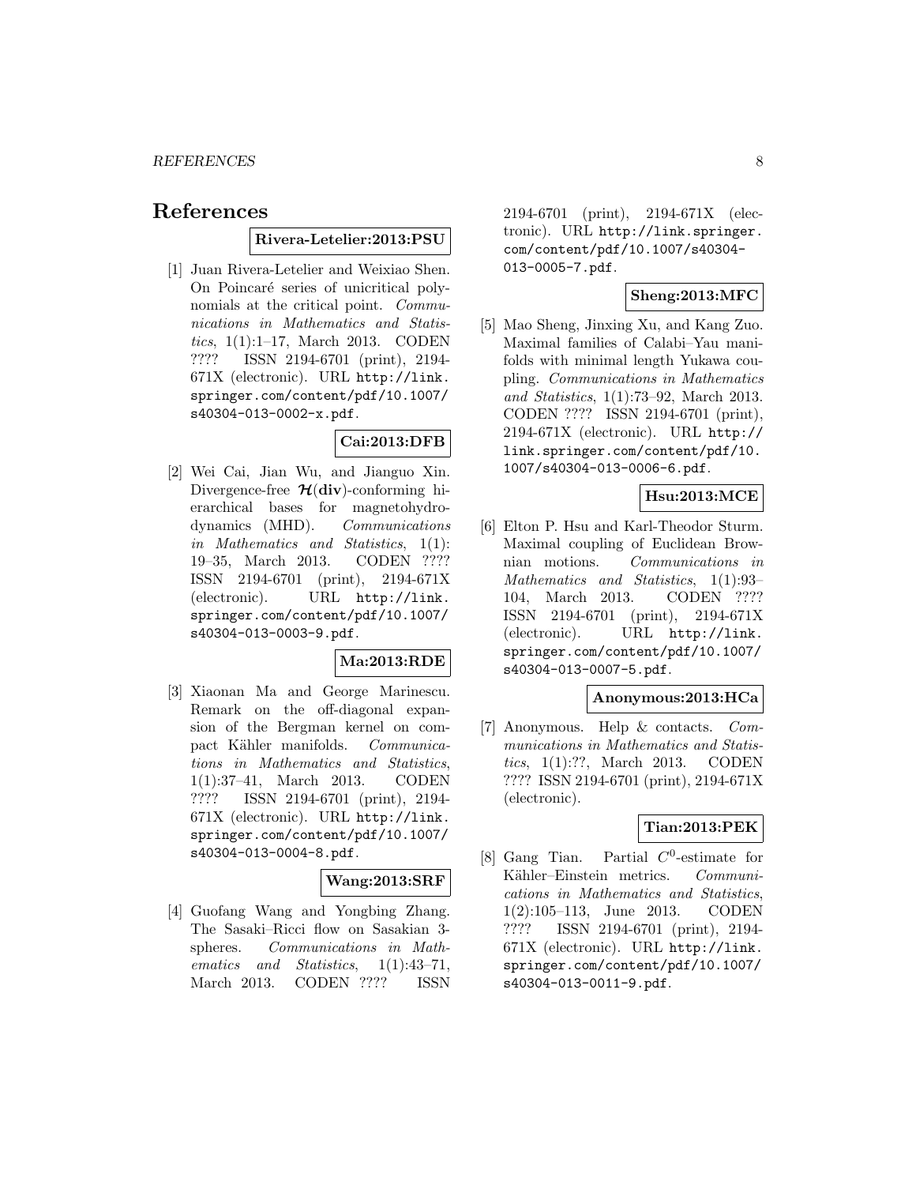# References

**Rivera-Letelier:2013:PSU**

[1] Juan Rivera-Letelier and Weixiao Shen. On Poincaré series of unicritical polynomials at the critical point. *Communications in Mathematics and Statistics*, 1(1):1–17, March 2013. CODEN ???? ISSN 2194-6701 (print), 2194-671X (electronic). URL http://link.springer.com/content/pdf/10.1007/s40304-013-0002-x.pdf.

**Cai:2013:DFB**

[2] Wei Cai, Jian Wu, and Jianguo Xin. Divergence-free $\boldsymbol{\mathcal{H}}(\mathbf{div})$-conforming hierarchical bases for magnetohydrodynamics (MHD). *Communications in Mathematics and Statistics*, 1(1): 19–35, March 2013. CODEN ???? ISSN 2194-6701 (print), 2194-671X (electronic). URL http://link.springer.com/content/pdf/10.1007/s40304-013-0003-9.pdf.

**Ma:2013:RDE**

[3] Xiaonan Ma and George Marinescu. Remark on the off-diagonal expansion of the Bergman kernel on compact Kähler manifolds. *Communications in Mathematics and Statistics*, 1(1):37–41, March 2013. CODEN ???? ISSN 2194-6701 (print), 2194-671X (electronic). URL http://link.springer.com/content/pdf/10.1007/s40304-013-0004-8.pdf.

**Wang:2013:SRF**

[4] Guofang Wang and Yongbing Zhang. The Sasaki–Ricci flow on Sasakian 3-spheres. *Communications in Mathematics and Statistics*, 1(1):43–71, March 2013. CODEN ???? ISSN 2194-6701 (print), 2194-671X (electronic). URL http://link.springer.com/content/pdf/10.1007/s40304-013-0005-7.pdf.

**Sheng:2013:MFC**

[5] Mao Sheng, Jinxing Xu, and Kang Zuo. Maximal families of Calabi–Yau manifolds with minimal length Yukawa coupling. *Communications in Mathematics and Statistics*, 1(1):73–92, March 2013. CODEN ???? ISSN 2194-6701 (print), 2194-671X (electronic). URL http://link.springer.com/content/pdf/10.1007/s40304-013-0006-6.pdf.

**Hsu:2013:MCE**

[6] Elton P. Hsu and Karl-Theodor Sturm. Maximal coupling of Euclidean Brownian motions. *Communications in Mathematics and Statistics*, 1(1):93–104, March 2013. CODEN ???? ISSN 2194-6701 (print), 2194-671X (electronic). URL http://link.springer.com/content/pdf/10.1007/s40304-013-0007-5.pdf.

**Anonymous:2013:HCa**

[7] Anonymous. Help & contacts. *Communications in Mathematics and Statistics*, 1(1):??, March 2013. CODEN ???? ISSN 2194-6701 (print), 2194-671X (electronic).

**Tian:2013:PEK**

[8] Gang Tian. Partial $C^0$-estimate for Kähler–Einstein metrics. *Communications in Mathematics and Statistics*, 1(2):105–113, June 2013. CODEN ???? ISSN 2194-6701 (print), 2194-671X (electronic). URL http://link.springer.com/content/pdf/10.1007/s40304-013-0011-9.pdf.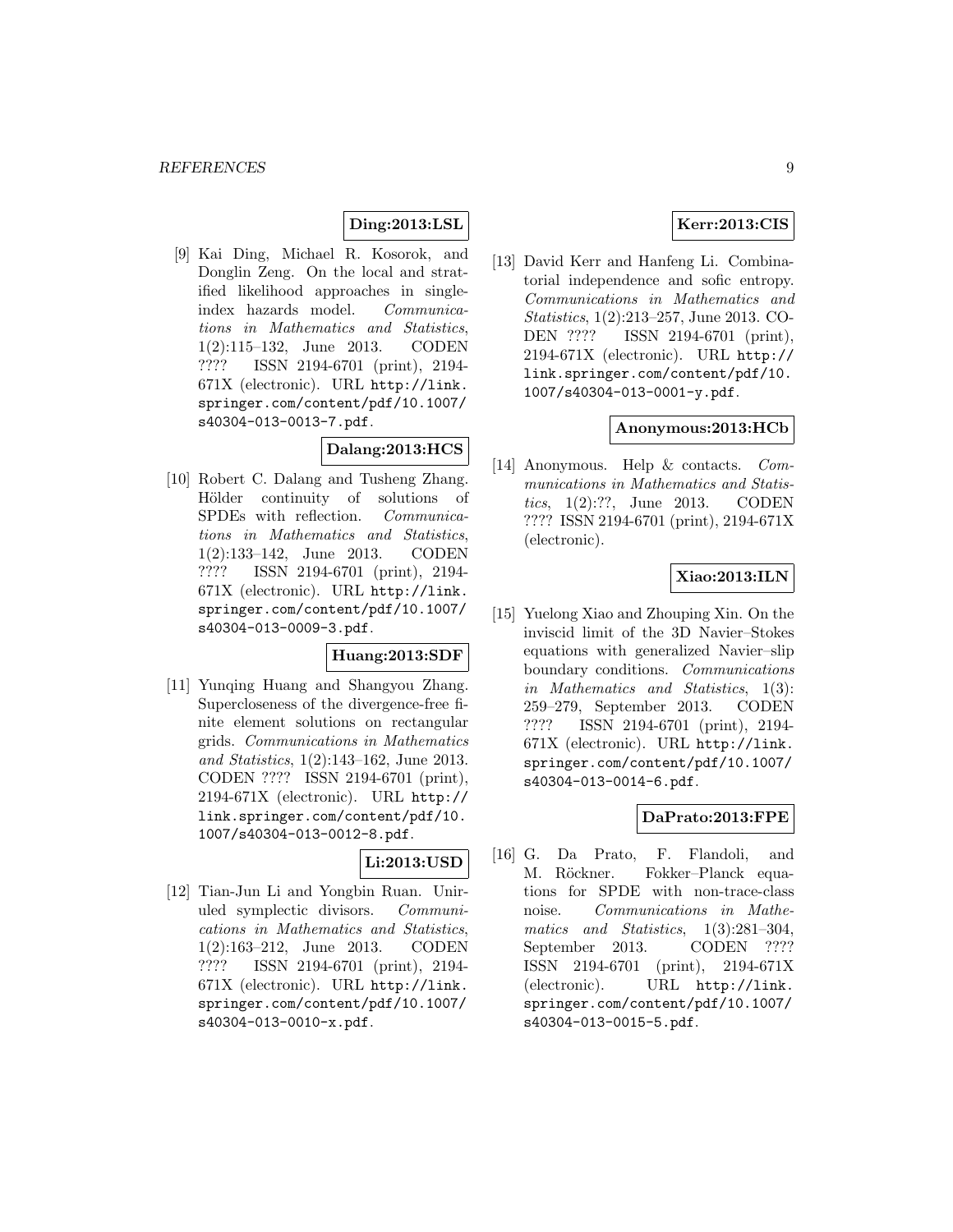**Ding:2013:LSL**

[9] Kai Ding, Michael R. Kosorok, and Donglin Zeng. On the local and stratified likelihood approaches in single-index hazards model. *Communications in Mathematics and Statistics*, 1(2):115–132, June 2013. CODEN ???? ISSN 2194-6701 (print), 2194-671X (electronic). URL http://link.springer.com/content/pdf/10.1007/s40304-013-0013-7.pdf.

**Dalang:2013:HCS**

[10] Robert C. Dalang and Tusheng Zhang. Hölder continuity of solutions of SPDEs with reflection. *Communications in Mathematics and Statistics*, 1(2):133–142, June 2013. CODEN ???? ISSN 2194-6701 (print), 2194-671X (electronic). URL http://link.springer.com/content/pdf/10.1007/s40304-013-0009-3.pdf.

**Huang:2013:SDF**

[11] Yunqing Huang and Shangyou Zhang. Supercloseness of the divergence-free finite element solutions on rectangular grids. *Communications in Mathematics and Statistics*, 1(2):143–162, June 2013. CODEN ???? ISSN 2194-6701 (print), 2194-671X (electronic). URL http://link.springer.com/content/pdf/10.1007/s40304-013-0012-8.pdf.

**Li:2013:USD**

[12] Tian-Jun Li and Yongbin Ruan. Uniruled symplectic divisors. *Communications in Mathematics and Statistics*, 1(2):163–212, June 2013. CODEN ???? ISSN 2194-6701 (print), 2194-671X (electronic). URL http://link.springer.com/content/pdf/10.1007/s40304-013-0010-x.pdf.

**Kerr:2013:CIS**

[13] David Kerr and Hanfeng Li. Combinatorial independence and sofic entropy. *Communications in Mathematics and Statistics*, 1(2):213–257, June 2013. CODEN ???? ISSN 2194-6701 (print), 2194-671X (electronic). URL http://link.springer.com/content/pdf/10.1007/s40304-013-0001-y.pdf.

**Anonymous:2013:HCb**

[14] Anonymous. Help & contacts. *Communications in Mathematics and Statistics*, 1(2):??, June 2013. CODEN ???? ISSN 2194-6701 (print), 2194-671X (electronic).

**Xiao:2013:ILN**

[15] Yuelong Xiao and Zhouping Xin. On the inviscid limit of the 3D Navier–Stokes equations with generalized Navier–slip boundary conditions. *Communications in Mathematics and Statistics*, 1(3): 259–279, September 2013. CODEN ???? ISSN 2194-6701 (print), 2194-671X (electronic). URL http://link.springer.com/content/pdf/10.1007/s40304-013-0014-6.pdf.

**DaPrato:2013:FPE**

[16] G. Da Prato, F. Flandoli, and M. Röckner. Fokker–Planck equations for SPDE with non-trace-class noise. *Communications in Mathematics and Statistics*, 1(3):281–304, September 2013. CODEN ???? ISSN 2194-6701 (print), 2194-671X (electronic). URL http://link.springer.com/content/pdf/10.1007/s40304-013-0015-5.pdf.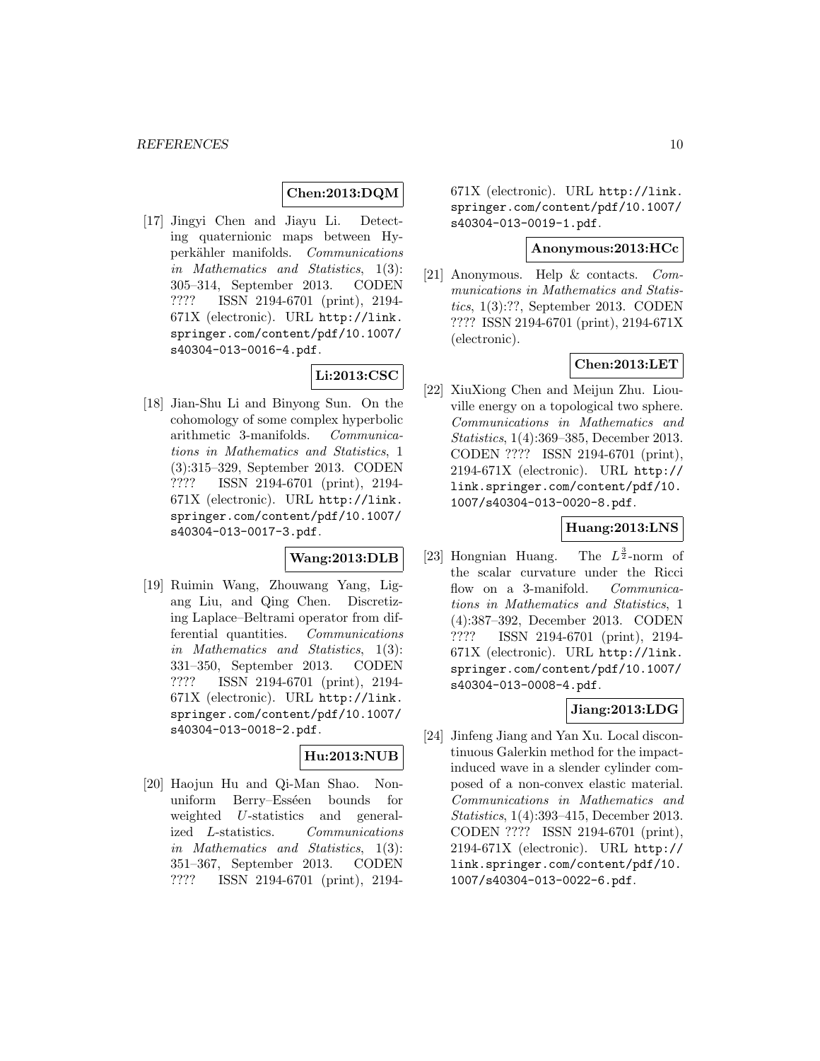**Chen:2013:DQM**

[17] Jingyi Chen and Jiayu Li. Detecting quaternionic maps between Hyperkähler manifolds. *Communications in Mathematics and Statistics*, 1(3): 305–314, September 2013. CODEN ???? ISSN 2194-6701 (print), 2194-671X (electronic). URL http://link.springer.com/content/pdf/10.1007/s40304-013-0016-4.pdf.

**Li:2013:CSC**

[18] Jian-Shu Li and Binyong Sun. On the cohomology of some complex hyperbolic arithmetic 3-manifolds. *Communications in Mathematics and Statistics*, 1 (3):315–329, September 2013. CODEN ???? ISSN 2194-6701 (print), 2194-671X (electronic). URL http://link.springer.com/content/pdf/10.1007/s40304-013-0017-3.pdf.

**Wang:2013:DLB**

[19] Ruimin Wang, Zhouwang Yang, Ligang Liu, and Qing Chen. Discretizing Laplace–Beltrami operator from differential quantities. *Communications in Mathematics and Statistics*, 1(3): 331–350, September 2013. CODEN ???? ISSN 2194-6701 (print), 2194-671X (electronic). URL http://link.springer.com/content/pdf/10.1007/s40304-013-0018-2.pdf.

**Hu:2013:NUB**

[20] Haojun Hu and Qi-Man Shao. Non-uniform Berry–Esséen bounds for weighted $U$-statistics and generalized $L$-statistics. *Communications in Mathematics and Statistics*, 1(3): 351–367, September 2013. CODEN ???? ISSN 2194-6701 (print), 2194-671X (electronic). URL http://link.springer.com/content/pdf/10.1007/s40304-013-0019-1.pdf.

**Anonymous:2013:HCc**

[21] Anonymous. Help & contacts. *Communications in Mathematics and Statistics*, 1(3):??, September 2013. CODEN ???? ISSN 2194-6701 (print), 2194-671X (electronic).

**Chen:2013:LET**

[22] XiuXiong Chen and Meijun Zhu. Liouville energy on a topological two sphere. *Communications in Mathematics and Statistics*, 1(4):369–385, December 2013. CODEN ???? ISSN 2194-6701 (print), 2194-671X (electronic). URL http://link.springer.com/content/pdf/10.1007/s40304-013-0020-8.pdf.

**Huang:2013:LNS**

[23] Hongnian Huang. The $L^{\frac{3}{2}}$-norm of the scalar curvature under the Ricci flow on a 3-manifold. *Communications in Mathematics and Statistics*, 1 (4):387–392, December 2013. CODEN ???? ISSN 2194-6701 (print), 2194-671X (electronic). URL http://link.springer.com/content/pdf/10.1007/s40304-013-0008-4.pdf.

**Jiang:2013:LDG**

[24] Jinfeng Jiang and Yan Xu. Local discontinuous Galerkin method for the impact-induced wave in a slender cylinder composed of a non-convex elastic material. *Communications in Mathematics and Statistics*, 1(4):393–415, December 2013. CODEN ???? ISSN 2194-6701 (print), 2194-671X (electronic). URL http://link.springer.com/content/pdf/10.1007/s40304-013-0022-6.pdf.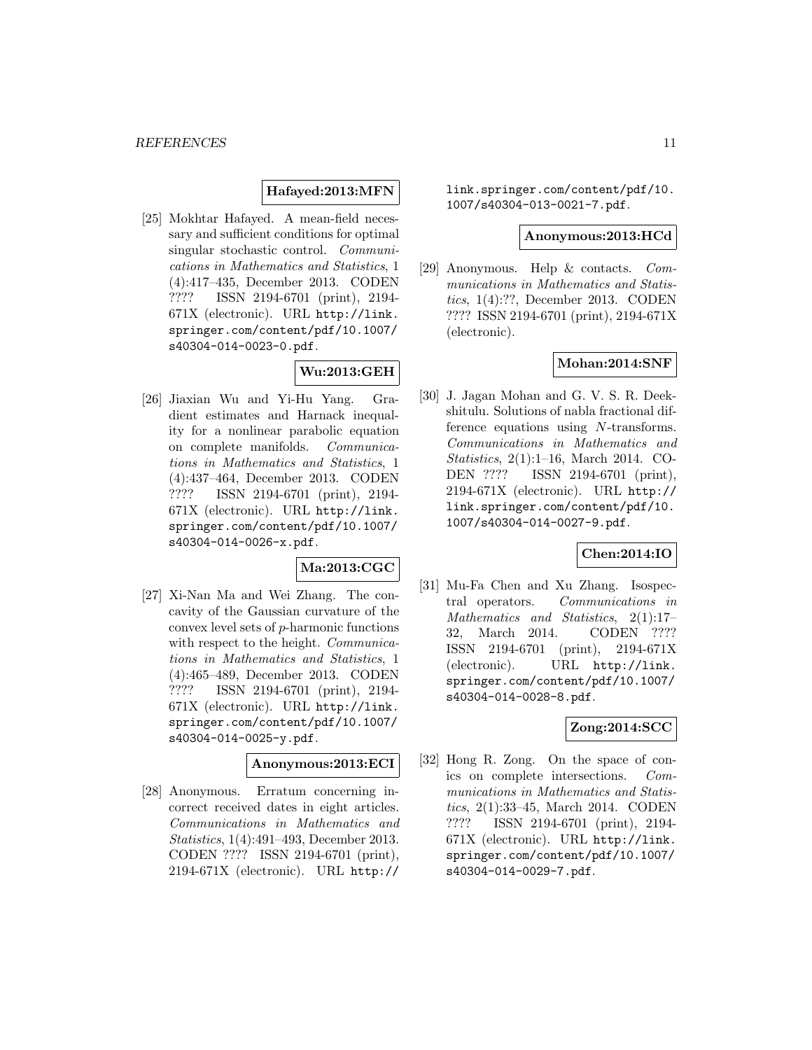**Hafayed:2013:MFN**

[25] Mokhtar Hafayed. A mean-field necessary and sufficient conditions for optimal singular stochastic control. *Communications in Mathematics and Statistics*, 1 (4):417–435, December 2013. CODEN ???? ISSN 2194-6701 (print), 2194-671X (electronic). URL http://link.springer.com/content/pdf/10.1007/s40304-014-0023-0.pdf.

**Wu:2013:GEH**

[26] Jiaxian Wu and Yi-Hu Yang. Gradient estimates and Harnack inequality for a nonlinear parabolic equation on complete manifolds. *Communications in Mathematics and Statistics*, 1 (4):437–464, December 2013. CODEN ???? ISSN 2194-6701 (print), 2194-671X (electronic). URL http://link.springer.com/content/pdf/10.1007/s40304-014-0026-x.pdf.

**Ma:2013:CGC**

[27] Xi-Nan Ma and Wei Zhang. The concavity of the Gaussian curvature of the convex level sets of $p$-harmonic functions with respect to the height. *Communications in Mathematics and Statistics*, 1 (4):465–489, December 2013. CODEN ???? ISSN 2194-6701 (print), 2194-671X (electronic). URL http://link.springer.com/content/pdf/10.1007/s40304-014-0025-y.pdf.

**Anonymous:2013:ECI**

[28] Anonymous. Erratum concerning incorrect received dates in eight articles. *Communications in Mathematics and Statistics*, 1(4):491–493, December 2013. CODEN ???? ISSN 2194-6701 (print), 2194-671X (electronic). URL http://link.springer.com/content/pdf/10.1007/s40304-013-0021-7.pdf.

**Anonymous:2013:HCd**

[29] Anonymous. Help & contacts. *Communications in Mathematics and Statistics*, 1(4):??, December 2013. CODEN ???? ISSN 2194-6701 (print), 2194-671X (electronic).

**Mohan:2014:SNF**

[30] J. Jagan Mohan and G. V. S. R. Deekshitulu. Solutions of nabla fractional difference equations using $N$-transforms. *Communications in Mathematics and Statistics*, 2(1):1–16, March 2014. CODEN ???? ISSN 2194-6701 (print), 2194-671X (electronic). URL http://link.springer.com/content/pdf/10.1007/s40304-014-0027-9.pdf.

**Chen:2014:IO**

[31] Mu-Fa Chen and Xu Zhang. Isospectral operators. *Communications in Mathematics and Statistics*, 2(1):17–32, March 2014. CODEN ???? ISSN 2194-6701 (print), 2194-671X (electronic). URL http://link.springer.com/content/pdf/10.1007/s40304-014-0028-8.pdf.

**Zong:2014:SCC**

[32] Hong R. Zong. On the space of conics on complete intersections. *Communications in Mathematics and Statistics*, 2(1):33–45, March 2014. CODEN ???? ISSN 2194-6701 (print), 2194-671X (electronic). URL http://link.springer.com/content/pdf/10.1007/s40304-014-0029-7.pdf.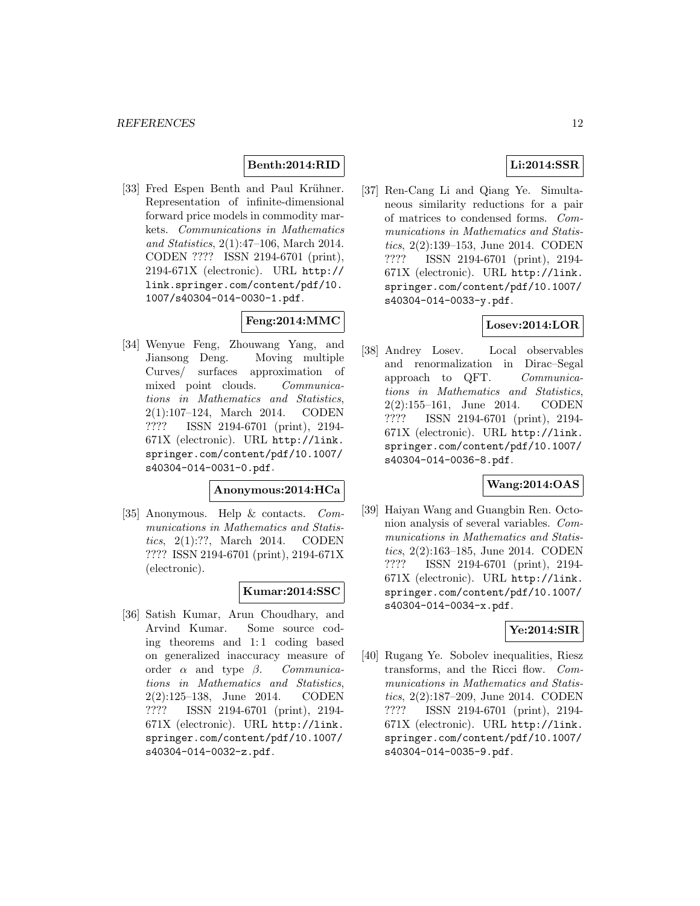**Benth:2014:RID**

[33] Fred Espen Benth and Paul Krühner. Representation of infinite-dimensional forward price models in commodity markets. *Communications in Mathematics and Statistics*, 2(1):47–106, March 2014. CODEN ???? ISSN 2194-6701 (print), 2194-671X (electronic). URL http://link.springer.com/content/pdf/10.1007/s40304-014-0030-1.pdf.

**Feng:2014:MMC**

[34] Wenyue Feng, Zhouwang Yang, and Jiansong Deng. Moving multiple Curves/ surfaces approximation of mixed point clouds. *Communications in Mathematics and Statistics*, 2(1):107–124, March 2014. CODEN ???? ISSN 2194-6701 (print), 2194-671X (electronic). URL http://link.springer.com/content/pdf/10.1007/s40304-014-0031-0.pdf.

**Anonymous:2014:HCa**

[35] Anonymous. Help & contacts. *Communications in Mathematics and Statistics*, 2(1):??, March 2014. CODEN ???? ISSN 2194-6701 (print), 2194-671X (electronic).

**Kumar:2014:SSC**

[36] Satish Kumar, Arun Choudhary, and Arvind Kumar. Some source coding theorems and 1: 1 coding based on generalized inaccuracy measure of order $\alpha$ and type $\beta$. *Communications in Mathematics and Statistics*, 2(2):125–138, June 2014. CODEN ???? ISSN 2194-6701 (print), 2194-671X (electronic). URL http://link.springer.com/content/pdf/10.1007/s40304-014-0032-z.pdf.

**Li:2014:SSR**

[37] Ren-Cang Li and Qiang Ye. Simultaneous similarity reductions for a pair of matrices to condensed forms. *Communications in Mathematics and Statistics*, 2(2):139–153, June 2014. CODEN ???? ISSN 2194-6701 (print), 2194-671X (electronic). URL http://link.springer.com/content/pdf/10.1007/s40304-014-0033-y.pdf.

**Losev:2014:LOR**

[38] Andrey Losev. Local observables and renormalization in Dirac–Segal approach to QFT. *Communications in Mathematics and Statistics*, 2(2):155–161, June 2014. CODEN ???? ISSN 2194-6701 (print), 2194-671X (electronic). URL http://link.springer.com/content/pdf/10.1007/s40304-014-0036-8.pdf.

**Wang:2014:OAS**

[39] Haiyan Wang and Guangbin Ren. Octonion analysis of several variables. *Communications in Mathematics and Statistics*, 2(2):163–185, June 2014. CODEN ???? ISSN 2194-6701 (print), 2194-671X (electronic). URL http://link.springer.com/content/pdf/10.1007/s40304-014-0034-x.pdf.

**Ye:2014:SIR**

[40] Rugang Ye. Sobolev inequalities, Riesz transforms, and the Ricci flow. *Communications in Mathematics and Statistics*, 2(2):187–209, June 2014. CODEN ???? ISSN 2194-6701 (print), 2194-671X (electronic). URL http://link.springer.com/content/pdf/10.1007/s40304-014-0035-9.pdf.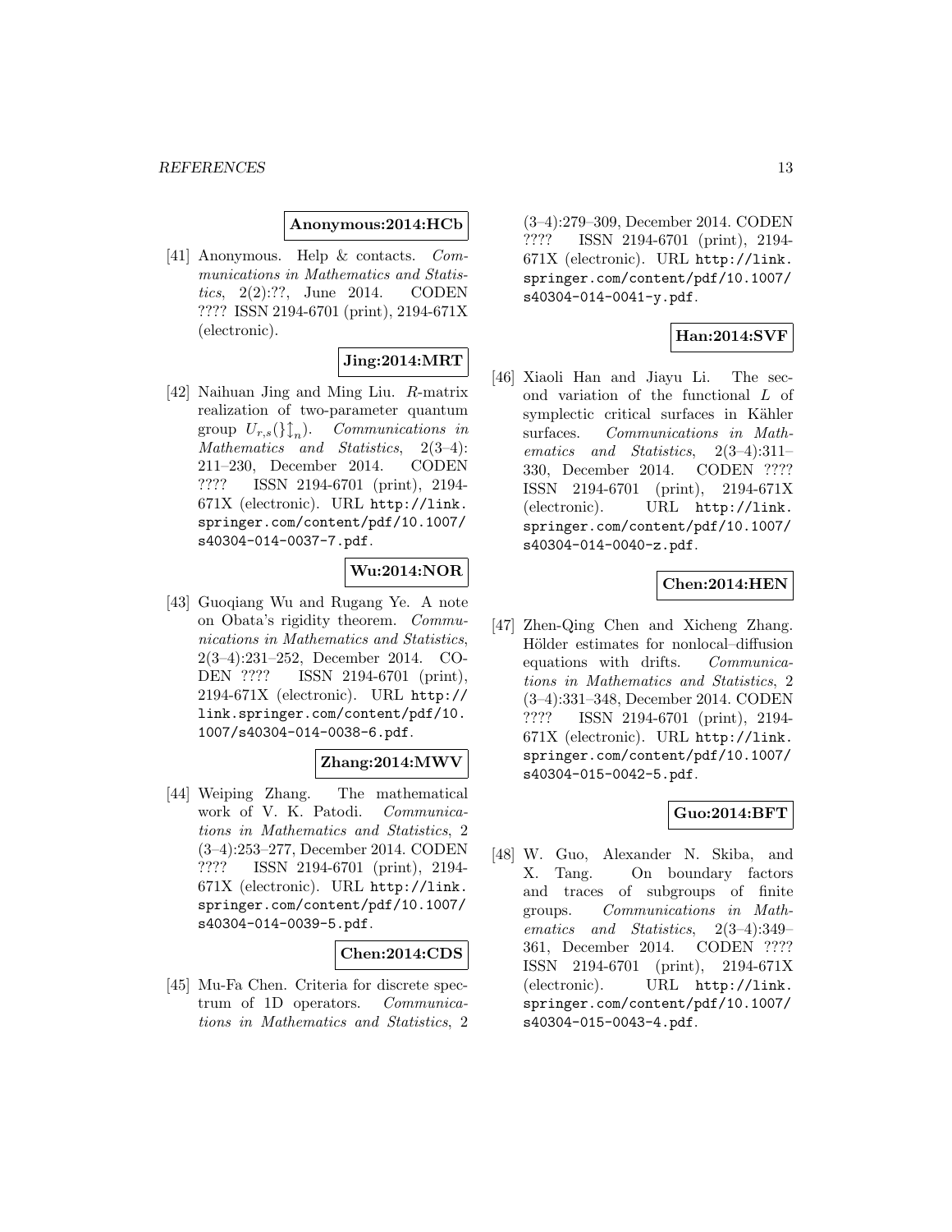**Anonymous:2014:HCb**

[41] Anonymous. Help & contacts. *Communications in Mathematics and Statistics*, 2(2):??, June 2014. CODEN ???? ISSN 2194-6701 (print), 2194-671X (electronic).

**Jing:2014:MRT**

[42] Naihuan Jing and Ming Liu. *R*-matrix realization of two-parameter quantum group $U_{r,s}(\}\uparrow_n)$. *Communications in Mathematics and Statistics*, 2(3–4): 211–230, December 2014. CODEN ???? ISSN 2194-6701 (print), 2194-671X (electronic). URL http://link.springer.com/content/pdf/10.1007/s40304-014-0037-7.pdf.

**Wu:2014:NOR**

[43] Guoqiang Wu and Rugang Ye. A note on Obata's rigidity theorem. *Communications in Mathematics and Statistics*, 2(3–4):231–252, December 2014. CODEN ???? ISSN 2194-6701 (print), 2194-671X (electronic). URL http://link.springer.com/content/pdf/10.1007/s40304-014-0038-6.pdf.

**Zhang:2014:MWV**

[44] Weiping Zhang. The mathematical work of V. K. Patodi. *Communications in Mathematics and Statistics*, 2 (3–4):253–277, December 2014. CODEN ???? ISSN 2194-6701 (print), 2194-671X (electronic). URL http://link.springer.com/content/pdf/10.1007/s40304-014-0039-5.pdf.

**Chen:2014:CDS**

[45] Mu-Fa Chen. Criteria for discrete spectrum of 1D operators. *Communications in Mathematics and Statistics*, 2 (3–4):279–309, December 2014. CODEN ???? ISSN 2194-6701 (print), 2194-671X (electronic). URL http://link.springer.com/content/pdf/10.1007/s40304-014-0041-y.pdf.

**Han:2014:SVF**

[46] Xiaoli Han and Jiayu Li. The second variation of the functional *L* of symplectic critical surfaces in Kähler surfaces. *Communications in Mathematics and Statistics*, 2(3–4):311–330, December 2014. CODEN ???? ISSN 2194-6701 (print), 2194-671X (electronic). URL http://link.springer.com/content/pdf/10.1007/s40304-014-0040-z.pdf.

**Chen:2014:HEN**

[47] Zhen-Qing Chen and Xicheng Zhang. Hölder estimates for nonlocal–diffusion equations with drifts. *Communications in Mathematics and Statistics*, 2 (3–4):331–348, December 2014. CODEN ???? ISSN 2194-6701 (print), 2194-671X (electronic). URL http://link.springer.com/content/pdf/10.1007/s40304-015-0042-5.pdf.

**Guo:2014:BFT**

[48] W. Guo, Alexander N. Skiba, and X. Tang. On boundary factors and traces of subgroups of finite groups. *Communications in Mathematics and Statistics*, 2(3–4):349–361, December 2014. CODEN ???? ISSN 2194-6701 (print), 2194-671X (electronic). URL http://link.springer.com/content/pdf/10.1007/s40304-015-0043-4.pdf.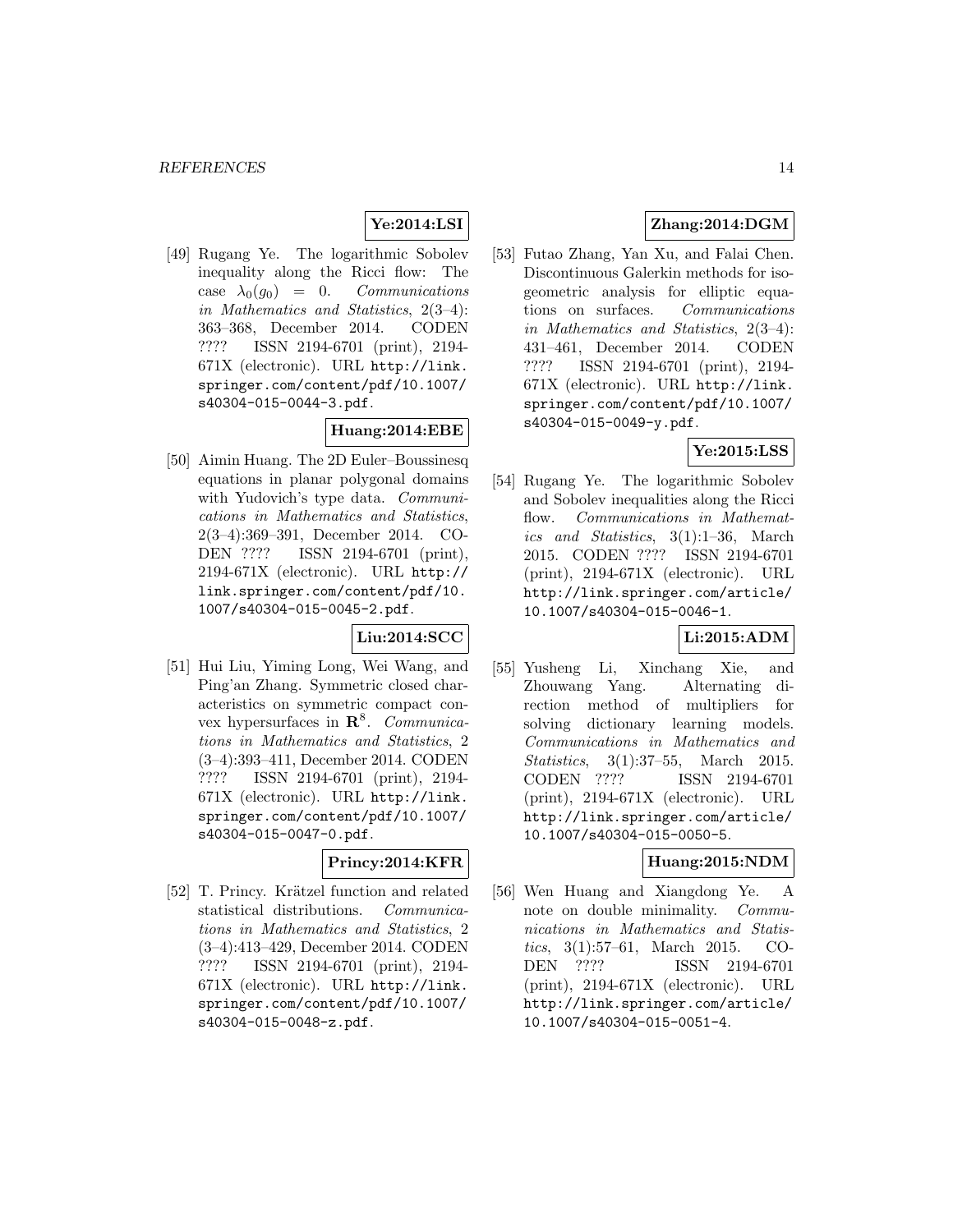**Ye:2014:LSI**

[49] Rugang Ye. The logarithmic Sobolev inequality along the Ricci flow: The case $\lambda_0(g_0) = 0$. *Communications in Mathematics and Statistics*, 2(3–4): 363–368, December 2014. CODEN ???? ISSN 2194-6701 (print), 2194-671X (electronic). URL http://link.springer.com/content/pdf/10.1007/s40304-015-0044-3.pdf.

**Huang:2014:EBE**

[50] Aimin Huang. The 2D Euler–Boussinesq equations in planar polygonal domains with Yudovich's type data. *Communications in Mathematics and Statistics*, 2(3–4):369–391, December 2014. CODEN ???? ISSN 2194-6701 (print), 2194-671X (electronic). URL http://link.springer.com/content/pdf/10.1007/s40304-015-0045-2.pdf.

**Liu:2014:SCC**

[51] Hui Liu, Yiming Long, Wei Wang, and Ping'an Zhang. Symmetric closed characteristics on symmetric compact convex hypersurfaces in $\mathbf{R}^8$. *Communications in Mathematics and Statistics*, 2 (3–4):393–411, December 2014. CODEN ???? ISSN 2194-6701 (print), 2194-671X (electronic). URL http://link.springer.com/content/pdf/10.1007/s40304-015-0047-0.pdf.

**Princy:2014:KFR**

[52] T. Princy. Krätzel function and related statistical distributions. *Communications in Mathematics and Statistics*, 2 (3–4):413–429, December 2014. CODEN ???? ISSN 2194-6701 (print), 2194-671X (electronic). URL http://link.springer.com/content/pdf/10.1007/s40304-015-0048-z.pdf.

**Zhang:2014:DGM**

[53] Futao Zhang, Yan Xu, and Falai Chen. Discontinuous Galerkin methods for isogeometric analysis for elliptic equations on surfaces. *Communications in Mathematics and Statistics*, 2(3–4): 431–461, December 2014. CODEN ???? ISSN 2194-6701 (print), 2194-671X (electronic). URL http://link.springer.com/content/pdf/10.1007/s40304-015-0049-y.pdf.

**Ye:2015:LSS**

[54] Rugang Ye. The logarithmic Sobolev and Sobolev inequalities along the Ricci flow. *Communications in Mathematics and Statistics*, 3(1):1–36, March 2015. CODEN ???? ISSN 2194-6701 (print), 2194-671X (electronic). URL http://link.springer.com/article/10.1007/s40304-015-0046-1.

**Li:2015:ADM**

[55] Yusheng Li, Xinchang Xie, and Zhouwang Yang. Alternating direction method of multipliers for solving dictionary learning models. *Communications in Mathematics and Statistics*, 3(1):37–55, March 2015. CODEN ???? ISSN 2194-6701 (print), 2194-671X (electronic). URL http://link.springer.com/article/10.1007/s40304-015-0050-5.

**Huang:2015:NDM**

[56] Wen Huang and Xiangdong Ye. A note on double minimality. *Communications in Mathematics and Statistics*, 3(1):57–61, March 2015. CODEN ???? ISSN 2194-6701 (print), 2194-671X (electronic). URL http://link.springer.com/article/10.1007/s40304-015-0051-4.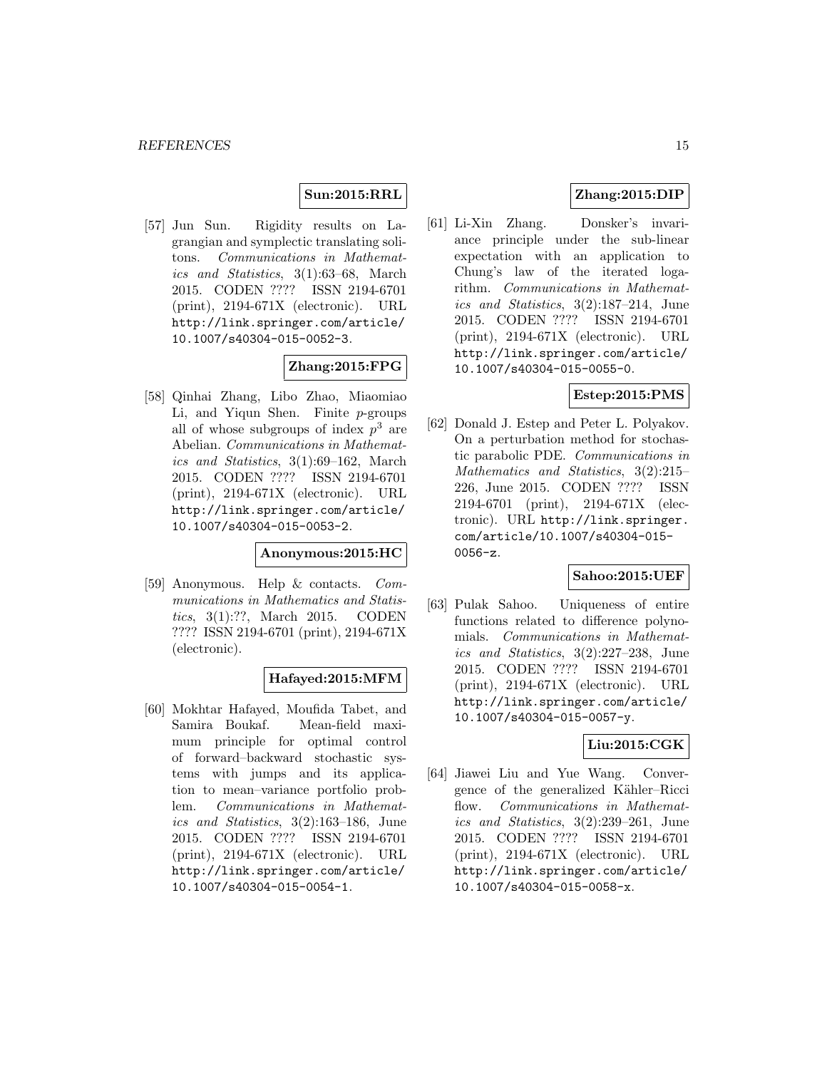**Sun:2015:RRL**

[57] Jun Sun. Rigidity results on Lagrangian and symplectic translating solitons. *Communications in Mathematics and Statistics*, 3(1):63–68, March 2015. CODEN ???? ISSN 2194-6701 (print), 2194-671X (electronic). URL http://link.springer.com/article/10.1007/s40304-015-0052-3.

**Zhang:2015:FPG**

[58] Qinhai Zhang, Libo Zhao, Miaomiao Li, and Yiqun Shen. Finite $p$-groups all of whose subgroups of index $p^3$ are Abelian. *Communications in Mathematics and Statistics*, 3(1):69–162, March 2015. CODEN ???? ISSN 2194-6701 (print), 2194-671X (electronic). URL http://link.springer.com/article/10.1007/s40304-015-0053-2.

**Anonymous:2015:HC**

[59] Anonymous. Help & contacts. *Communications in Mathematics and Statistics*, 3(1):??, March 2015. CODEN ???? ISSN 2194-6701 (print), 2194-671X (electronic).

**Hafayed:2015:MFM**

[60] Mokhtar Hafayed, Moufida Tabet, and Samira Boukaf. Mean-field maximum principle for optimal control of forward–backward stochastic systems with jumps and its application to mean–variance portfolio problem. *Communications in Mathematics and Statistics*, 3(2):163–186, June 2015. CODEN ???? ISSN 2194-6701 (print), 2194-671X (electronic). URL http://link.springer.com/article/10.1007/s40304-015-0054-1.

**Zhang:2015:DIP**

[61] Li-Xin Zhang. Donsker's invariance principle under the sub-linear expectation with an application to Chung's law of the iterated logarithm. *Communications in Mathematics and Statistics*, 3(2):187–214, June 2015. CODEN ???? ISSN 2194-6701 (print), 2194-671X (electronic). URL http://link.springer.com/article/10.1007/s40304-015-0055-0.

**Estep:2015:PMS**

[62] Donald J. Estep and Peter L. Polyakov. On a perturbation method for stochastic parabolic PDE. *Communications in Mathematics and Statistics*, 3(2):215–226, June 2015. CODEN ???? ISSN 2194-6701 (print), 2194-671X (electronic). URL http://link.springer.com/article/10.1007/s40304-015-0056-z.

**Sahoo:2015:UEF**

[63] Pulak Sahoo. Uniqueness of entire functions related to difference polynomials. *Communications in Mathematics and Statistics*, 3(2):227–238, June 2015. CODEN ???? ISSN 2194-6701 (print), 2194-671X (electronic). URL http://link.springer.com/article/10.1007/s40304-015-0057-y.

**Liu:2015:CGK**

[64] Jiawei Liu and Yue Wang. Convergence of the generalized Kähler–Ricci flow. *Communications in Mathematics and Statistics*, 3(2):239–261, June 2015. CODEN ???? ISSN 2194-6701 (print), 2194-671X (electronic). URL http://link.springer.com/article/10.1007/s40304-015-0058-x.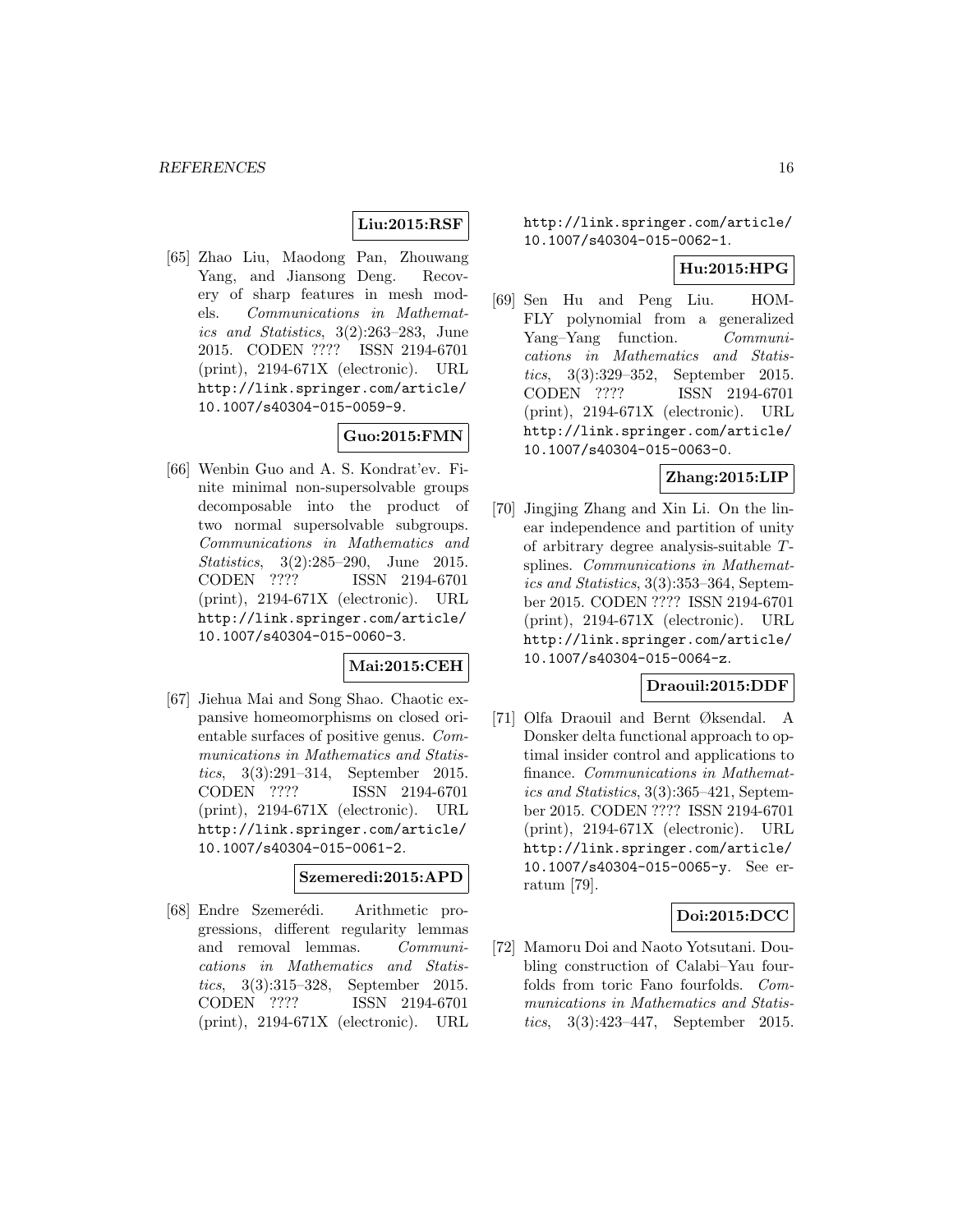**Liu:2015:RSF**

[65] Zhao Liu, Maodong Pan, Zhouwang Yang, and Jiansong Deng. Recovery of sharp features in mesh models. *Communications in Mathematics and Statistics*, 3(2):263–283, June 2015. CODEN ???? ISSN 2194-6701 (print), 2194-671X (electronic). URL http://link.springer.com/article/10.1007/s40304-015-0059-9.

**Guo:2015:FMN**

[66] Wenbin Guo and A. S. Kondrat'ev. Finite minimal non-supersolvable groups decomposable into the product of two normal supersolvable subgroups. *Communications in Mathematics and Statistics*, 3(2):285–290, June 2015. CODEN ???? ISSN 2194-6701 (print), 2194-671X (electronic). URL http://link.springer.com/article/10.1007/s40304-015-0060-3.

**Mai:2015:CEH**

[67] Jiehua Mai and Song Shao. Chaotic expansive homeomorphisms on closed orientable surfaces of positive genus. *Communications in Mathematics and Statistics*, 3(3):291–314, September 2015. CODEN ???? ISSN 2194-6701 (print), 2194-671X (electronic). URL http://link.springer.com/article/10.1007/s40304-015-0061-2.

**Szemeredi:2015:APD**

[68] Endre Szemerédi. Arithmetic progressions, different regularity lemmas and removal lemmas. *Communications in Mathematics and Statistics*, 3(3):315–328, September 2015. CODEN ???? ISSN 2194-6701 (print), 2194-671X (electronic). URL http://link.springer.com/article/10.1007/s40304-015-0062-1.

**Hu:2015:HPG**

[69] Sen Hu and Peng Liu. HOMFLY polynomial from a generalized Yang–Yang function. *Communications in Mathematics and Statistics*, 3(3):329–352, September 2015. CODEN ???? ISSN 2194-6701 (print), 2194-671X (electronic). URL http://link.springer.com/article/10.1007/s40304-015-0063-0.

**Zhang:2015:LIP**

[70] Jingjing Zhang and Xin Li. On the linear independence and partition of unity of arbitrary degree analysis-suitable $T$-splines. *Communications in Mathematics and Statistics*, 3(3):353–364, September 2015. CODEN ???? ISSN 2194-6701 (print), 2194-671X (electronic). URL http://link.springer.com/article/10.1007/s40304-015-0064-z.

**Draouil:2015:DDF**

[71] Olfa Draouil and Bernt Øksendal. A Donsker delta functional approach to optimal insider control and applications to finance. *Communications in Mathematics and Statistics*, 3(3):365–421, September 2015. CODEN ???? ISSN 2194-6701 (print), 2194-671X (electronic). URL http://link.springer.com/article/10.1007/s40304-015-0065-y. See erratum [79].

**Doi:2015:DCC**

[72] Mamoru Doi and Naoto Yotsutani. Doubling construction of Calabi–Yau fourfolds from toric Fano fourfolds. *Communications in Mathematics and Statistics*, 3(3):423–447, September 2015.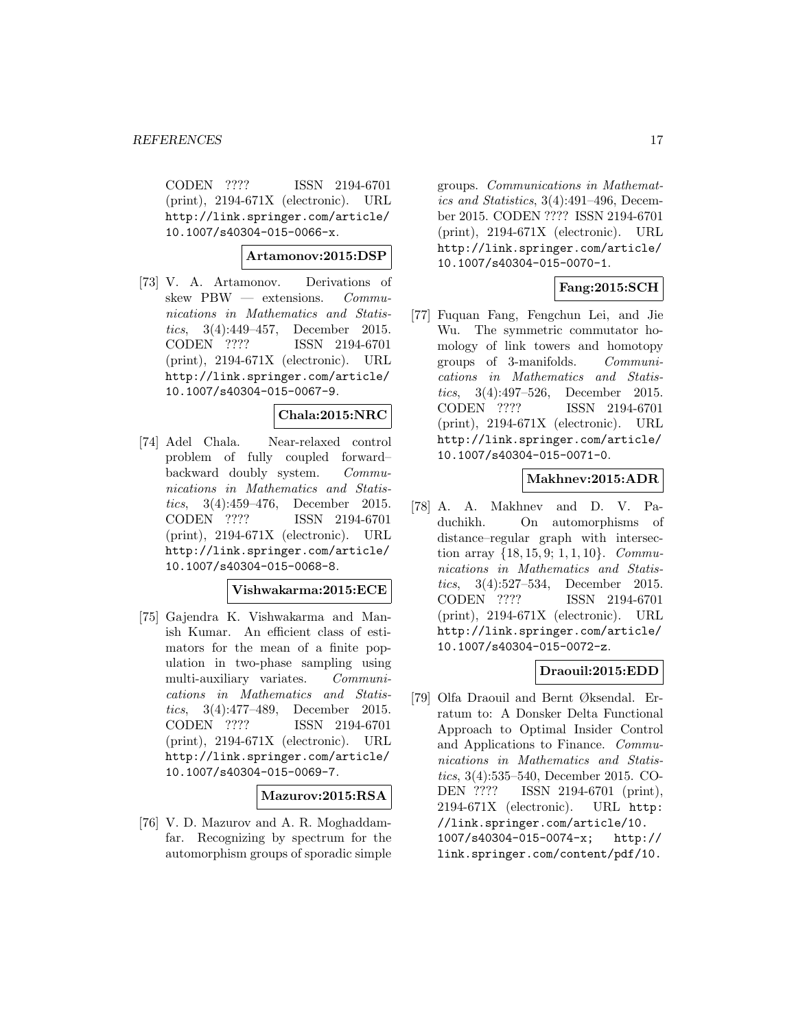CODEN ???? ISSN 2194-6701 (print), 2194-671X (electronic). URL http://link.springer.com/article/10.1007/s40304-015-0066-x.

**Artamonov:2015:DSP**

[73] V. A. Artamonov. Derivations of skew PBW — extensions. *Communications in Mathematics and Statistics*, 3(4):449–457, December 2015. CODEN ???? ISSN 2194-6701 (print), 2194-671X (electronic). URL http://link.springer.com/article/10.1007/s40304-015-0067-9.

**Chala:2015:NRC**

[74] Adel Chala. Near-relaxed control problem of fully coupled forward–backward doubly system. *Communications in Mathematics and Statistics*, 3(4):459–476, December 2015. CODEN ???? ISSN 2194-6701 (print), 2194-671X (electronic). URL http://link.springer.com/article/10.1007/s40304-015-0068-8.

**Vishwakarma:2015:ECE**

[75] Gajendra K. Vishwakarma and Manish Kumar. An efficient class of estimators for the mean of a finite population in two-phase sampling using multi-auxiliary variates. *Communications in Mathematics and Statistics*, 3(4):477–489, December 2015. CODEN ???? ISSN 2194-6701 (print), 2194-671X (electronic). URL http://link.springer.com/article/10.1007/s40304-015-0069-7.

**Mazurov:2015:RSA**

[76] V. D. Mazurov and A. R. Moghaddamfar. Recognizing by spectrum for the automorphism groups of sporadic simple groups. *Communications in Mathematics and Statistics*, 3(4):491–496, December 2015. CODEN ???? ISSN 2194-6701 (print), 2194-671X (electronic). URL http://link.springer.com/article/10.1007/s40304-015-0070-1.

**Fang:2015:SCH**

[77] Fuquan Fang, Fengchun Lei, and Jie Wu. The symmetric commutator homology of link towers and homotopy groups of 3-manifolds. *Communications in Mathematics and Statistics*, 3(4):497–526, December 2015. CODEN ???? ISSN 2194-6701 (print), 2194-671X (electronic). URL http://link.springer.com/article/10.1007/s40304-015-0071-0.

**Makhnev:2015:ADR**

[78] A. A. Makhnev and D. V. Paduchikh. On automorphisms of distance–regular graph with intersection array $\{18, 15, 9; 1, 1, 10\}$. *Communications in Mathematics and Statistics*, 3(4):527–534, December 2015. CODEN ???? ISSN 2194-6701 (print), 2194-671X (electronic). URL http://link.springer.com/article/10.1007/s40304-015-0072-z.

**Draouil:2015:EDD**

[79] Olfa Draouil and Bernt Øksendal. Erratum to: A Donsker Delta Functional Approach to Optimal Insider Control and Applications to Finance. *Communications in Mathematics and Statistics*, 3(4):535–540, December 2015. CODEN ???? ISSN 2194-6701 (print), 2194-671X (electronic). URL http://link.springer.com/article/10.1007/s40304-015-0074-x; http://link.springer.com/content/pdf/10.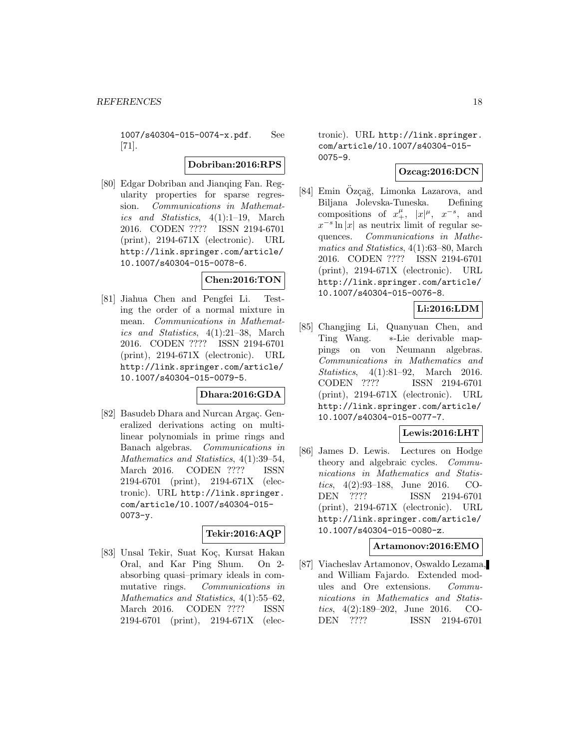1007/s40304-015-0074-x.pdf. See [71].

**Dobriban:2016:RPS**

[80] Edgar Dobriban and Jianqing Fan. Regularity properties for sparse regression. *Communications in Mathematics and Statistics*, 4(1):1–19, March 2016. CODEN ???? ISSN 2194-6701 (print), 2194-671X (electronic). URL http://link.springer.com/article/10.1007/s40304-015-0078-6.

**Chen:2016:TON**

[81] Jiahua Chen and Pengfei Li. Testing the order of a normal mixture in mean. *Communications in Mathematics and Statistics*, 4(1):21–38, March 2016. CODEN ???? ISSN 2194-6701 (print), 2194-671X (electronic). URL http://link.springer.com/article/10.1007/s40304-015-0079-5.

**Dhara:2016:GDA**

[82] Basudeb Dhara and Nurcan Argaç. Generalized derivations acting on multilinear polynomials in prime rings and Banach algebras. *Communications in Mathematics and Statistics*, 4(1):39–54, March 2016. CODEN ???? ISSN 2194-6701 (print), 2194-671X (electronic). URL http://link.springer.com/article/10.1007/s40304-015-0073-y.

**Tekir:2016:AQP**

[83] Unsal Tekir, Suat Koç, Kursat Hakan Oral, and Kar Ping Shum. On 2-absorbing quasi–primary ideals in commutative rings. *Communications in Mathematics and Statistics*, 4(1):55–62, March 2016. CODEN ???? ISSN 2194-6701 (print), 2194-671X (electronic). URL http://link.springer.com/article/10.1007/s40304-015-0075-9.

**Ozcag:2016:DCN**

[84] Emin Özçağ, Limonka Lazarova, and Biljana Jolevska-Tuneska. Defining compositions of $x_+^\mu$, $|x|^\mu$, $x^{-s}$, and $x^{-s}\ln|x|$ as neutrix limit of regular sequences. *Communications in Mathematics and Statistics*, 4(1):63–80, March 2016. CODEN ???? ISSN 2194-6701 (print), 2194-671X (electronic). URL http://link.springer.com/article/10.1007/s40304-015-0076-8.

**Li:2016:LDM**

[85] Changjing Li, Quanyuan Chen, and Ting Wang. ∗-Lie derivable mappings on von Neumann algebras. *Communications in Mathematics and Statistics*, 4(1):81–92, March 2016. CODEN ???? ISSN 2194-6701 (print), 2194-671X (electronic). URL http://link.springer.com/article/10.1007/s40304-015-0077-7.

**Lewis:2016:LHT**

[86] James D. Lewis. Lectures on Hodge theory and algebraic cycles. *Communications in Mathematics and Statistics*, 4(2):93–188, June 2016. CODEN ???? ISSN 2194-6701 (print), 2194-671X (electronic). URL http://link.springer.com/article/10.1007/s40304-015-0080-z.

**Artamonov:2016:EMO**

[87] Viacheslav Artamonov, Oswaldo Lezama, and William Fajardo. Extended modules and Ore extensions. *Communications in Mathematics and Statistics*, 4(2):189–202, June 2016. CODEN ???? ISSN 2194-6701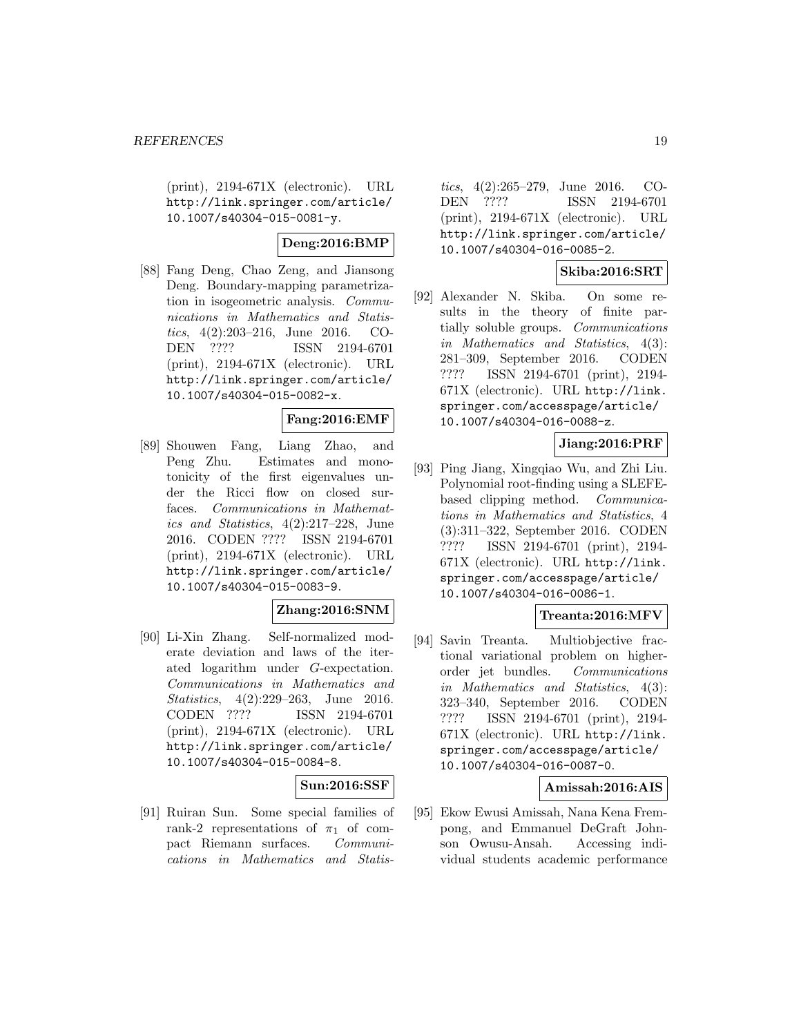(print), 2194-671X (electronic). URL http://link.springer.com/article/10.1007/s40304-015-0081-y.

**Deng:2016:BMP**

[88] Fang Deng, Chao Zeng, and Jiansong Deng. Boundary-mapping parametrization in isogeometric analysis. *Communications in Mathematics and Statistics*, 4(2):203–216, June 2016. CODEN ???? ISSN 2194-6701 (print), 2194-671X (electronic). URL http://link.springer.com/article/10.1007/s40304-015-0082-x.

**Fang:2016:EMF**

[89] Shouwen Fang, Liang Zhao, and Peng Zhu. Estimates and monotonicity of the first eigenvalues under the Ricci flow on closed surfaces. *Communications in Mathematics and Statistics*, 4(2):217–228, June 2016. CODEN ???? ISSN 2194-6701 (print), 2194-671X (electronic). URL http://link.springer.com/article/10.1007/s40304-015-0083-9.

**Zhang:2016:SNM**

[90] Li-Xin Zhang. Self-normalized moderate deviation and laws of the iterated logarithm under $G$-expectation. *Communications in Mathematics and Statistics*, 4(2):229–263, June 2016. CODEN ???? ISSN 2194-6701 (print), 2194-671X (electronic). URL http://link.springer.com/article/10.1007/s40304-015-0084-8.

**Sun:2016:SSF**

[91] Ruiran Sun. Some special families of rank-2 representations of $\pi_1$ of compact Riemann surfaces. *Communications in Mathematics and Statistics*, 4(2):265–279, June 2016. CODEN ???? ISSN 2194-6701 (print), 2194-671X (electronic). URL http://link.springer.com/article/10.1007/s40304-016-0085-2.

**Skiba:2016:SRT**

[92] Alexander N. Skiba. On some results in the theory of finite partially soluble groups. *Communications in Mathematics and Statistics*, 4(3):281–309, September 2016. CODEN ???? ISSN 2194-6701 (print), 2194-671X (electronic). URL http://link.springer.com/accesspage/article/10.1007/s40304-016-0088-z.

**Jiang:2016:PRF**

[93] Ping Jiang, Xingqiao Wu, and Zhi Liu. Polynomial root-finding using a SLEFE-based clipping method. *Communications in Mathematics and Statistics*, 4(3):311–322, September 2016. CODEN ???? ISSN 2194-6701 (print), 2194-671X (electronic). URL http://link.springer.com/accesspage/article/10.1007/s40304-016-0086-1.

**Treanta:2016:MFV**

[94] Savin Treanta. Multiobjective fractional variational problem on higher-order jet bundles. *Communications in Mathematics and Statistics*, 4(3):323–340, September 2016. CODEN ???? ISSN 2194-6701 (print), 2194-671X (electronic). URL http://link.springer.com/accesspage/article/10.1007/s40304-016-0087-0.

**Amissah:2016:AIS**

[95] Ekow Ewusi Amissah, Nana Kena Frempong, and Emmanuel DeGraft Johnson Owusu-Ansah. Accessing individual students academic performance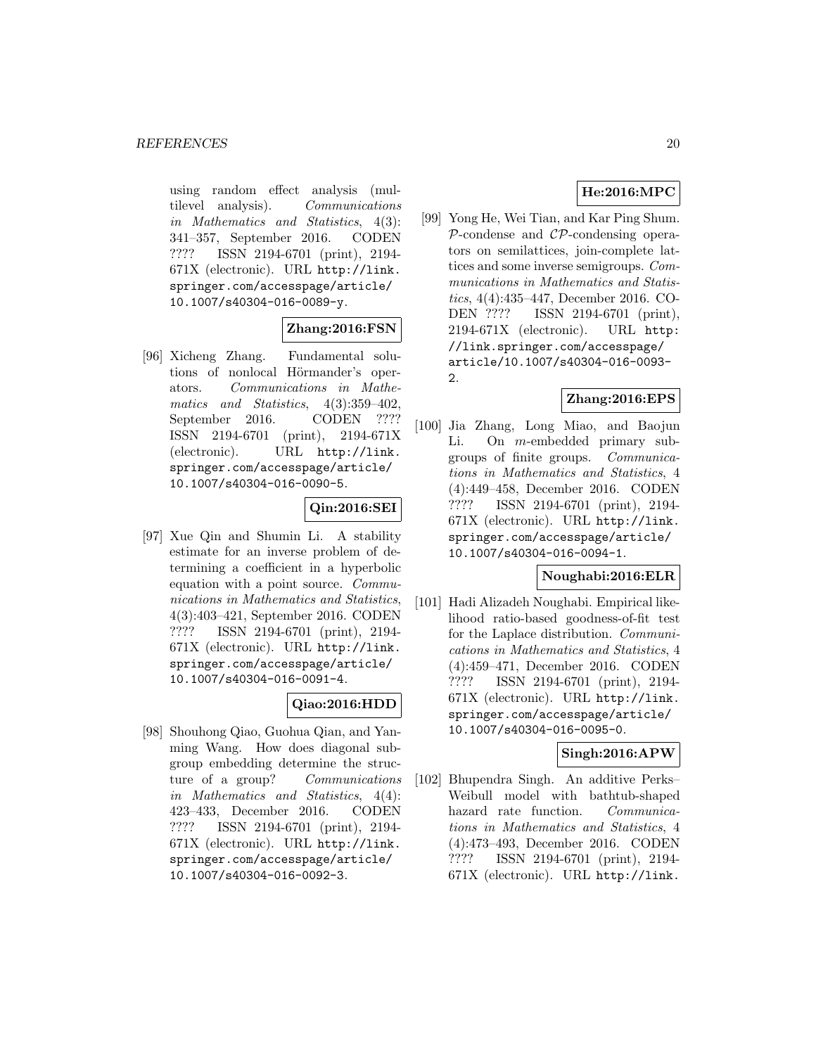using random effect analysis (multilevel analysis). *Communications in Mathematics and Statistics*, 4(3): 341–357, September 2016. CODEN ???? ISSN 2194-6701 (print), 2194-671X (electronic). URL http://link.springer.com/accesspage/article/10.1007/s40304-016-0089-y.

**Zhang:2016:FSN**

[96] Xicheng Zhang. Fundamental solutions of nonlocal Hörmander's operators. *Communications in Mathematics and Statistics*, 4(3):359–402, September 2016. CODEN ???? ISSN 2194-6701 (print), 2194-671X (electronic). URL http://link.springer.com/accesspage/article/10.1007/s40304-016-0090-5.

**Qin:2016:SEI**

[97] Xue Qin and Shumin Li. A stability estimate for an inverse problem of determining a coefficient in a hyperbolic equation with a point source. *Communications in Mathematics and Statistics*, 4(3):403–421, September 2016. CODEN ???? ISSN 2194-6701 (print), 2194-671X (electronic). URL http://link.springer.com/accesspage/article/10.1007/s40304-016-0091-4.

**Qiao:2016:HDD**

[98] Shouhong Qiao, Guohua Qian, and Yanming Wang. How does diagonal subgroup embedding determine the structure of a group? *Communications in Mathematics and Statistics*, 4(4): 423–433, December 2016. CODEN ???? ISSN 2194-6701 (print), 2194-671X (electronic). URL http://link.springer.com/accesspage/article/10.1007/s40304-016-0092-3.

**He:2016:MPC**

[99] Yong He, Wei Tian, and Kar Ping Shum. $\mathcal{P}$-condense and $\mathcal{CP}$-condensing operators on semilattices, join-complete lattices and some inverse semigroups. *Communications in Mathematics and Statistics*, 4(4):435–447, December 2016. CODEN ???? ISSN 2194-6701 (print), 2194-671X (electronic). URL http://link.springer.com/accesspage/article/10.1007/s40304-016-0093-2.

**Zhang:2016:EPS**

[100] Jia Zhang, Long Miao, and Baojun Li. On $m$-embedded primary subgroups of finite groups. *Communications in Mathematics and Statistics*, 4 (4):449–458, December 2016. CODEN ???? ISSN 2194-6701 (print), 2194-671X (electronic). URL http://link.springer.com/accesspage/article/10.1007/s40304-016-0094-1.

**Noughabi:2016:ELR**

[101] Hadi Alizadeh Noughabi. Empirical likelihood ratio-based goodness-of-fit test for the Laplace distribution. *Communications in Mathematics and Statistics*, 4 (4):459–471, December 2016. CODEN ???? ISSN 2194-6701 (print), 2194-671X (electronic). URL http://link.springer.com/accesspage/article/10.1007/s40304-016-0095-0.

**Singh:2016:APW**

[102] Bhupendra Singh. An additive Perks–Weibull model with bathtub-shaped hazard rate function. *Communications in Mathematics and Statistics*, 4 (4):473–493, December 2016. CODEN ???? ISSN 2194-6701 (print), 2194-671X (electronic). URL http://link.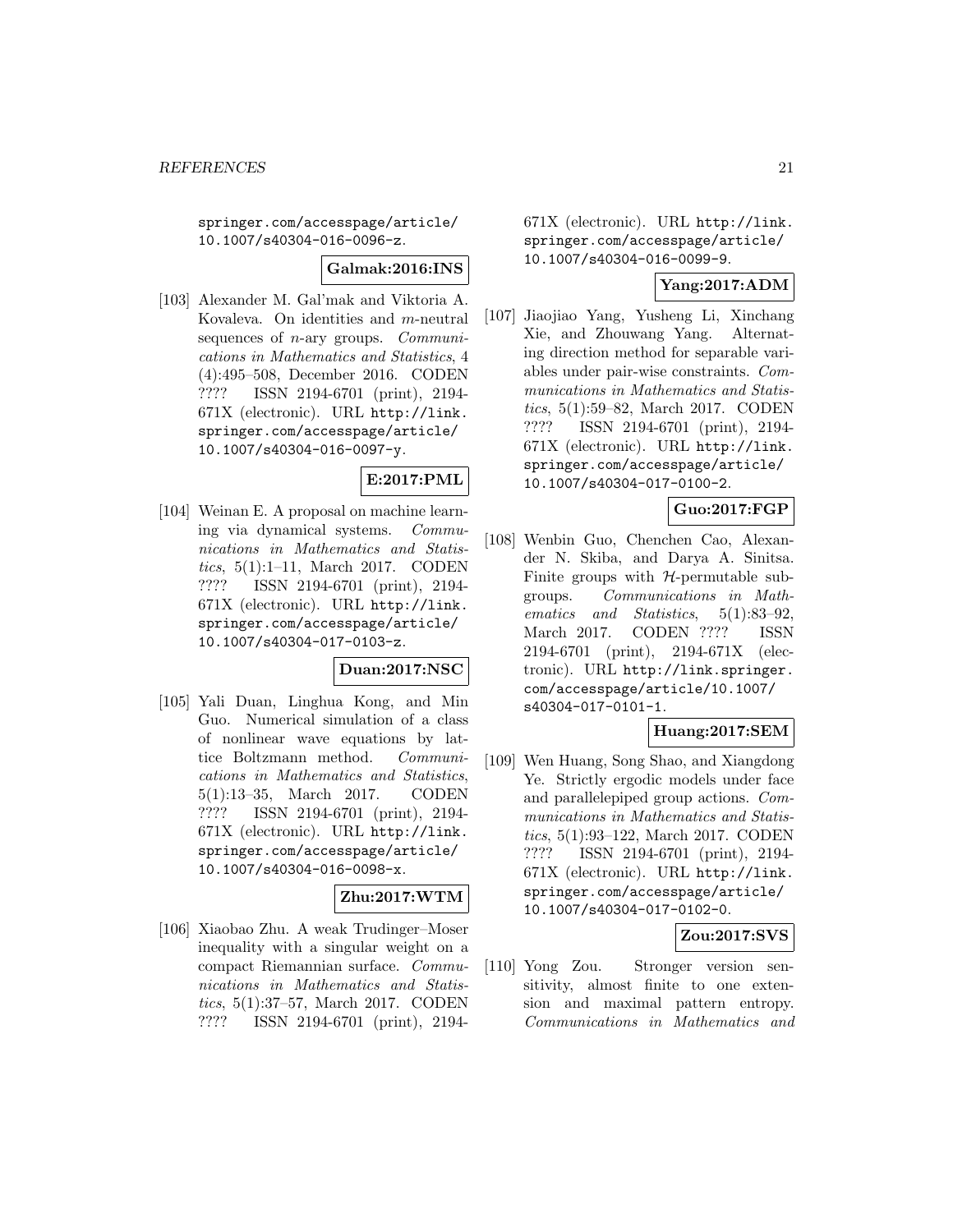springer.com/accesspage/article/10.1007/s40304-016-0096-z.

**Galmak:2016:INS**

[103] Alexander M. Gal'mak and Viktoria A. Kovaleva. On identities and $m$-neutral sequences of $n$-ary groups. *Communications in Mathematics and Statistics*, 4 (4):495–508, December 2016. CODEN ???? ISSN 2194-6701 (print), 2194-671X (electronic). URL http://link.springer.com/accesspage/article/10.1007/s40304-016-0097-y.

**E:2017:PML**

[104] Weinan E. A proposal on machine learning via dynamical systems. *Communications in Mathematics and Statistics*, 5(1):1–11, March 2017. CODEN ???? ISSN 2194-6701 (print), 2194-671X (electronic). URL http://link.springer.com/accesspage/article/10.1007/s40304-017-0103-z.

**Duan:2017:NSC**

[105] Yali Duan, Linghua Kong, and Min Guo. Numerical simulation of a class of nonlinear wave equations by lattice Boltzmann method. *Communications in Mathematics and Statistics*, 5(1):13–35, March 2017. CODEN ???? ISSN 2194-6701 (print), 2194-671X (electronic). URL http://link.springer.com/accesspage/article/10.1007/s40304-016-0098-x.

**Zhu:2017:WTM**

[106] Xiaobao Zhu. A weak Trudinger–Moser inequality with a singular weight on a compact Riemannian surface. *Communications in Mathematics and Statistics*, 5(1):37–57, March 2017. CODEN ???? ISSN 2194-6701 (print), 2194-671X (electronic). URL http://link.springer.com/accesspage/article/10.1007/s40304-016-0099-9.

**Yang:2017:ADM**

[107] Jiaojiao Yang, Yusheng Li, Xinchang Xie, and Zhouwang Yang. Alternating direction method for separable variables under pair-wise constraints. *Communications in Mathematics and Statistics*, 5(1):59–82, March 2017. CODEN ???? ISSN 2194-6701 (print), 2194-671X (electronic). URL http://link.springer.com/accesspage/article/10.1007/s40304-017-0100-2.

**Guo:2017:FGP**

[108] Wenbin Guo, Chenchen Cao, Alexander N. Skiba, and Darya A. Sinitsa. Finite groups with $\mathcal{H}$-permutable subgroups. *Communications in Mathematics and Statistics*, 5(1):83–92, March 2017. CODEN ???? ISSN 2194-6701 (print), 2194-671X (electronic). URL http://link.springer.com/accesspage/article/10.1007/s40304-017-0101-1.

**Huang:2017:SEM**

[109] Wen Huang, Song Shao, and Xiangdong Ye. Strictly ergodic models under face and parallelepiped group actions. *Communications in Mathematics and Statistics*, 5(1):93–122, March 2017. CODEN ???? ISSN 2194-6701 (print), 2194-671X (electronic). URL http://link.springer.com/accesspage/article/10.1007/s40304-017-0102-0.

**Zou:2017:SVS**

[110] Yong Zou. Stronger version sensitivity, almost finite to one extension and maximal pattern entropy. *Communications in Mathematics and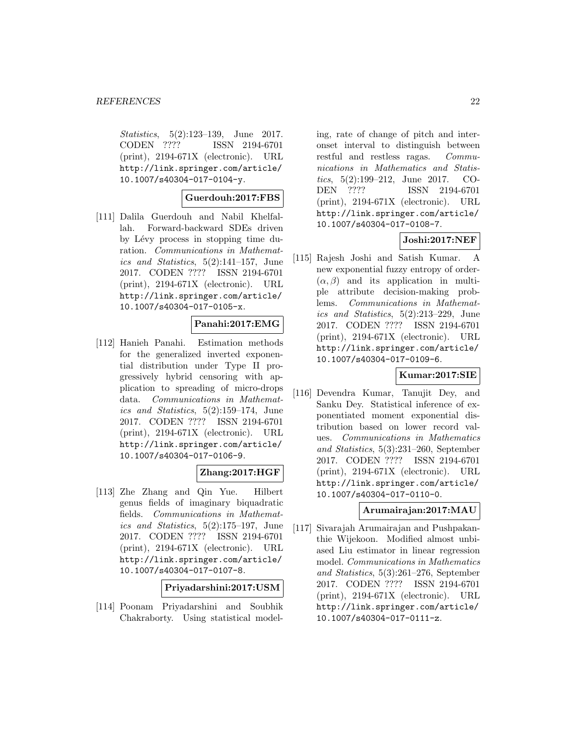*Statistics*, 5(2):123–139, June 2017. CODEN ???? ISSN 2194-6701 (print), 2194-671X (electronic). URL http://link.springer.com/article/10.1007/s40304-017-0104-y.

**Guerdouh:2017:FBS**

[111] Dalila Guerdouh and Nabil Khelfallah. Forward-backward SDEs driven by Lévy process in stopping time duration. *Communications in Mathematics and Statistics*, 5(2):141–157, June 2017. CODEN ???? ISSN 2194-6701 (print), 2194-671X (electronic). URL http://link.springer.com/article/10.1007/s40304-017-0105-x.

**Panahi:2017:EMG**

[112] Hanieh Panahi. Estimation methods for the generalized inverted exponential distribution under Type II progressively hybrid censoring with application to spreading of micro-drops data. *Communications in Mathematics and Statistics*, 5(2):159–174, June 2017. CODEN ???? ISSN 2194-6701 (print), 2194-671X (electronic). URL http://link.springer.com/article/10.1007/s40304-017-0106-9.

**Zhang:2017:HGF**

[113] Zhe Zhang and Qin Yue. Hilbert genus fields of imaginary biquadratic fields. *Communications in Mathematics and Statistics*, 5(2):175–197, June 2017. CODEN ???? ISSN 2194-6701 (print), 2194-671X (electronic). URL http://link.springer.com/article/10.1007/s40304-017-0107-8.

**Priyadarshini:2017:USM**

[114] Poonam Priyadarshini and Soubhik Chakraborty. Using statistical modeling, rate of change of pitch and inter-onset interval to distinguish between restful and restless ragas. *Communications in Mathematics and Statistics*, 5(2):199–212, June 2017. CODEN ???? ISSN 2194-6701 (print), 2194-671X (electronic). URL http://link.springer.com/article/10.1007/s40304-017-0108-7.

**Joshi:2017:NEF**

[115] Rajesh Joshi and Satish Kumar. A new exponential fuzzy entropy of order-$(\alpha, \beta)$ and its application in multiple attribute decision-making problems. *Communications in Mathematics and Statistics*, 5(2):213–229, June 2017. CODEN ???? ISSN 2194-6701 (print), 2194-671X (electronic). URL http://link.springer.com/article/10.1007/s40304-017-0109-6.

**Kumar:2017:SIE**

[116] Devendra Kumar, Tanujit Dey, and Sanku Dey. Statistical inference of exponentiated moment exponential distribution based on lower record values. *Communications in Mathematics and Statistics*, 5(3):231–260, September 2017. CODEN ???? ISSN 2194-6701 (print), 2194-671X (electronic). URL http://link.springer.com/article/10.1007/s40304-017-0110-0.

**Arumairajan:2017:MAU**

[117] Sivarajah Arumairajan and Pushpakanthie Wijekoon. Modified almost unbiased Liu estimator in linear regression model. *Communications in Mathematics and Statistics*, 5(3):261–276, September 2017. CODEN ???? ISSN 2194-6701 (print), 2194-671X (electronic). URL http://link.springer.com/article/10.1007/s40304-017-0111-z.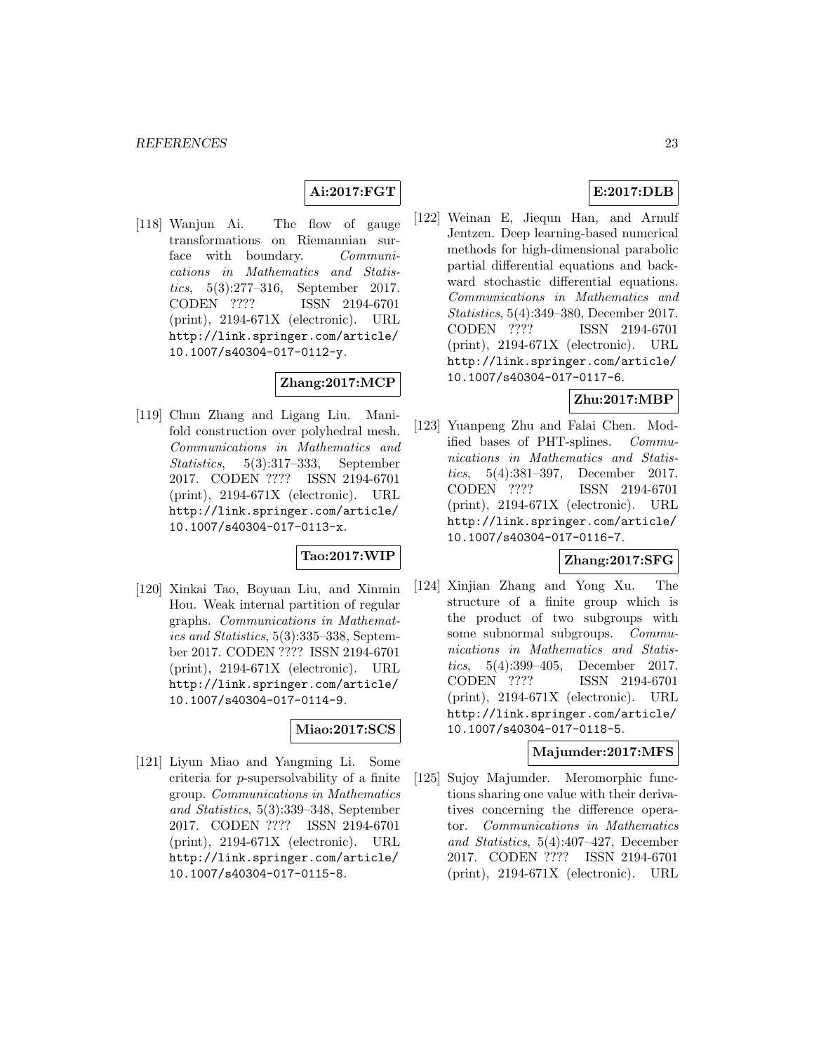**Ai:2017:FGT**

[118] Wanjun Ai. The flow of gauge transformations on Riemannian surface with boundary. *Communications in Mathematics and Statistics*, 5(3):277–316, September 2017. CODEN ???? ISSN 2194-6701 (print), 2194-671X (electronic). URL http://link.springer.com/article/10.1007/s40304-017-0112-y.

**Zhang:2017:MCP**

[119] Chun Zhang and Ligang Liu. Manifold construction over polyhedral mesh. *Communications in Mathematics and Statistics*, 5(3):317–333, September 2017. CODEN ???? ISSN 2194-6701 (print), 2194-671X (electronic). URL http://link.springer.com/article/10.1007/s40304-017-0113-x.

**Tao:2017:WIP**

[120] Xinkai Tao, Boyuan Liu, and Xinmin Hou. Weak internal partition of regular graphs. *Communications in Mathematics and Statistics*, 5(3):335–338, September 2017. CODEN ???? ISSN 2194-6701 (print), 2194-671X (electronic). URL http://link.springer.com/article/10.1007/s40304-017-0114-9.

**Miao:2017:SCS**

[121] Liyun Miao and Yangming Li. Some criteria for $p$-supersolvability of a finite group. *Communications in Mathematics and Statistics*, 5(3):339–348, September 2017. CODEN ???? ISSN 2194-6701 (print), 2194-671X (electronic). URL http://link.springer.com/article/10.1007/s40304-017-0115-8.

**E:2017:DLB**

[122] Weinan E, Jiequn Han, and Arnulf Jentzen. Deep learning-based numerical methods for high-dimensional parabolic partial differential equations and backward stochastic differential equations. *Communications in Mathematics and Statistics*, 5(4):349–380, December 2017. CODEN ???? ISSN 2194-6701 (print), 2194-671X (electronic). URL http://link.springer.com/article/10.1007/s40304-017-0117-6.

**Zhu:2017:MBP**

[123] Yuanpeng Zhu and Falai Chen. Modified bases of PHT-splines. *Communications in Mathematics and Statistics*, 5(4):381–397, December 2017. CODEN ???? ISSN 2194-6701 (print), 2194-671X (electronic). URL http://link.springer.com/article/10.1007/s40304-017-0116-7.

**Zhang:2017:SFG**

[124] Xinjian Zhang and Yong Xu. The structure of a finite group which is the product of two subgroups with some subnormal subgroups. *Communications in Mathematics and Statistics*, 5(4):399–405, December 2017. CODEN ???? ISSN 2194-6701 (print), 2194-671X (electronic). URL http://link.springer.com/article/10.1007/s40304-017-0118-5.

**Majumder:2017:MFS**

[125] Sujoy Majumder. Meromorphic functions sharing one value with their derivatives concerning the difference operator. *Communications in Mathematics and Statistics*, 5(4):407–427, December 2017. CODEN ???? ISSN 2194-6701 (print), 2194-671X (electronic). URL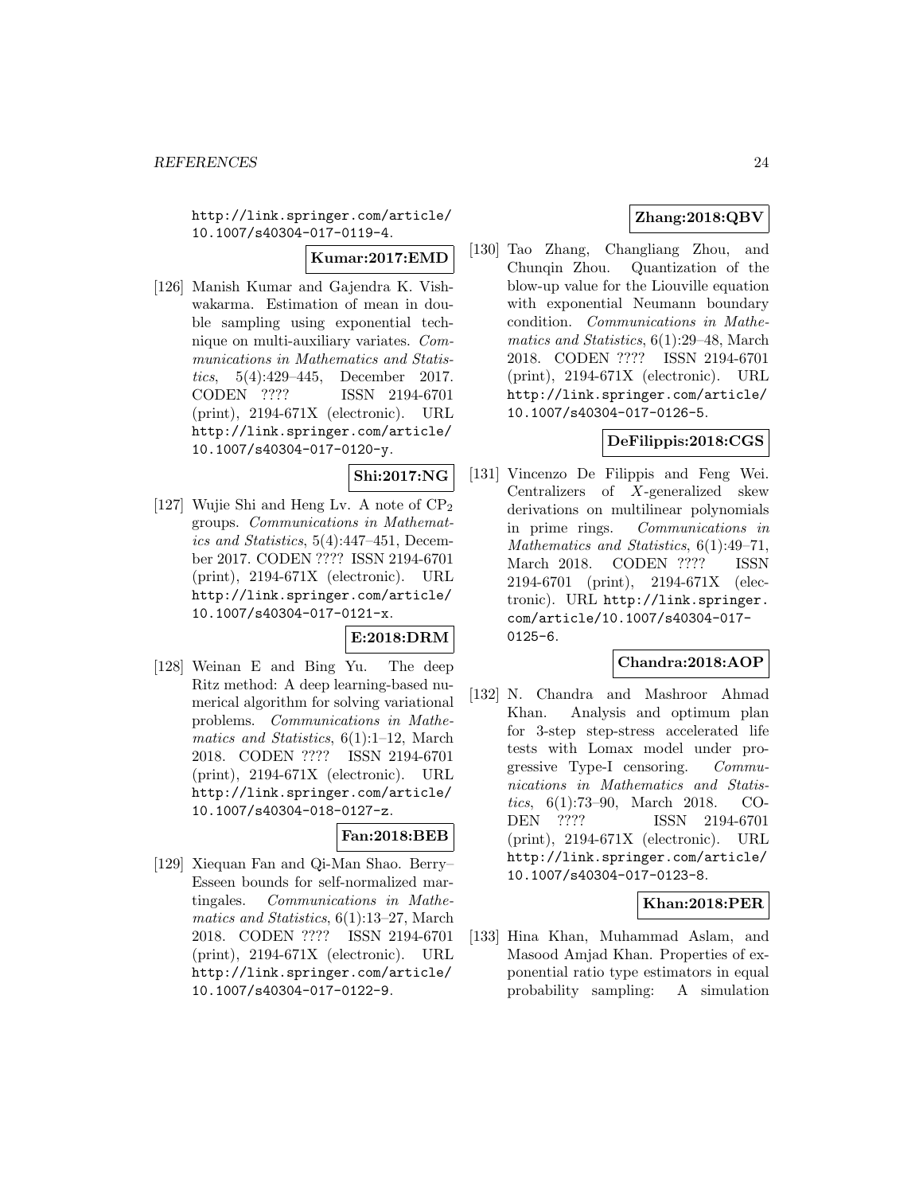http://link.springer.com/article/10.1007/s40304-017-0119-4.

**Kumar:2017:EMD**

[126] Manish Kumar and Gajendra K. Vishwakarma. Estimation of mean in double sampling using exponential technique on multi-auxiliary variates. *Communications in Mathematics and Statistics*, 5(4):429–445, December 2017. CODEN ???? ISSN 2194-6701 (print), 2194-671X (electronic). URL http://link.springer.com/article/10.1007/s40304-017-0120-y.

**Shi:2017:NG**

[127] Wujie Shi and Heng Lv. A note of $CP_2$ groups. *Communications in Mathematics and Statistics*, 5(4):447–451, December 2017. CODEN ???? ISSN 2194-6701 (print), 2194-671X (electronic). URL http://link.springer.com/article/10.1007/s40304-017-0121-x.

**E:2018:DRM**

[128] Weinan E and Bing Yu. The deep Ritz method: A deep learning-based numerical algorithm for solving variational problems. *Communications in Mathematics and Statistics*, 6(1):1–12, March 2018. CODEN ???? ISSN 2194-6701 (print), 2194-671X (electronic). URL http://link.springer.com/article/10.1007/s40304-018-0127-z.

**Fan:2018:BEB**

[129] Xiequan Fan and Qi-Man Shao. Berry–Esseen bounds for self-normalized martingales. *Communications in Mathematics and Statistics*, 6(1):13–27, March 2018. CODEN ???? ISSN 2194-6701 (print), 2194-671X (electronic). URL http://link.springer.com/article/10.1007/s40304-017-0122-9.

**Zhang:2018:QBV**

[130] Tao Zhang, Changliang Zhou, and Chunqin Zhou. Quantization of the blow-up value for the Liouville equation with exponential Neumann boundary condition. *Communications in Mathematics and Statistics*, 6(1):29–48, March 2018. CODEN ???? ISSN 2194-6701 (print), 2194-671X (electronic). URL http://link.springer.com/article/10.1007/s40304-017-0126-5.

**DeFilippis:2018:CGS**

[131] Vincenzo De Filippis and Feng Wei. Centralizers of $X$-generalized skew derivations on multilinear polynomials in prime rings. *Communications in Mathematics and Statistics*, 6(1):49–71, March 2018. CODEN ???? ISSN 2194-6701 (print), 2194-671X (electronic). URL http://link.springer.com/article/10.1007/s40304-017-0125-6.

**Chandra:2018:AOP**

[132] N. Chandra and Mashroor Ahmad Khan. Analysis and optimum plan for 3-step step-stress accelerated life tests with Lomax model under progressive Type-I censoring. *Communications in Mathematics and Statistics*, 6(1):73–90, March 2018. CODEN ???? ISSN 2194-6701 (print), 2194-671X (electronic). URL http://link.springer.com/article/10.1007/s40304-017-0123-8.

**Khan:2018:PER**

[133] Hina Khan, Muhammad Aslam, and Masood Amjad Khan. Properties of exponential ratio type estimators in equal probability sampling: A simulation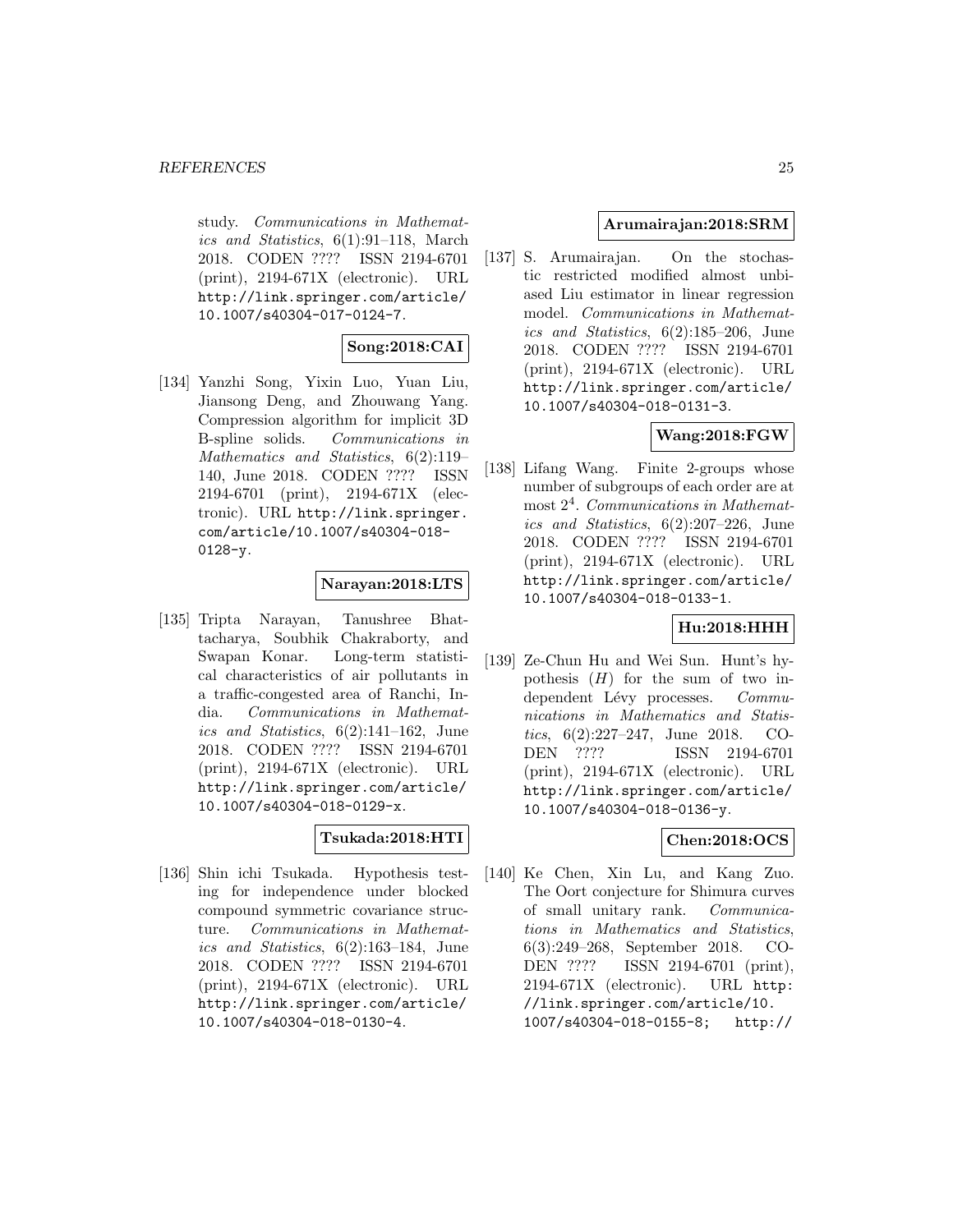study. *Communications in Mathematics and Statistics*, 6(1):91–118, March 2018. CODEN ???? ISSN 2194-6701 (print), 2194-671X (electronic). URL http://link.springer.com/article/10.1007/s40304-017-0124-7.

**Song:2018:CAI**

[134] Yanzhi Song, Yixin Luo, Yuan Liu, Jiansong Deng, and Zhouwang Yang. Compression algorithm for implicit 3D B-spline solids. *Communications in Mathematics and Statistics*, 6(2):119–140, June 2018. CODEN ???? ISSN 2194-6701 (print), 2194-671X (electronic). URL http://link.springer.com/article/10.1007/s40304-018-0128-y.

**Narayan:2018:LTS**

[135] Tripta Narayan, Tanushree Bhattacharya, Soubhik Chakraborty, and Swapan Konar. Long-term statistical characteristics of air pollutants in a traffic-congested area of Ranchi, India. *Communications in Mathematics and Statistics*, 6(2):141–162, June 2018. CODEN ???? ISSN 2194-6701 (print), 2194-671X (electronic). URL http://link.springer.com/article/10.1007/s40304-018-0129-x.

**Tsukada:2018:HTI**

[136] Shin ichi Tsukada. Hypothesis testing for independence under blocked compound symmetric covariance structure. *Communications in Mathematics and Statistics*, 6(2):163–184, June 2018. CODEN ???? ISSN 2194-6701 (print), 2194-671X (electronic). URL http://link.springer.com/article/10.1007/s40304-018-0130-4.

**Arumairajan:2018:SRM**

[137] S. Arumairajan. On the stochastic restricted modified almost unbiased Liu estimator in linear regression model. *Communications in Mathematics and Statistics*, 6(2):185–206, June 2018. CODEN ???? ISSN 2194-6701 (print), 2194-671X (electronic). URL http://link.springer.com/article/10.1007/s40304-018-0131-3.

**Wang:2018:FGW**

[138] Lifang Wang. Finite 2-groups whose number of subgroups of each order are at most $2^4$. *Communications in Mathematics and Statistics*, 6(2):207–226, June 2018. CODEN ???? ISSN 2194-6701 (print), 2194-671X (electronic). URL http://link.springer.com/article/10.1007/s40304-018-0133-1.

**Hu:2018:HHH**

[139] Ze-Chun Hu and Wei Sun. Hunt's hypothesis $(H)$ for the sum of two independent Lévy processes. *Communications in Mathematics and Statistics*, 6(2):227–247, June 2018. CODEN ???? ISSN 2194-6701 (print), 2194-671X (electronic). URL http://link.springer.com/article/10.1007/s40304-018-0136-y.

**Chen:2018:OCS**

[140] Ke Chen, Xin Lu, and Kang Zuo. The Oort conjecture for Shimura curves of small unitary rank. *Communications in Mathematics and Statistics*, 6(3):249–268, September 2018. CODEN ???? ISSN 2194-6701 (print), 2194-671X (electronic). URL http://link.springer.com/article/10.1007/s40304-018-0155-8; http://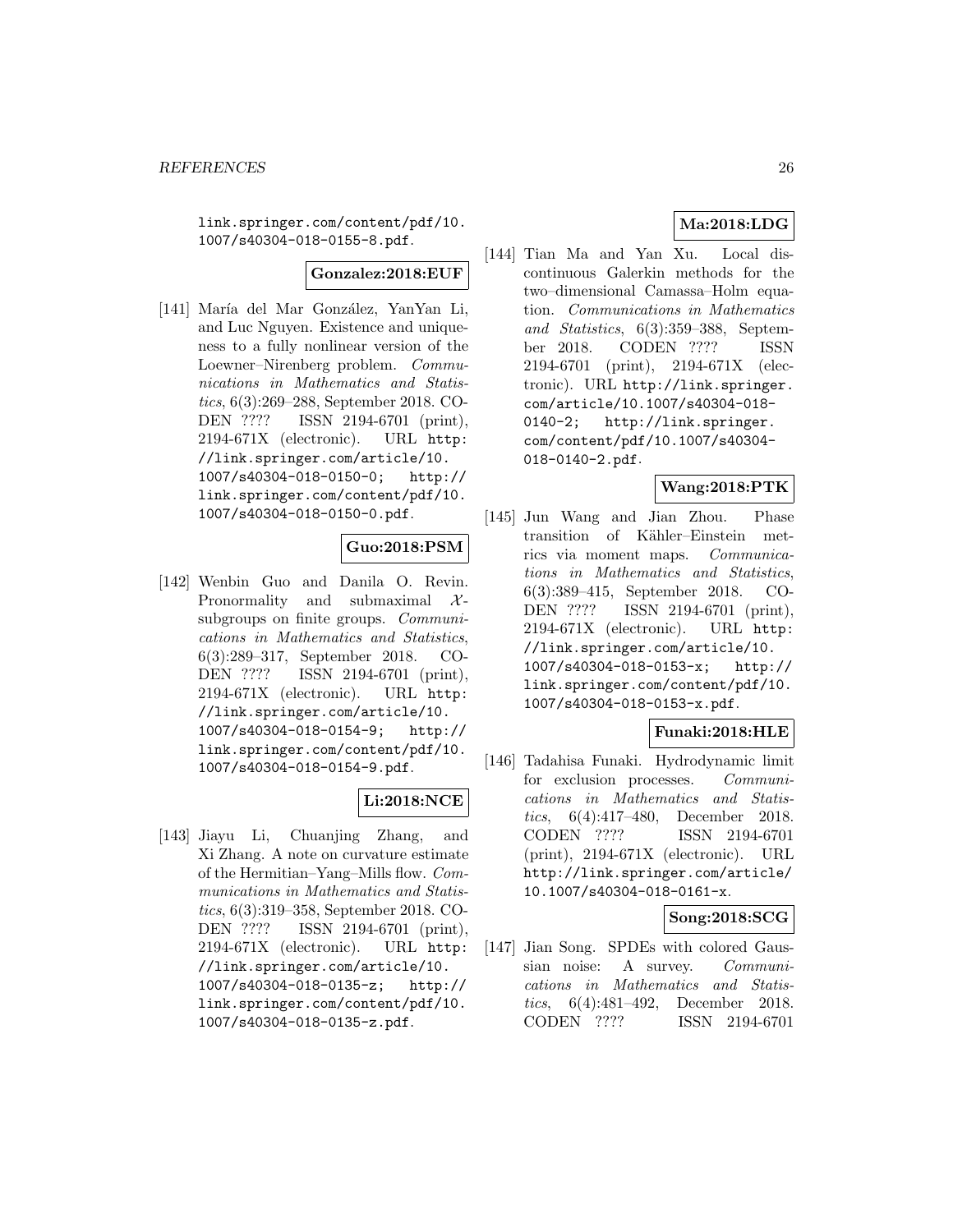link.springer.com/content/pdf/10.1007/s40304-018-0155-8.pdf.

**Gonzalez:2018:EUF**

[141] María del Mar González, YanYan Li, and Luc Nguyen. Existence and uniqueness to a fully nonlinear version of the Loewner–Nirenberg problem. *Communications in Mathematics and Statistics*, 6(3):269–288, September 2018. CODEN ???? ISSN 2194-6701 (print), 2194-671X (electronic). URL http://link.springer.com/article/10.1007/s40304-018-0150-0; http://link.springer.com/content/pdf/10.1007/s40304-018-0150-0.pdf.

**Guo:2018:PSM**

[142] Wenbin Guo and Danila O. Revin. Pronormality and submaximal $\mathcal{X}$-subgroups on finite groups. *Communications in Mathematics and Statistics*, 6(3):289–317, September 2018. CODEN ???? ISSN 2194-6701 (print), 2194-671X (electronic). URL http://link.springer.com/article/10.1007/s40304-018-0154-9; http://link.springer.com/content/pdf/10.1007/s40304-018-0154-9.pdf.

**Li:2018:NCE**

[143] Jiayu Li, Chuanjing Zhang, and Xi Zhang. A note on curvature estimate of the Hermitian–Yang–Mills flow. *Communications in Mathematics and Statistics*, 6(3):319–358, September 2018. CODEN ???? ISSN 2194-6701 (print), 2194-671X (electronic). URL http://link.springer.com/article/10.1007/s40304-018-0135-z; http://link.springer.com/content/pdf/10.1007/s40304-018-0135-z.pdf.

**Ma:2018:LDG**

[144] Tian Ma and Yan Xu. Local discontinuous Galerkin methods for the two–dimensional Camassa–Holm equation. *Communications in Mathematics and Statistics*, 6(3):359–388, September 2018. CODEN ???? ISSN 2194-6701 (print), 2194-671X (electronic). URL http://link.springer.com/article/10.1007/s40304-018-0140-2; http://link.springer.com/content/pdf/10.1007/s40304-018-0140-2.pdf.

**Wang:2018:PTK**

[145] Jun Wang and Jian Zhou. Phase transition of Kähler–Einstein metrics via moment maps. *Communications in Mathematics and Statistics*, 6(3):389–415, September 2018. CODEN ???? ISSN 2194-6701 (print), 2194-671X (electronic). URL http://link.springer.com/article/10.1007/s40304-018-0153-x; http://link.springer.com/content/pdf/10.1007/s40304-018-0153-x.pdf.

**Funaki:2018:HLE**

[146] Tadahisa Funaki. Hydrodynamic limit for exclusion processes. *Communications in Mathematics and Statistics*, 6(4):417–480, December 2018. CODEN ???? ISSN 2194-6701 (print), 2194-671X (electronic). URL http://link.springer.com/article/10.1007/s40304-018-0161-x.

**Song:2018:SCG**

[147] Jian Song. SPDEs with colored Gaussian noise: A survey. *Communications in Mathematics and Statistics*, 6(4):481–492, December 2018. CODEN ???? ISSN 2194-6701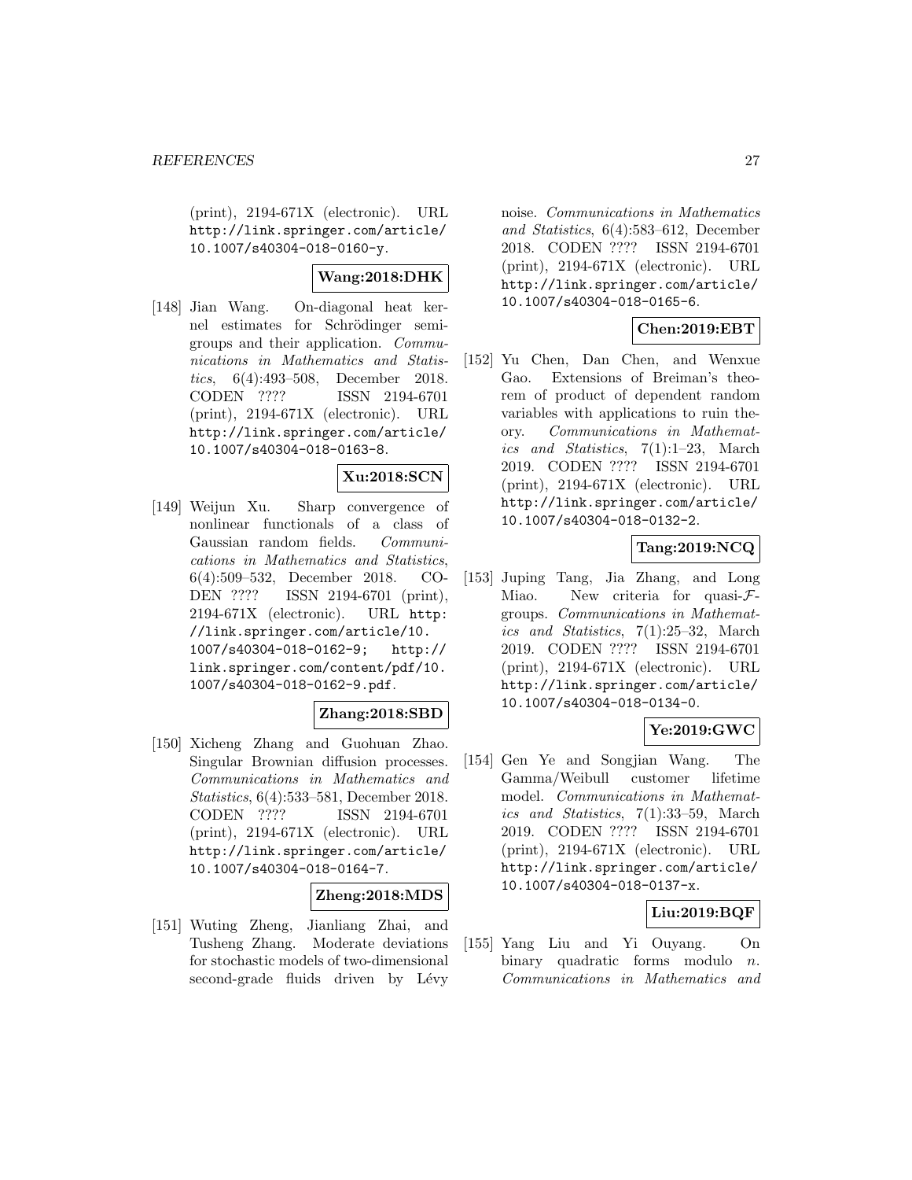(print), 2194-671X (electronic). URL http://link.springer.com/article/10.1007/s40304-018-0160-y.

**Wang:2018:DHK**

[148] Jian Wang. On-diagonal heat kernel estimates for Schrödinger semigroups and their application. *Communications in Mathematics and Statistics*, 6(4):493–508, December 2018. CODEN ???? ISSN 2194-6701 (print), 2194-671X (electronic). URL http://link.springer.com/article/10.1007/s40304-018-0163-8.

**Xu:2018:SCN**

[149] Weijun Xu. Sharp convergence of nonlinear functionals of a class of Gaussian random fields. *Communications in Mathematics and Statistics*, 6(4):509–532, December 2018. CODEN ???? ISSN 2194-6701 (print), 2194-671X (electronic). URL http://link.springer.com/article/10.1007/s40304-018-0162-9; http://link.springer.com/content/pdf/10.1007/s40304-018-0162-9.pdf.

**Zhang:2018:SBD**

[150] Xicheng Zhang and Guohuan Zhao. Singular Brownian diffusion processes. *Communications in Mathematics and Statistics*, 6(4):533–581, December 2018. CODEN ???? ISSN 2194-6701 (print), 2194-671X (electronic). URL http://link.springer.com/article/10.1007/s40304-018-0164-7.

**Zheng:2018:MDS**

[151] Wuting Zheng, Jianliang Zhai, and Tusheng Zhang. Moderate deviations for stochastic models of two-dimensional second-grade fluids driven by Lévy noise. *Communications in Mathematics and Statistics*, 6(4):583–612, December 2018. CODEN ???? ISSN 2194-6701 (print), 2194-671X (electronic). URL http://link.springer.com/article/10.1007/s40304-018-0165-6.

**Chen:2019:EBT**

[152] Yu Chen, Dan Chen, and Wenxue Gao. Extensions of Breiman's theorem of product of dependent random variables with applications to ruin theory. *Communications in Mathematics and Statistics*, 7(1):1–23, March 2019. CODEN ???? ISSN 2194-6701 (print), 2194-671X (electronic). URL http://link.springer.com/article/10.1007/s40304-018-0132-2.

**Tang:2019:NCQ**

[153] Juping Tang, Jia Zhang, and Long Miao. New criteria for quasi-$\mathcal{F}$-groups. *Communications in Mathematics and Statistics*, 7(1):25–32, March 2019. CODEN ???? ISSN 2194-6701 (print), 2194-671X (electronic). URL http://link.springer.com/article/10.1007/s40304-018-0134-0.

**Ye:2019:GWC**

[154] Gen Ye and Songjian Wang. The Gamma/Weibull customer lifetime model. *Communications in Mathematics and Statistics*, 7(1):33–59, March 2019. CODEN ???? ISSN 2194-6701 (print), 2194-671X (electronic). URL http://link.springer.com/article/10.1007/s40304-018-0137-x.

**Liu:2019:BQF**

[155] Yang Liu and Yi Ouyang. On binary quadratic forms modulo $n$. *Communications in Mathematics and*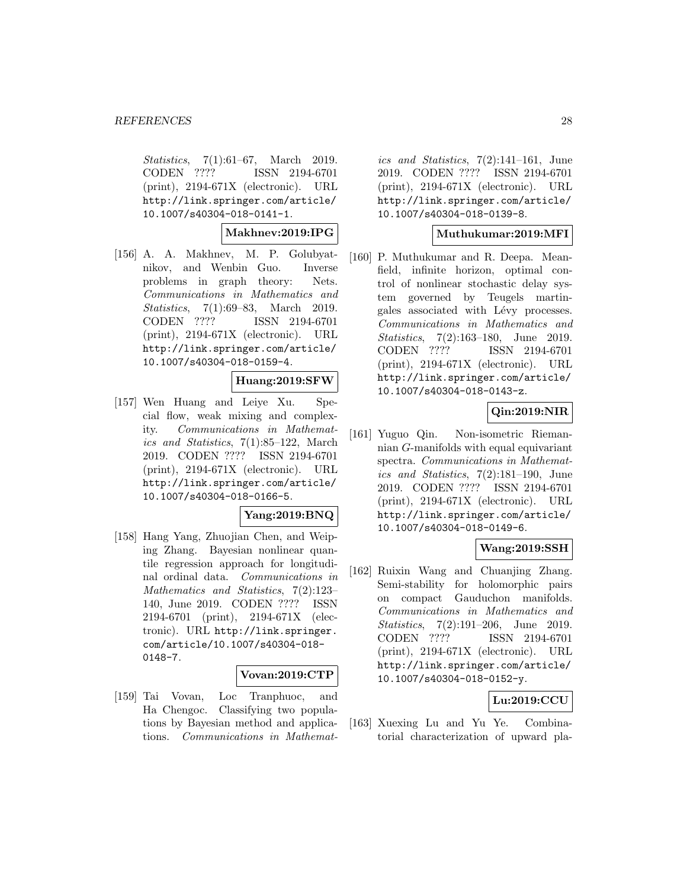*Statistics*, 7(1):61–67, March 2019. CODEN ???? ISSN 2194-6701 (print), 2194-671X (electronic). URL http://link.springer.com/article/10.1007/s40304-018-0141-1.

**Makhnev:2019:IPG**

[156] A. A. Makhnev, M. P. Golubyatnikov, and Wenbin Guo. Inverse problems in graph theory: Nets. *Communications in Mathematics and Statistics*, 7(1):69–83, March 2019. CODEN ???? ISSN 2194-6701 (print), 2194-671X (electronic). URL http://link.springer.com/article/10.1007/s40304-018-0159-4.

**Huang:2019:SFW**

[157] Wen Huang and Leiye Xu. Special flow, weak mixing and complexity. *Communications in Mathematics and Statistics*, 7(1):85–122, March 2019. CODEN ???? ISSN 2194-6701 (print), 2194-671X (electronic). URL http://link.springer.com/article/10.1007/s40304-018-0166-5.

**Yang:2019:BNQ**

[158] Hang Yang, Zhuojian Chen, and Weiping Zhang. Bayesian nonlinear quantile regression approach for longitudinal ordinal data. *Communications in Mathematics and Statistics*, 7(2):123–140, June 2019. CODEN ???? ISSN 2194-6701 (print), 2194-671X (electronic). URL http://link.springer.com/article/10.1007/s40304-018-0148-7.

**Vovan:2019:CTP**

[159] Tai Vovan, Loc Tranphuoc, and Ha Chengoc. Classifying two populations by Bayesian method and applications. *Communications in Mathematics and Statistics*, 7(2):141–161, June 2019. CODEN ???? ISSN 2194-6701 (print), 2194-671X (electronic). URL http://link.springer.com/article/10.1007/s40304-018-0139-8.

**Muthukumar:2019:MFI**

[160] P. Muthukumar and R. Deepa. Mean-field, infinite horizon, optimal control of nonlinear stochastic delay system governed by Teugels martingales associated with Lévy processes. *Communications in Mathematics and Statistics*, 7(2):163–180, June 2019. CODEN ???? ISSN 2194-6701 (print), 2194-671X (electronic). URL http://link.springer.com/article/10.1007/s40304-018-0143-z.

**Qin:2019:NIR**

[161] Yuguo Qin. Non-isometric Riemannian $G$-manifolds with equal equivariant spectra. *Communications in Mathematics and Statistics*, 7(2):181–190, June 2019. CODEN ???? ISSN 2194-6701 (print), 2194-671X (electronic). URL http://link.springer.com/article/10.1007/s40304-018-0149-6.

**Wang:2019:SSH**

[162] Ruixin Wang and Chuanjing Zhang. Semi-stability for holomorphic pairs on compact Gauduchon manifolds. *Communications in Mathematics and Statistics*, 7(2):191–206, June 2019. CODEN ???? ISSN 2194-6701 (print), 2194-671X (electronic). URL http://link.springer.com/article/10.1007/s40304-018-0152-y.

**Lu:2019:CCU**

[163] Xuexing Lu and Yu Ye. Combinatorial characterization of upward pla-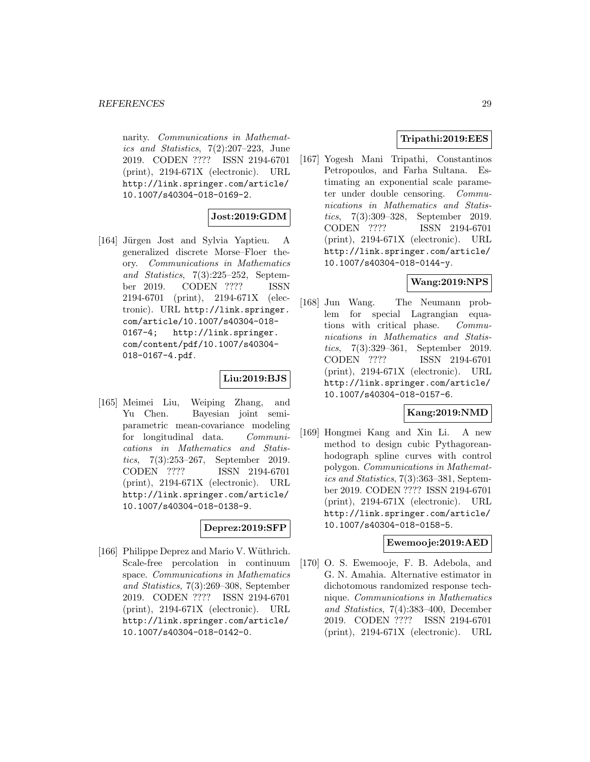narity. *Communications in Mathematics and Statistics*, 7(2):207–223, June 2019. CODEN ???? ISSN 2194-6701 (print), 2194-671X (electronic). URL http://link.springer.com/article/10.1007/s40304-018-0169-2.

**Jost:2019:GDM**

[164] Jürgen Jost and Sylvia Yaptieu. A generalized discrete Morse–Floer theory. *Communications in Mathematics and Statistics*, 7(3):225–252, September 2019. CODEN ???? ISSN 2194-6701 (print), 2194-671X (electronic). URL http://link.springer.com/article/10.1007/s40304-018-0167-4; http://link.springer.com/content/pdf/10.1007/s40304-018-0167-4.pdf.

**Liu:2019:BJS**

[165] Meimei Liu, Weiping Zhang, and Yu Chen. Bayesian joint semiparametric mean-covariance modeling for longitudinal data. *Communications in Mathematics and Statistics*, 7(3):253–267, September 2019. CODEN ???? ISSN 2194-6701 (print), 2194-671X (electronic). URL http://link.springer.com/article/10.1007/s40304-018-0138-9.

**Deprez:2019:SFP**

[166] Philippe Deprez and Mario V. Wüthrich. Scale-free percolation in continuum space. *Communications in Mathematics and Statistics*, 7(3):269–308, September 2019. CODEN ???? ISSN 2194-6701 (print), 2194-671X (electronic). URL http://link.springer.com/article/10.1007/s40304-018-0142-0.

**Tripathi:2019:EES**

[167] Yogesh Mani Tripathi, Constantinos Petropoulos, and Farha Sultana. Estimating an exponential scale parameter under double censoring. *Communications in Mathematics and Statistics*, 7(3):309–328, September 2019. CODEN ???? ISSN 2194-6701 (print), 2194-671X (electronic). URL http://link.springer.com/article/10.1007/s40304-018-0144-y.

**Wang:2019:NPS**

[168] Jun Wang. The Neumann problem for special Lagrangian equations with critical phase. *Communications in Mathematics and Statistics*, 7(3):329–361, September 2019. CODEN ???? ISSN 2194-6701 (print), 2194-671X (electronic). URL http://link.springer.com/article/10.1007/s40304-018-0157-6.

**Kang:2019:NMD**

[169] Hongmei Kang and Xin Li. A new method to design cubic Pythagorean-hodograph spline curves with control polygon. *Communications in Mathematics and Statistics*, 7(3):363–381, September 2019. CODEN ???? ISSN 2194-6701 (print), 2194-671X (electronic). URL http://link.springer.com/article/10.1007/s40304-018-0158-5.

**Ewemooje:2019:AED**

[170] O. S. Ewemooje, F. B. Adebola, and G. N. Amahia. Alternative estimator in dichotomous randomized response technique. *Communications in Mathematics and Statistics*, 7(4):383–400, December 2019. CODEN ???? ISSN 2194-6701 (print), 2194-671X (electronic). URL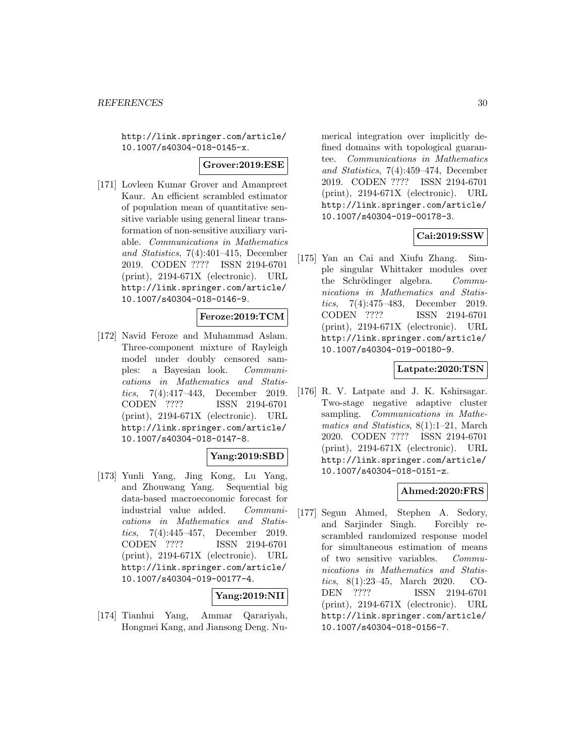http://link.springer.com/article/10.1007/s40304-018-0145-x.

**Grover:2019:ESE**

[171] Lovleen Kumar Grover and Amanpreet Kaur. An efficient scrambled estimator of population mean of quantitative sensitive variable using general linear transformation of non-sensitive auxiliary variable. *Communications in Mathematics and Statistics*, 7(4):401–415, December 2019. CODEN ???? ISSN 2194-6701 (print), 2194-671X (electronic). URL http://link.springer.com/article/10.1007/s40304-018-0146-9.

**Feroze:2019:TCM**

[172] Navid Feroze and Muhammad Aslam. Three-component mixture of Rayleigh model under doubly censored samples: a Bayesian look. *Communications in Mathematics and Statistics*, 7(4):417–443, December 2019. CODEN ???? ISSN 2194-6701 (print), 2194-671X (electronic). URL http://link.springer.com/article/10.1007/s40304-018-0147-8.

**Yang:2019:SBD**

[173] Yunli Yang, Jing Kong, Lu Yang, and Zhouwang Yang. Sequential big data-based macroeconomic forecast for industrial value added. *Communications in Mathematics and Statistics*, 7(4):445–457, December 2019. CODEN ???? ISSN 2194-6701 (print), 2194-671X (electronic). URL http://link.springer.com/article/10.1007/s40304-019-00177-4.

**Yang:2019:NII**

[174] Tianhui Yang, Ammar Qarariyah, Hongmei Kang, and Jiansong Deng. Numerical integration over implicitly defined domains with topological guarantee. *Communications in Mathematics and Statistics*, 7(4):459–474, December 2019. CODEN ???? ISSN 2194-6701 (print), 2194-671X (electronic). URL http://link.springer.com/article/10.1007/s40304-019-00178-3.

**Cai:2019:SSW**

[175] Yan an Cai and Xiufu Zhang. Simple singular Whittaker modules over the Schrödinger algebra. *Communications in Mathematics and Statistics*, 7(4):475–483, December 2019. CODEN ???? ISSN 2194-6701 (print), 2194-671X (electronic). URL http://link.springer.com/article/10.1007/s40304-019-00180-9.

**Latpate:2020:TSN**

[176] R. V. Latpate and J. K. Kshirsagar. Two-stage negative adaptive cluster sampling. *Communications in Mathematics and Statistics*, 8(1):1–21, March 2020. CODEN ???? ISSN 2194-6701 (print), 2194-671X (electronic). URL http://link.springer.com/article/10.1007/s40304-018-0151-z.

**Ahmed:2020:FRS**

[177] Segun Ahmed, Stephen A. Sedory, and Sarjinder Singh. Forcibly rescrambled randomized response model for simultaneous estimation of means of two sensitive variables. *Communications in Mathematics and Statistics*, 8(1):23–45, March 2020. CODEN ???? ISSN 2194-6701 (print), 2194-671X (electronic). URL http://link.springer.com/article/10.1007/s40304-018-0156-7.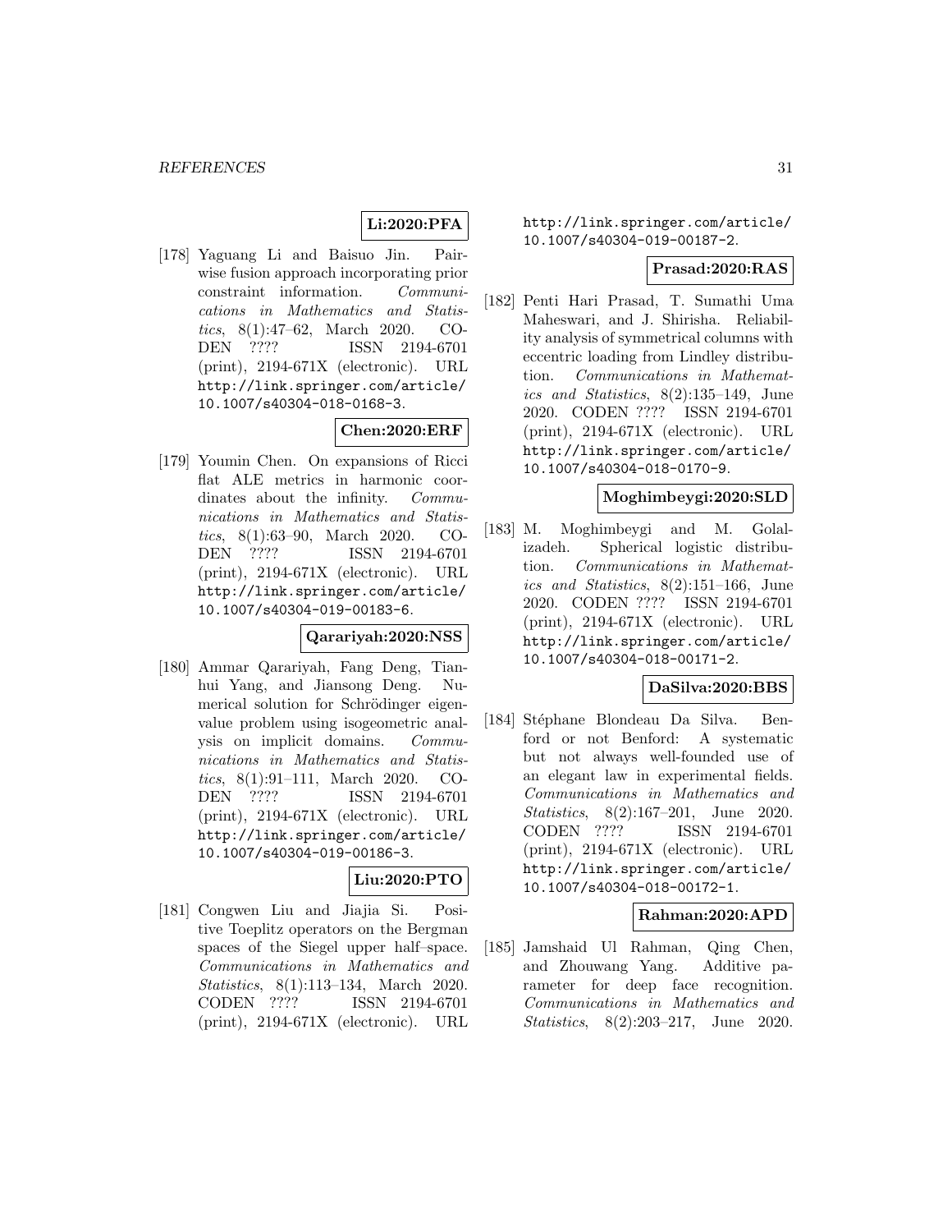**Li:2020:PFA**

[178] Yaguang Li and Baisuo Jin. Pairwise fusion approach incorporating prior constraint information. *Communications in Mathematics and Statistics*, 8(1):47–62, March 2020. CODEN ???? ISSN 2194-6701 (print), 2194-671X (electronic). URL http://link.springer.com/article/10.1007/s40304-018-0168-3.

**Chen:2020:ERF**

[179] Youmin Chen. On expansions of Ricci flat ALE metrics in harmonic coordinates about the infinity. *Communications in Mathematics and Statistics*, 8(1):63–90, March 2020. CODEN ???? ISSN 2194-6701 (print), 2194-671X (electronic). URL http://link.springer.com/article/10.1007/s40304-019-00183-6.

**Qarariyah:2020:NSS**

[180] Ammar Qarariyah, Fang Deng, Tianhui Yang, and Jiansong Deng. Numerical solution for Schrödinger eigenvalue problem using isogeometric analysis on implicit domains. *Communications in Mathematics and Statistics*, 8(1):91–111, March 2020. CODEN ???? ISSN 2194-6701 (print), 2194-671X (electronic). URL http://link.springer.com/article/10.1007/s40304-019-00186-3.

**Liu:2020:PTO**

[181] Congwen Liu and Jiajia Si. Positive Toeplitz operators on the Bergman spaces of the Siegel upper half–space. *Communications in Mathematics and Statistics*, 8(1):113–134, March 2020. CODEN ???? ISSN 2194-6701 (print), 2194-671X (electronic). URL http://link.springer.com/article/10.1007/s40304-019-00187-2.

**Prasad:2020:RAS**

[182] Penti Hari Prasad, T. Sumathi Uma Maheswari, and J. Shirisha. Reliability analysis of symmetrical columns with eccentric loading from Lindley distribution. *Communications in Mathematics and Statistics*, 8(2):135–149, June 2020. CODEN ???? ISSN 2194-6701 (print), 2194-671X (electronic). URL http://link.springer.com/article/10.1007/s40304-018-0170-9.

**Moghimbeygi:2020:SLD**

[183] M. Moghimbeygi and M. Golalizadeh. Spherical logistic distribution. *Communications in Mathematics and Statistics*, 8(2):151–166, June 2020. CODEN ???? ISSN 2194-6701 (print), 2194-671X (electronic). URL http://link.springer.com/article/10.1007/s40304-018-00171-2.

**DaSilva:2020:BBS**

[184] Stéphane Blondeau Da Silva. Benford or not Benford: A systematic but not always well-founded use of an elegant law in experimental fields. *Communications in Mathematics and Statistics*, 8(2):167–201, June 2020. CODEN ???? ISSN 2194-6701 (print), 2194-671X (electronic). URL http://link.springer.com/article/10.1007/s40304-018-00172-1.

**Rahman:2020:APD**

[185] Jamshaid Ul Rahman, Qing Chen, and Zhouwang Yang. Additive parameter for deep face recognition. *Communications in Mathematics and Statistics*, 8(2):203–217, June 2020.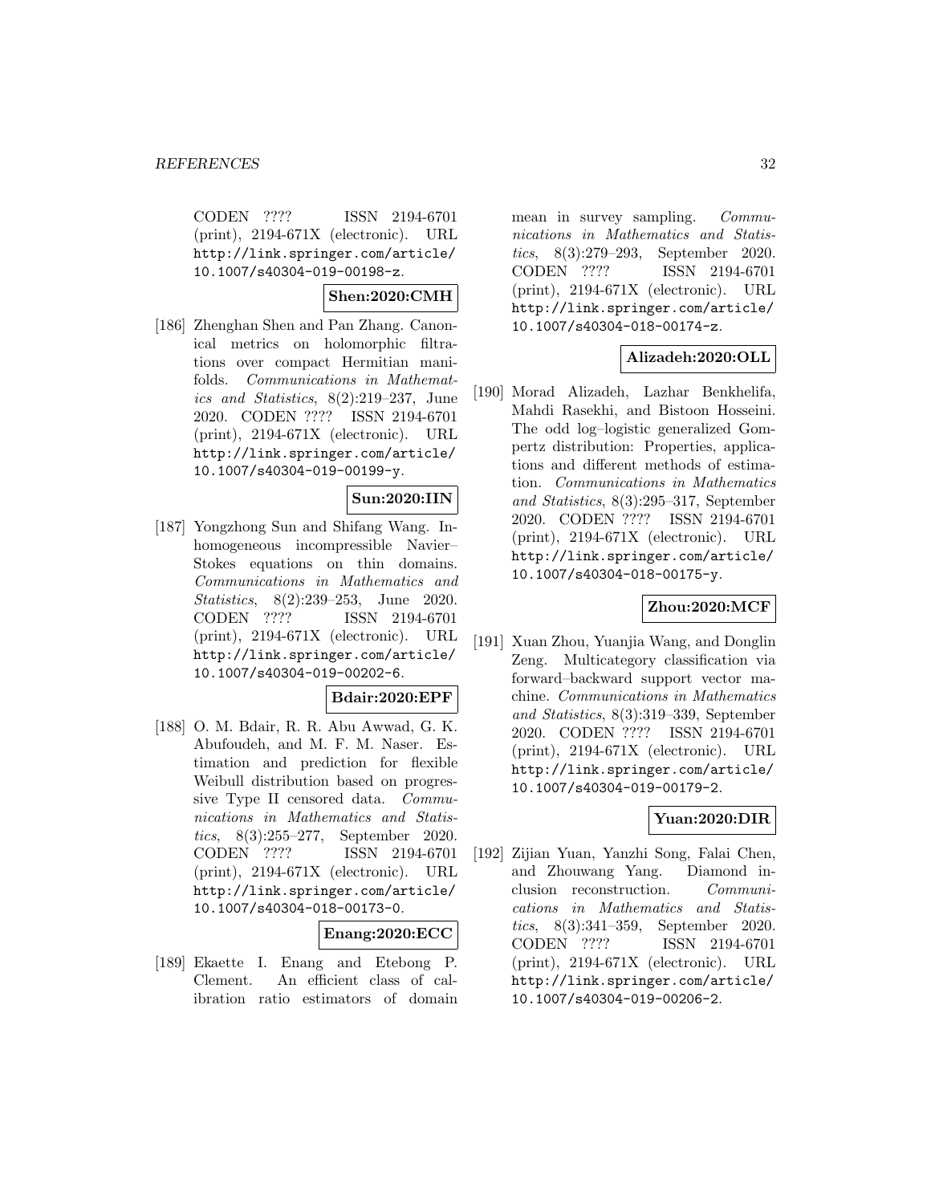CODEN ???? ISSN 2194-6701 (print), 2194-671X (electronic). URL http://link.springer.com/article/10.1007/s40304-019-00198-z.

**Shen:2020:CMH**

[186] Zhenghan Shen and Pan Zhang. Canonical metrics on holomorphic filtrations over compact Hermitian manifolds. *Communications in Mathematics and Statistics*, 8(2):219–237, June 2020. CODEN ???? ISSN 2194-6701 (print), 2194-671X (electronic). URL http://link.springer.com/article/10.1007/s40304-019-00199-y.

**Sun:2020:IIN**

[187] Yongzhong Sun and Shifang Wang. Inhomogeneous incompressible Navier–Stokes equations on thin domains. *Communications in Mathematics and Statistics*, 8(2):239–253, June 2020. CODEN ???? ISSN 2194-6701 (print), 2194-671X (electronic). URL http://link.springer.com/article/10.1007/s40304-019-00202-6.

**Bdair:2020:EPF**

[188] O. M. Bdair, R. R. Abu Awwad, G. K. Abufoudeh, and M. F. M. Naser. Estimation and prediction for flexible Weibull distribution based on progressive Type II censored data. *Communications in Mathematics and Statistics*, 8(3):255–277, September 2020. CODEN ???? ISSN 2194-6701 (print), 2194-671X (electronic). URL http://link.springer.com/article/10.1007/s40304-018-00173-0.

**Enang:2020:ECC**

[189] Ekaette I. Enang and Etebong P. Clement. An efficient class of calibration ratio estimators of domain mean in survey sampling. *Communications in Mathematics and Statistics*, 8(3):279–293, September 2020. CODEN ???? ISSN 2194-6701 (print), 2194-671X (electronic). URL http://link.springer.com/article/10.1007/s40304-018-00174-z.

**Alizadeh:2020:OLL**

[190] Morad Alizadeh, Lazhar Benkhelifa, Mahdi Rasekhi, and Bistoon Hosseini. The odd log–logistic generalized Gompertz distribution: Properties, applications and different methods of estimation. *Communications in Mathematics and Statistics*, 8(3):295–317, September 2020. CODEN ???? ISSN 2194-6701 (print), 2194-671X (electronic). URL http://link.springer.com/article/10.1007/s40304-018-00175-y.

**Zhou:2020:MCF**

[191] Xuan Zhou, Yuanjia Wang, and Donglin Zeng. Multicategory classification via forward–backward support vector machine. *Communications in Mathematics and Statistics*, 8(3):319–339, September 2020. CODEN ???? ISSN 2194-6701 (print), 2194-671X (electronic). URL http://link.springer.com/article/10.1007/s40304-019-00179-2.

**Yuan:2020:DIR**

[192] Zijian Yuan, Yanzhi Song, Falai Chen, and Zhouwang Yang. Diamond inclusion reconstruction. *Communications in Mathematics and Statistics*, 8(3):341–359, September 2020. CODEN ???? ISSN 2194-6701 (print), 2194-671X (electronic). URL http://link.springer.com/article/10.1007/s40304-019-00206-2.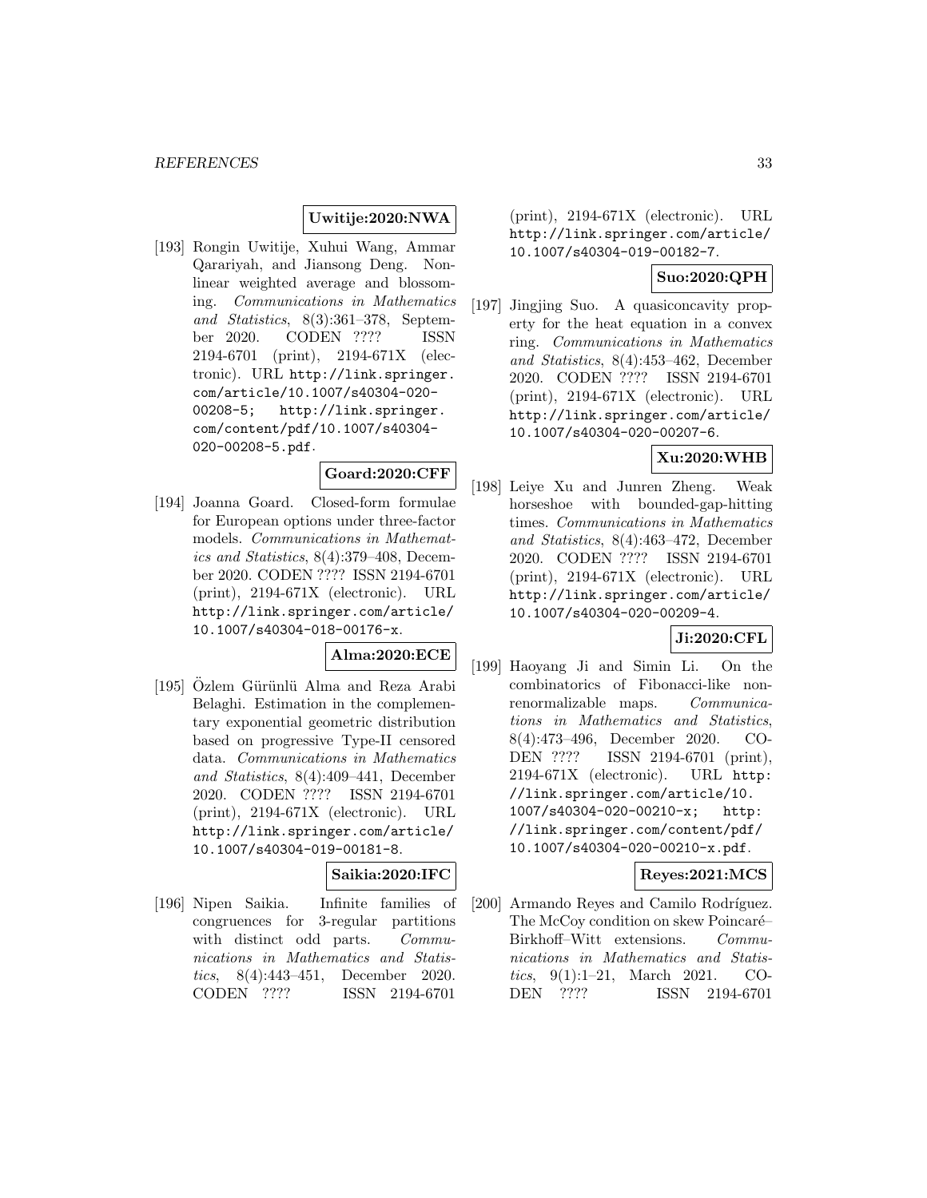**Uwitije:2020:NWA**

[193] Rongin Uwitije, Xuhui Wang, Ammar Qarariyah, and Jiansong Deng. Nonlinear weighted average and blossoming. *Communications in Mathematics and Statistics*, 8(3):361–378, September 2020. CODEN ???? ISSN 2194-6701 (print), 2194-671X (electronic). URL http://link.springer.com/article/10.1007/s40304-020-00208-5; http://link.springer.com/content/pdf/10.1007/s40304-020-00208-5.pdf.

**Goard:2020:CFF**

[194] Joanna Goard. Closed-form formulae for European options under three-factor models. *Communications in Mathematics and Statistics*, 8(4):379–408, December 2020. CODEN ???? ISSN 2194-6701 (print), 2194-671X (electronic). URL http://link.springer.com/article/10.1007/s40304-018-00176-x.

**Alma:2020:ECE**

[195] Özlem Gürünlü Alma and Reza Arabi Belaghi. Estimation in the complementary exponential geometric distribution based on progressive Type-II censored data. *Communications in Mathematics and Statistics*, 8(4):409–441, December 2020. CODEN ???? ISSN 2194-6701 (print), 2194-671X (electronic). URL http://link.springer.com/article/10.1007/s40304-019-00181-8.

**Saikia:2020:IFC**

[196] Nipen Saikia. Infinite families of congruences for 3-regular partitions with distinct odd parts. *Communications in Mathematics and Statistics*, 8(4):443–451, December 2020. CODEN ???? ISSN 2194-6701 (print), 2194-671X (electronic). URL http://link.springer.com/article/10.1007/s40304-019-00182-7.

**Suo:2020:QPH**

[197] Jingjing Suo. A quasiconcavity property for the heat equation in a convex ring. *Communications in Mathematics and Statistics*, 8(4):453–462, December 2020. CODEN ???? ISSN 2194-6701 (print), 2194-671X (electronic). URL http://link.springer.com/article/10.1007/s40304-020-00207-6.

**Xu:2020:WHB**

[198] Leiye Xu and Junren Zheng. Weak horseshoe with bounded-gap-hitting times. *Communications in Mathematics and Statistics*, 8(4):463–472, December 2020. CODEN ???? ISSN 2194-6701 (print), 2194-671X (electronic). URL http://link.springer.com/article/10.1007/s40304-020-00209-4.

**Ji:2020:CFL**

[199] Haoyang Ji and Simin Li. On the combinatorics of Fibonacci-like non-renormalizable maps. *Communications in Mathematics and Statistics*, 8(4):473–496, December 2020. CODEN ???? ISSN 2194-6701 (print), 2194-671X (electronic). URL http://link.springer.com/article/10.1007/s40304-020-00210-x; http://link.springer.com/content/pdf/10.1007/s40304-020-00210-x.pdf.

**Reyes:2021:MCS**

[200] Armando Reyes and Camilo Rodríguez. The McCoy condition on skew Poincaré–Birkhoff–Witt extensions. *Communications in Mathematics and Statistics*, 9(1):1–21, March 2021. CODEN ???? ISSN 2194-6701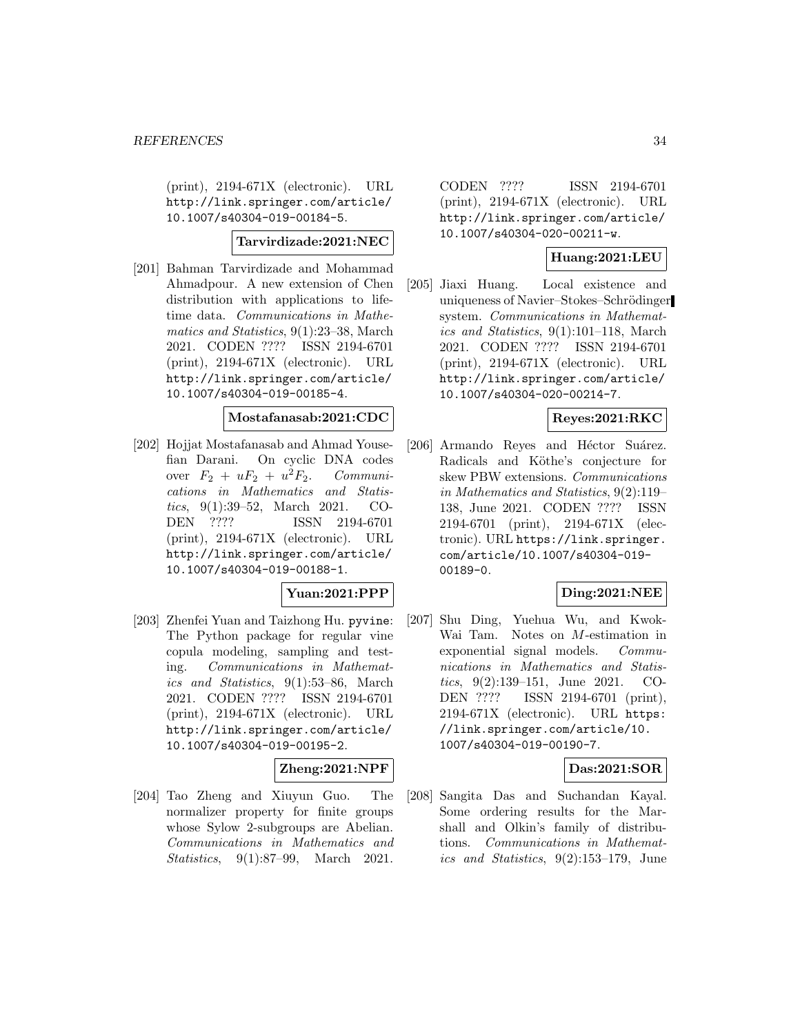(print), 2194-671X (electronic). URL http://link.springer.com/article/10.1007/s40304-019-00184-5.

**Tarvirdizade:2021:NEC**

[201] Bahman Tarvirdizade and Mohammad Ahmadpour. A new extension of Chen distribution with applications to lifetime data. *Communications in Mathematics and Statistics*, 9(1):23–38, March 2021. CODEN ???? ISSN 2194-6701 (print), 2194-671X (electronic). URL http://link.springer.com/article/10.1007/s40304-019-00185-4.

**Mostafanasab:2021:CDC**

[202] Hojjat Mostafanasab and Ahmad Yousefian Darani. On cyclic DNA codes over $F_2 + uF_2 + u^2F_2$. *Communications in Mathematics and Statistics*, 9(1):39–52, March 2021. CODEN ???? ISSN 2194-6701 (print), 2194-671X (electronic). URL http://link.springer.com/article/10.1007/s40304-019-00188-1.

**Yuan:2021:PPP**

[203] Zhenfei Yuan and Taizhong Hu. `pyvine`: The Python package for regular vine copula modeling, sampling and testing. *Communications in Mathematics and Statistics*, 9(1):53–86, March 2021. CODEN ???? ISSN 2194-6701 (print), 2194-671X (electronic). URL http://link.springer.com/article/10.1007/s40304-019-00195-2.

**Zheng:2021:NPF**

[204] Tao Zheng and Xiuyun Guo. The normalizer property for finite groups whose Sylow 2-subgroups are Abelian. *Communications in Mathematics and Statistics*, 9(1):87–99, March 2021. CODEN ???? ISSN 2194-6701 (print), 2194-671X (electronic). URL http://link.springer.com/article/10.1007/s40304-020-00211-w.

**Huang:2021:LEU**

[205] Jiaxi Huang. Local existence and uniqueness of Navier–Stokes–Schrödinger system. *Communications in Mathematics and Statistics*, 9(1):101–118, March 2021. CODEN ???? ISSN 2194-6701 (print), 2194-671X (electronic). URL http://link.springer.com/article/10.1007/s40304-020-00214-7.

**Reyes:2021:RKC**

[206] Armando Reyes and Héctor Suárez. Radicals and Köthe's conjecture for skew PBW extensions. *Communications in Mathematics and Statistics*, 9(2):119–138, June 2021. CODEN ???? ISSN 2194-6701 (print), 2194-671X (electronic). URL https://link.springer.com/article/10.1007/s40304-019-00189-0.

**Ding:2021:NEE**

[207] Shu Ding, Yuehua Wu, and Kwok-Wai Tam. Notes on $M$-estimation in exponential signal models. *Communications in Mathematics and Statistics*, 9(2):139–151, June 2021. CODEN ???? ISSN 2194-6701 (print), 2194-671X (electronic). URL https://link.springer.com/article/10.1007/s40304-019-00190-7.

**Das:2021:SOR**

[208] Sangita Das and Suchandan Kayal. Some ordering results for the Marshall and Olkin's family of distributions. *Communications in Mathematics and Statistics*, 9(2):153–179, June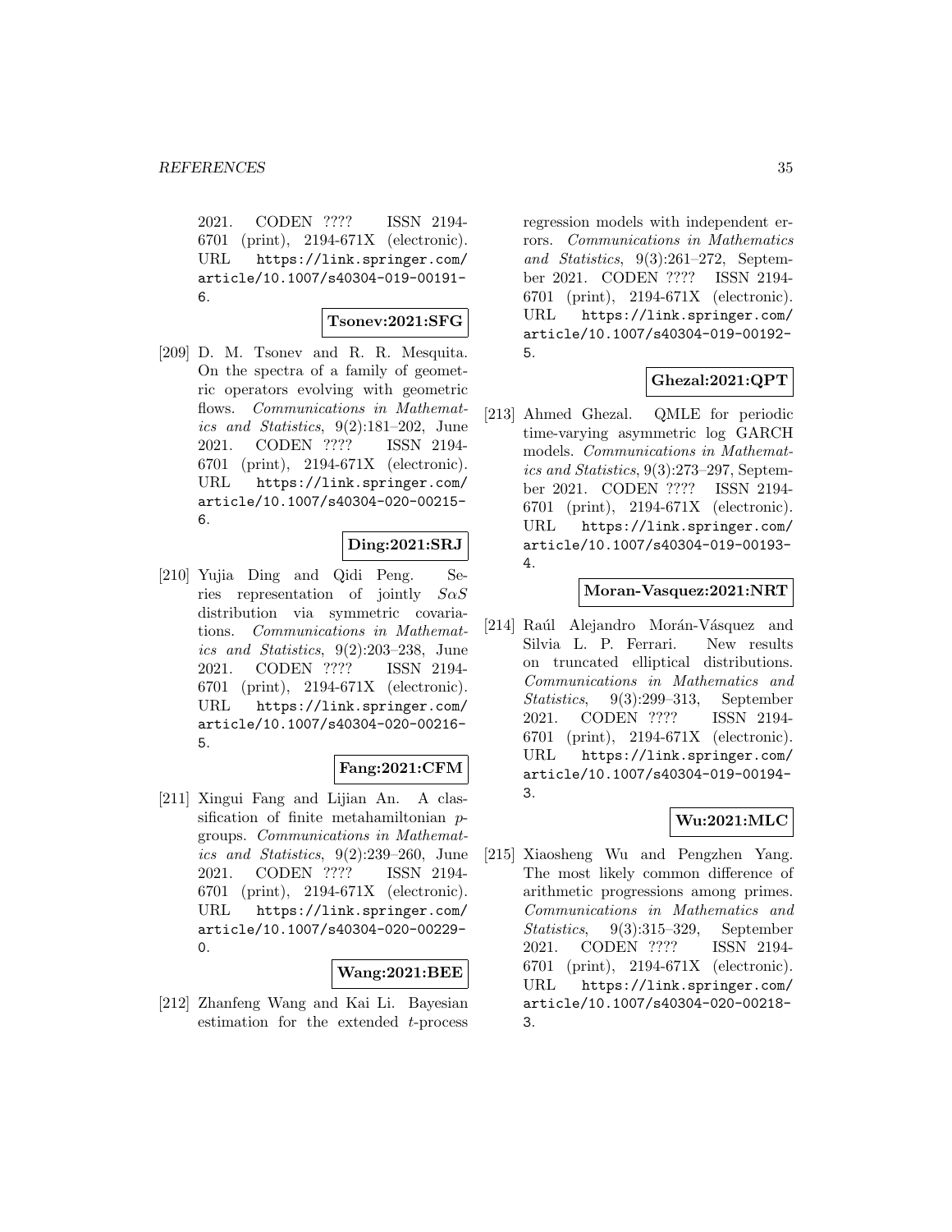2021. CODEN ???? ISSN 2194-6701 (print), 2194-671X (electronic). URL https://link.springer.com/article/10.1007/s40304-019-00191-6.

**Tsonev:2021:SFG**

[209] D. M. Tsonev and R. R. Mesquita. On the spectra of a family of geometric operators evolving with geometric flows. *Communications in Mathematics and Statistics*, 9(2):181–202, June 2021. CODEN ???? ISSN 2194-6701 (print), 2194-671X (electronic). URL https://link.springer.com/article/10.1007/s40304-020-00215-6.

**Ding:2021:SRJ**

[210] Yujia Ding and Qidi Peng. Series representation of jointly $S\alpha S$ distribution via symmetric covariations. *Communications in Mathematics and Statistics*, 9(2):203–238, June 2021. CODEN ???? ISSN 2194-6701 (print), 2194-671X (electronic). URL https://link.springer.com/article/10.1007/s40304-020-00216-5.

**Fang:2021:CFM**

[211] Xingui Fang and Lijian An. A classification of finite metahamiltonian $p$-groups. *Communications in Mathematics and Statistics*, 9(2):239–260, June 2021. CODEN ???? ISSN 2194-6701 (print), 2194-671X (electronic). URL https://link.springer.com/article/10.1007/s40304-020-00229-0.

**Wang:2021:BEE**

[212] Zhanfeng Wang and Kai Li. Bayesian estimation for the extended $t$-process regression models with independent errors. *Communications in Mathematics and Statistics*, 9(3):261–272, September 2021. CODEN ???? ISSN 2194-6701 (print), 2194-671X (electronic). URL https://link.springer.com/article/10.1007/s40304-019-00192-5.

**Ghezal:2021:QPT**

[213] Ahmed Ghezal. QMLE for periodic time-varying asymmetric log GARCH models. *Communications in Mathematics and Statistics*, 9(3):273–297, September 2021. CODEN ???? ISSN 2194-6701 (print), 2194-671X (electronic). URL https://link.springer.com/article/10.1007/s40304-019-00193-4.

**Moran-Vasquez:2021:NRT**

[214] Raúl Alejandro Morán-Vásquez and Silvia L. P. Ferrari. New results on truncated elliptical distributions. *Communications in Mathematics and Statistics*, 9(3):299–313, September 2021. CODEN ???? ISSN 2194-6701 (print), 2194-671X (electronic). URL https://link.springer.com/article/10.1007/s40304-019-00194-3.

**Wu:2021:MLC**

[215] Xiaosheng Wu and Pengzhen Yang. The most likely common difference of arithmetic progressions among primes. *Communications in Mathematics and Statistics*, 9(3):315–329, September 2021. CODEN ???? ISSN 2194-6701 (print), 2194-671X (electronic). URL https://link.springer.com/article/10.1007/s40304-020-00218-3.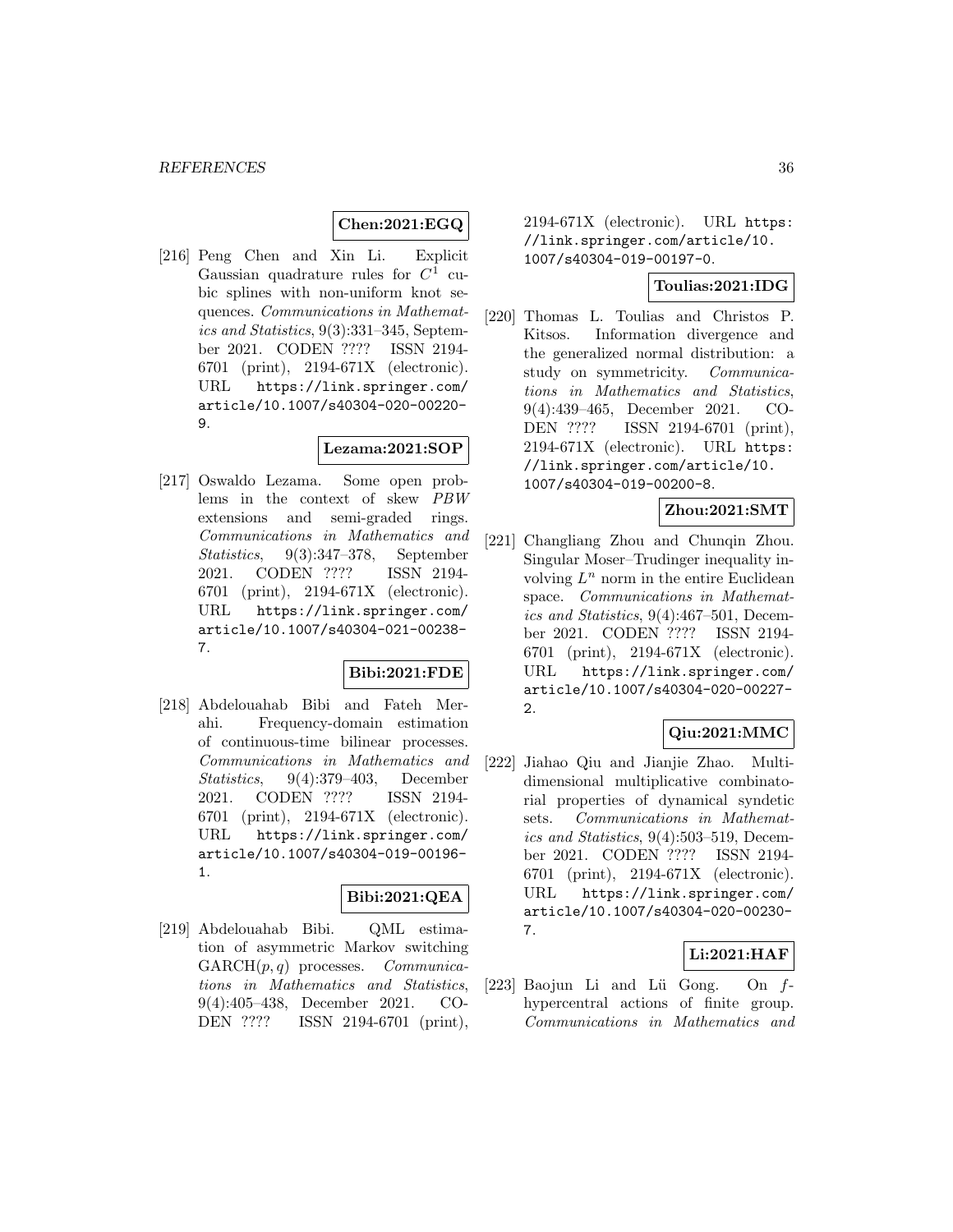**Chen:2021:EGQ**

[216] Peng Chen and Xin Li. Explicit Gaussian quadrature rules for $C^1$ cubic splines with non-uniform knot sequences. *Communications in Mathematics and Statistics*, 9(3):331–345, September 2021. CODEN ???? ISSN 2194-6701 (print), 2194-671X (electronic). URL https://link.springer.com/article/10.1007/s40304-020-00220-9.

**Lezama:2021:SOP**

[217] Oswaldo Lezama. Some open problems in the context of skew *PBW* extensions and semi-graded rings. *Communications in Mathematics and Statistics*, 9(3):347–378, September 2021. CODEN ???? ISSN 2194-6701 (print), 2194-671X (electronic). URL https://link.springer.com/article/10.1007/s40304-021-00238-7.

**Bibi:2021:FDE**

[218] Abdelouahab Bibi and Fateh Merahi. Frequency-domain estimation of continuous-time bilinear processes. *Communications in Mathematics and Statistics*, 9(4):379–403, December 2021. CODEN ???? ISSN 2194-6701 (print), 2194-671X (electronic). URL https://link.springer.com/article/10.1007/s40304-019-00196-1.

**Bibi:2021:QEA**

[219] Abdelouahab Bibi. QML estimation of asymmetric Markov switching GARCH$(p, q)$ processes. *Communications in Mathematics and Statistics*, 9(4):405–438, December 2021. CODEN ???? ISSN 2194-6701 (print), 2194-671X (electronic). URL https://link.springer.com/article/10.1007/s40304-019-00197-0.

**Toulias:2021:IDG**

[220] Thomas L. Toulias and Christos P. Kitsos. Information divergence and the generalized normal distribution: a study on symmetricity. *Communications in Mathematics and Statistics*, 9(4):439–465, December 2021. CODEN ???? ISSN 2194-6701 (print), 2194-671X (electronic). URL https://link.springer.com/article/10.1007/s40304-019-00200-8.

**Zhou:2021:SMT**

[221] Changliang Zhou and Chunqin Zhou. Singular Moser–Trudinger inequality involving $L^n$ norm in the entire Euclidean space. *Communications in Mathematics and Statistics*, 9(4):467–501, December 2021. CODEN ???? ISSN 2194-6701 (print), 2194-671X (electronic). URL https://link.springer.com/article/10.1007/s40304-020-00227-2.

**Qiu:2021:MMC**

[222] Jiahao Qiu and Jianjie Zhao. Multi-dimensional multiplicative combinatorial properties of dynamical syndetic sets. *Communications in Mathematics and Statistics*, 9(4):503–519, December 2021. CODEN ???? ISSN 2194-6701 (print), 2194-671X (electronic). URL https://link.springer.com/article/10.1007/s40304-020-00230-7.

**Li:2021:HAF**

[223] Baojun Li and Lü Gong. On $f$-hypercentral actions of finite group. *Communications in Mathematics and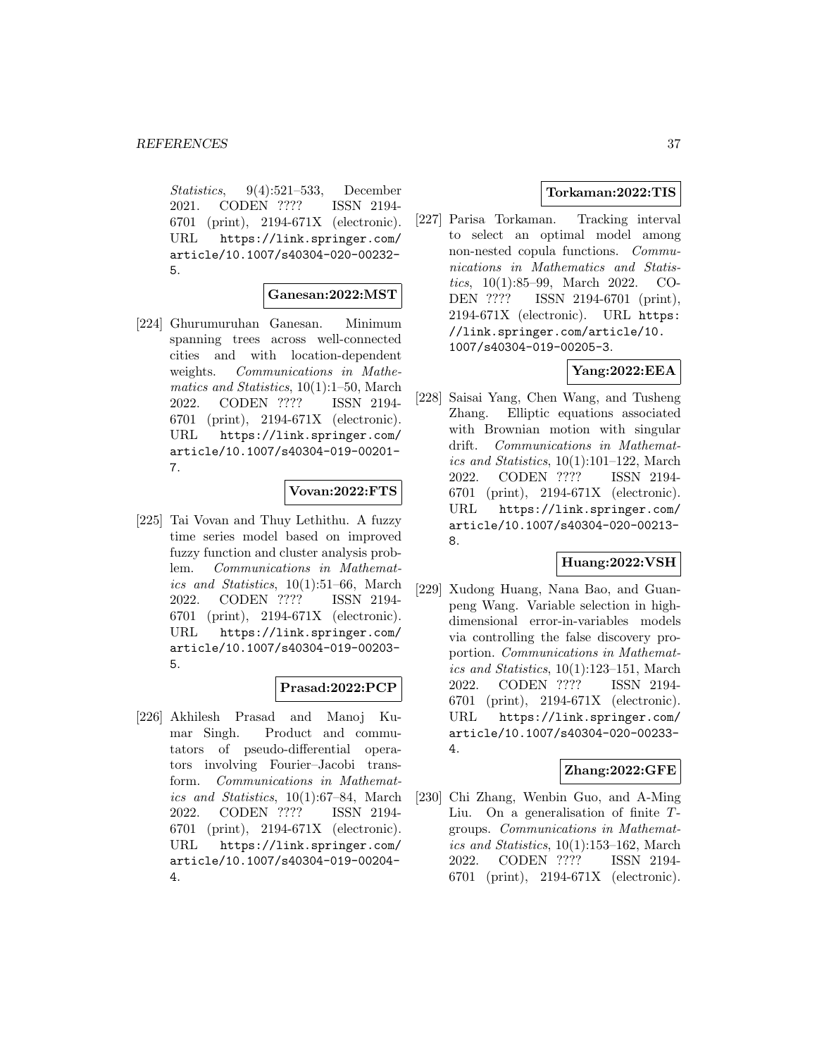*Statistics*, 9(4):521–533, December 2021. CODEN ???? ISSN 2194-6701 (print), 2194-671X (electronic). URL https://link.springer.com/article/10.1007/s40304-020-00232-5.

**Ganesan:2022:MST**

[224] Ghurumuruhan Ganesan. Minimum spanning trees across well-connected cities and with location-dependent weights. *Communications in Mathematics and Statistics*, 10(1):1–50, March 2022. CODEN ???? ISSN 2194-6701 (print), 2194-671X (electronic). URL https://link.springer.com/article/10.1007/s40304-019-00201-7.

**Vovan:2022:FTS**

[225] Tai Vovan and Thuy Lethithu. A fuzzy time series model based on improved fuzzy function and cluster analysis problem. *Communications in Mathematics and Statistics*, 10(1):51–66, March 2022. CODEN ???? ISSN 2194-6701 (print), 2194-671X (electronic). URL https://link.springer.com/article/10.1007/s40304-019-00203-5.

**Prasad:2022:PCP**

[226] Akhilesh Prasad and Manoj Kumar Singh. Product and commutators of pseudo-differential operators involving Fourier–Jacobi transform. *Communications in Mathematics and Statistics*, 10(1):67–84, March 2022. CODEN ???? ISSN 2194-6701 (print), 2194-671X (electronic). URL https://link.springer.com/article/10.1007/s40304-019-00204-4.

**Torkaman:2022:TIS**

[227] Parisa Torkaman. Tracking interval to select an optimal model among non-nested copula functions. *Communications in Mathematics and Statistics*, 10(1):85–99, March 2022. CODEN ???? ISSN 2194-6701 (print), 2194-671X (electronic). URL https://link.springer.com/article/10.1007/s40304-019-00205-3.

**Yang:2022:EEA**

[228] Saisai Yang, Chen Wang, and Tusheng Zhang. Elliptic equations associated with Brownian motion with singular drift. *Communications in Mathematics and Statistics*, 10(1):101–122, March 2022. CODEN ???? ISSN 2194-6701 (print), 2194-671X (electronic). URL https://link.springer.com/article/10.1007/s40304-020-00213-8.

**Huang:2022:VSH**

[229] Xudong Huang, Nana Bao, and Guanpeng Wang. Variable selection in high-dimensional error-in-variables models via controlling the false discovery proportion. *Communications in Mathematics and Statistics*, 10(1):123–151, March 2022. CODEN ???? ISSN 2194-6701 (print), 2194-671X (electronic). URL https://link.springer.com/article/10.1007/s40304-020-00233-4.

**Zhang:2022:GFE**

[230] Chi Zhang, Wenbin Guo, and A-Ming Liu. On a generalisation of finite $T$-groups. *Communications in Mathematics and Statistics*, 10(1):153–162, March 2022. CODEN ???? ISSN 2194-6701 (print), 2194-671X (electronic).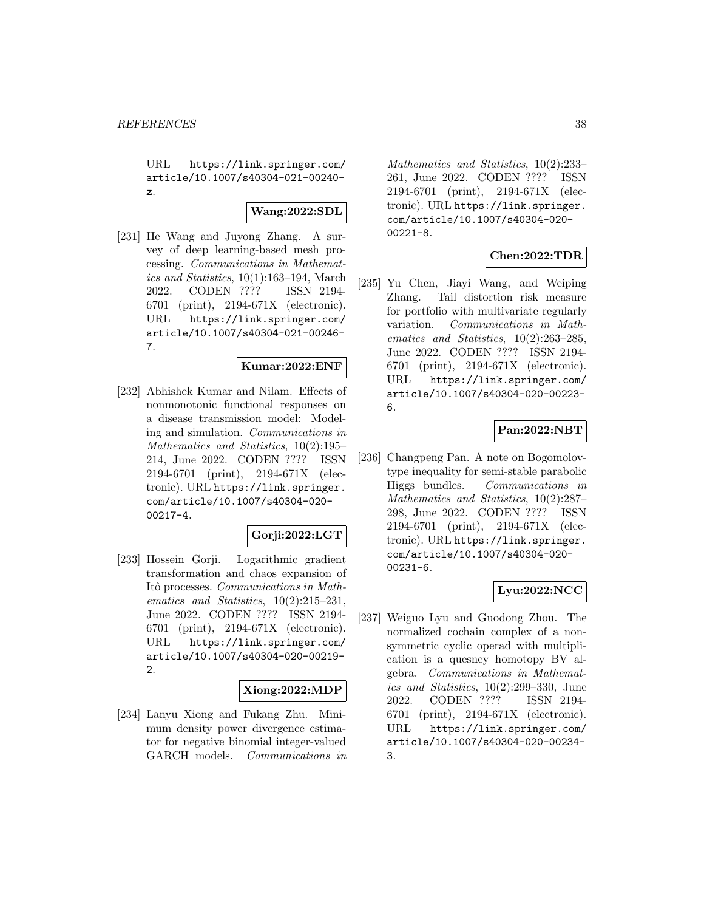URL https://link.springer.com/article/10.1007/s40304-021-00240-z.

**Wang:2022:SDL**

[231] He Wang and Juyong Zhang. A survey of deep learning-based mesh processing. *Communications in Mathematics and Statistics*, 10(1):163–194, March 2022. CODEN ???? ISSN 2194-6701 (print), 2194-671X (electronic). URL https://link.springer.com/article/10.1007/s40304-021-00246-7.

**Kumar:2022:ENF**

[232] Abhishek Kumar and Nilam. Effects of nonmonotonic functional responses on a disease transmission model: Modeling and simulation. *Communications in Mathematics and Statistics*, 10(2):195–214, June 2022. CODEN ???? ISSN 2194-6701 (print), 2194-671X (electronic). URL https://link.springer.com/article/10.1007/s40304-020-00217-4.

**Gorji:2022:LGT**

[233] Hossein Gorji. Logarithmic gradient transformation and chaos expansion of Itô processes. *Communications in Mathematics and Statistics*, 10(2):215–231, June 2022. CODEN ???? ISSN 2194-6701 (print), 2194-671X (electronic). URL https://link.springer.com/article/10.1007/s40304-020-00219-2.

**Xiong:2022:MDP**

[234] Lanyu Xiong and Fukang Zhu. Minimum density power divergence estimator for negative binomial integer-valued GARCH models. *Communications in Mathematics and Statistics*, 10(2):233–261, June 2022. CODEN ???? ISSN 2194-6701 (print), 2194-671X (electronic). URL https://link.springer.com/article/10.1007/s40304-020-00221-8.

**Chen:2022:TDR**

[235] Yu Chen, Jiayi Wang, and Weiping Zhang. Tail distortion risk measure for portfolio with multivariate regularly variation. *Communications in Mathematics and Statistics*, 10(2):263–285, June 2022. CODEN ???? ISSN 2194-6701 (print), 2194-671X (electronic). URL https://link.springer.com/article/10.1007/s40304-020-00223-6.

**Pan:2022:NBT**

[236] Changpeng Pan. A note on Bogomolov-type inequality for semi-stable parabolic Higgs bundles. *Communications in Mathematics and Statistics*, 10(2):287–298, June 2022. CODEN ???? ISSN 2194-6701 (print), 2194-671X (electronic). URL https://link.springer.com/article/10.1007/s40304-020-00231-6.

**Lyu:2022:NCC**

[237] Weiguo Lyu and Guodong Zhou. The normalized cochain complex of a non-symmetric cyclic operad with multiplication is a quesney homotopy BV algebra. *Communications in Mathematics and Statistics*, 10(2):299–330, June 2022. CODEN ???? ISSN 2194-6701 (print), 2194-671X (electronic). URL https://link.springer.com/article/10.1007/s40304-020-00234-3.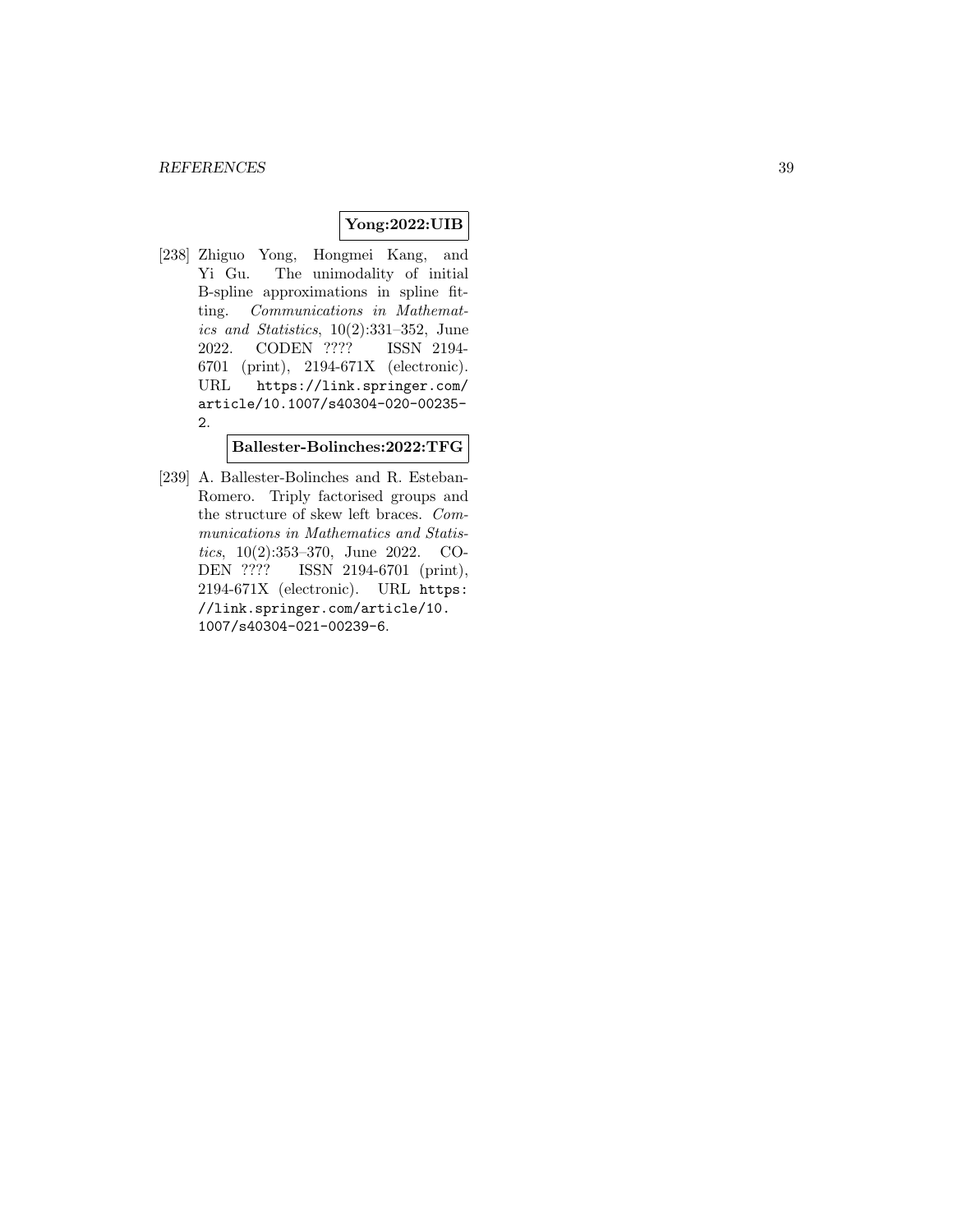**Yong:2022:UIB**

[238] Zhiguo Yong, Hongmei Kang, and Yi Gu. The unimodality of initial B-spline approximations in spline fitting. *Communications in Mathematics and Statistics*, 10(2):331–352, June 2022. CODEN ???? ISSN 2194-6701 (print), 2194-671X (electronic). URL `https://link.springer.com/article/10.1007/s40304-020-00235-2`.

**Ballester-Bolinches:2022:TFG**

[239] A. Ballester-Bolinches and R. Esteban-Romero. Triply factorised groups and the structure of skew left braces. *Communications in Mathematics and Statistics*, 10(2):353–370, June 2022. CODEN ???? ISSN 2194-6701 (print), 2194-671X (electronic). URL `https://link.springer.com/article/10.1007/s40304-021-00239-6`.